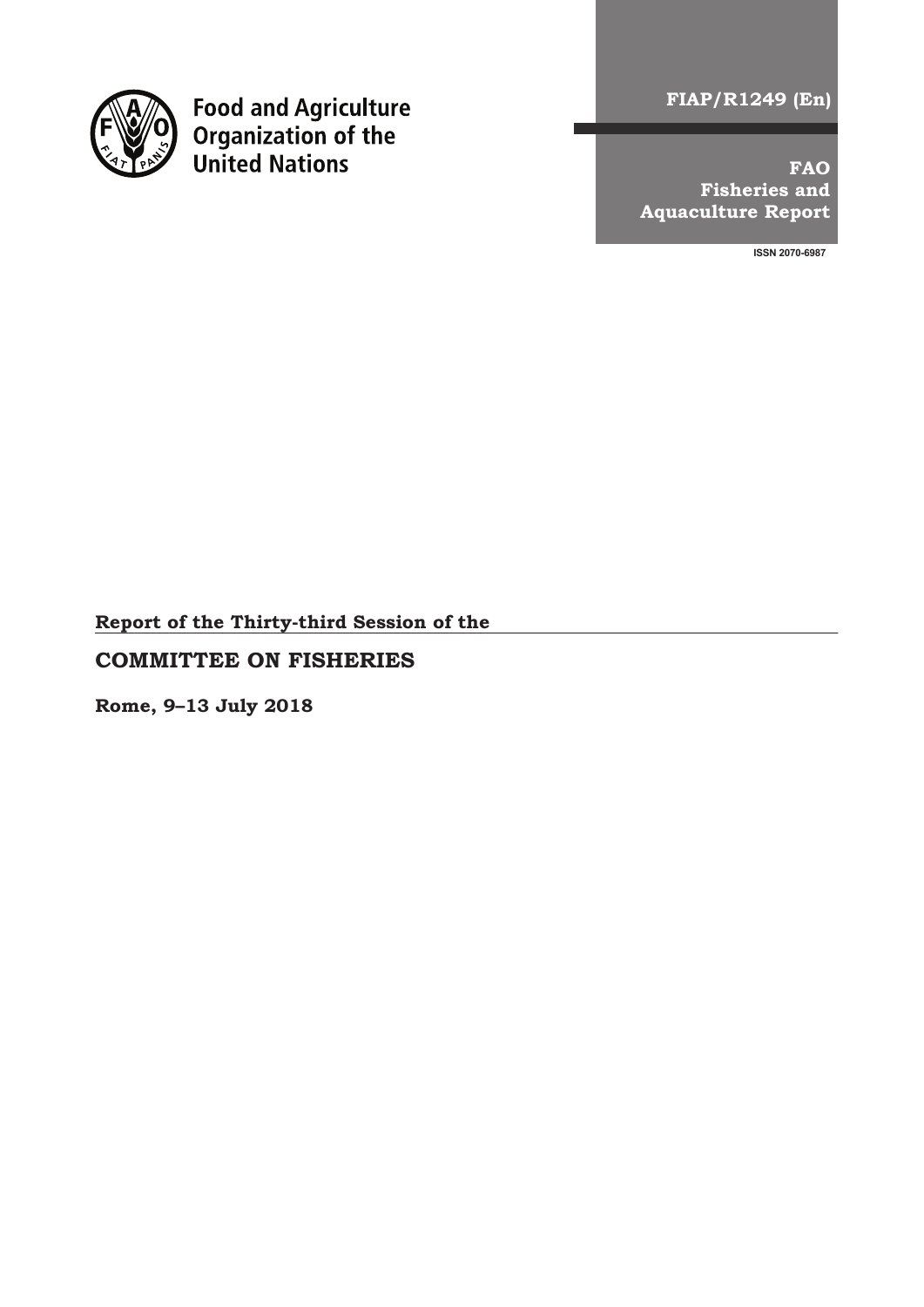Food and Agriculture Organization of the United Nations

FIAP/R1249 (En)

FAO Fisheries and Aquaculture Report

ISSN 2070-6987

**Report of the Thirty-third Session of the**

# COMMITTEE ON FISHERIES

**Rome, 9–13 July 2018**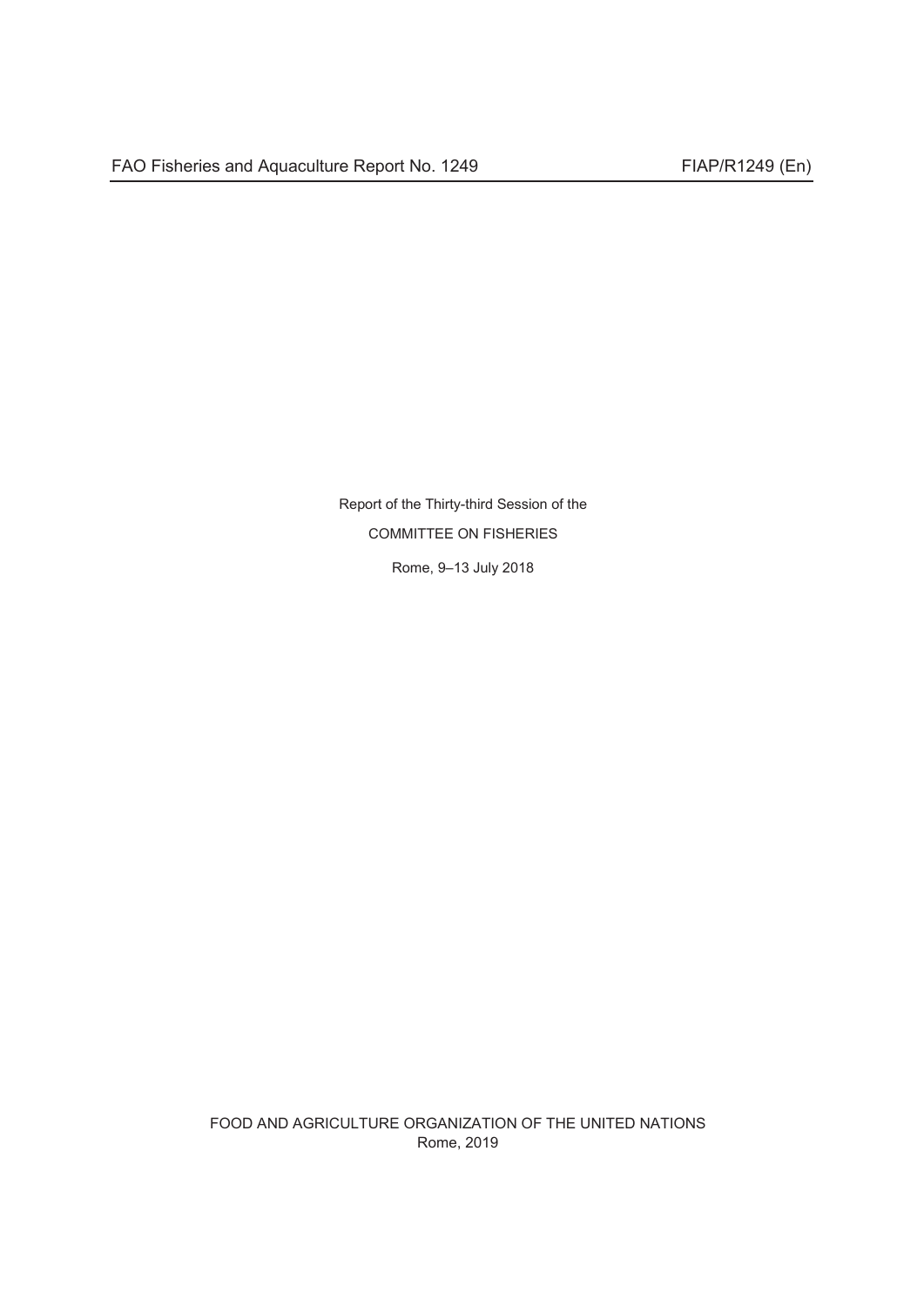FAO Fisheries and Aquaculture Report No. 1249 FIAP/R1249 (En)

Report of the Thirty-third Session of the

COMMITTEE ON FISHERIES

Rome, 9–13 July 2018

FOOD AND AGRICULTURE ORGANIZATION OF THE UNITED NATIONS
Rome, 2019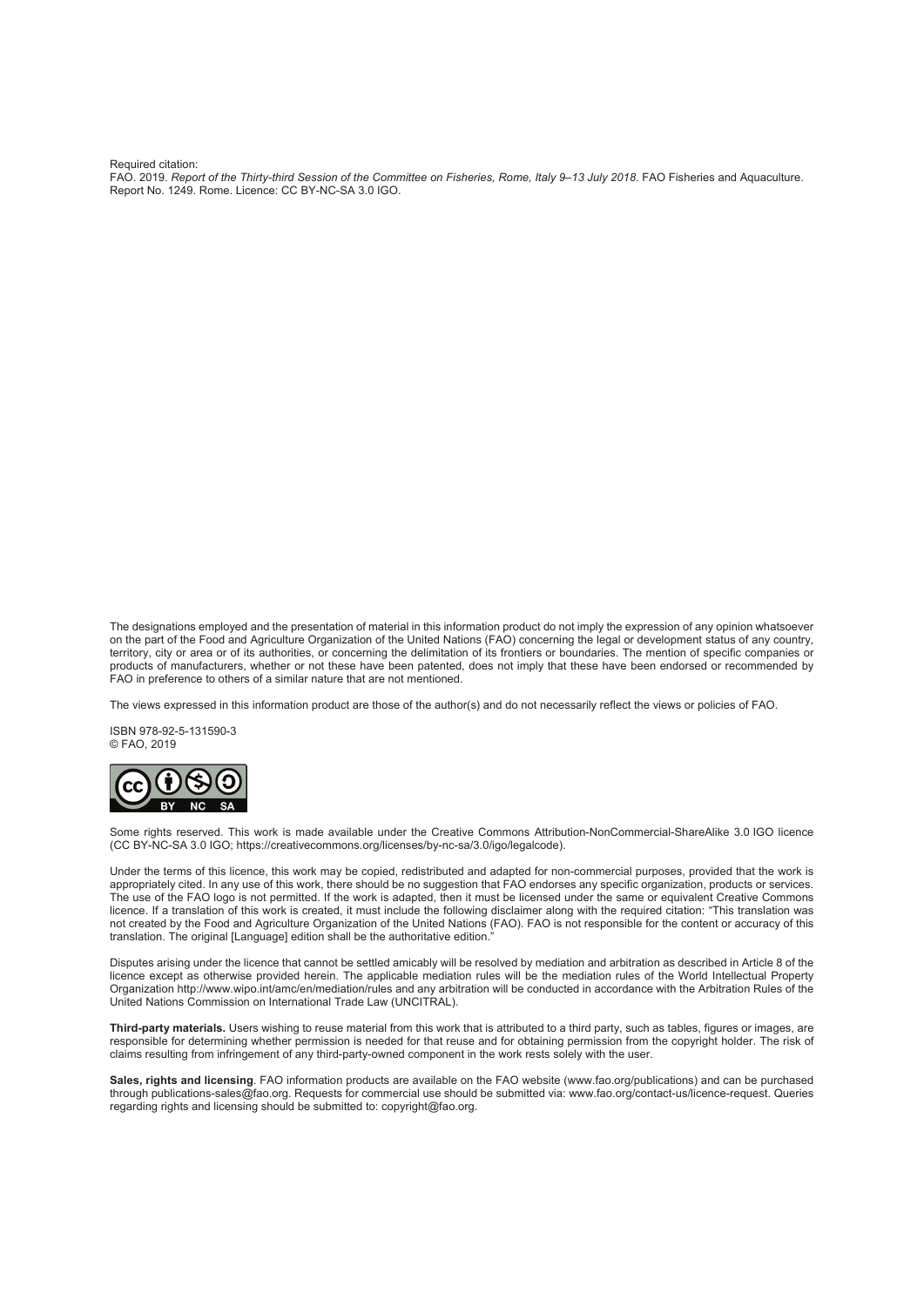Required citation:
FAO. 2019. *Report of the Thirty-third Session of the Committee on Fisheries, Rome, Italy 9–13 July 2018*. FAO Fisheries and Aquaculture. Report No. 1249. Rome. Licence: CC BY-NC-SA 3.0 IGO.

The designations employed and the presentation of material in this information product do not imply the expression of any opinion whatsoever on the part of the Food and Agriculture Organization of the United Nations (FAO) concerning the legal or development status of any country, territory, city or area or of its authorities, or concerning the delimitation of its frontiers or boundaries. The mention of specific companies or products of manufacturers, whether or not these have been patented, does not imply that these have been endorsed or recommended by FAO in preference to others of a similar nature that are not mentioned.

The views expressed in this information product are those of the author(s) and do not necessarily reflect the views or policies of FAO.

ISBN 978-92-5-131590-3
© FAO, 2019

Some rights reserved. This work is made available under the Creative Commons Attribution-NonCommercial-ShareAlike 3.0 IGO licence (CC BY-NC-SA 3.0 IGO; https://creativecommons.org/licenses/by-nc-sa/3.0/igo/legalcode).

Under the terms of this licence, this work may be copied, redistributed and adapted for non-commercial purposes, provided that the work is appropriately cited. In any use of this work, there should be no suggestion that FAO endorses any specific organization, products or services. The use of the FAO logo is not permitted. If the work is adapted, then it must be licensed under the same or equivalent Creative Commons licence. If a translation of this work is created, it must include the following disclaimer along with the required citation: "This translation was not created by the Food and Agriculture Organization of the United Nations (FAO). FAO is not responsible for the content or accuracy of this translation. The original [Language] edition shall be the authoritative edition."

Disputes arising under the licence that cannot be settled amicably will be resolved by mediation and arbitration as described in Article 8 of the licence except as otherwise provided herein. The applicable mediation rules will be the mediation rules of the World Intellectual Property Organization http://www.wipo.int/amc/en/mediation/rules and any arbitration will be conducted in accordance with the Arbitration Rules of the United Nations Commission on International Trade Law (UNCITRAL).

**Third-party materials.** Users wishing to reuse material from this work that is attributed to a third party, such as tables, figures or images, are responsible for determining whether permission is needed for that reuse and for obtaining permission from the copyright holder. The risk of claims resulting from infringement of any third-party-owned component in the work rests solely with the user.

**Sales, rights and licensing**. FAO information products are available on the FAO website (www.fao.org/publications) and can be purchased through publications-sales@fao.org. Requests for commercial use should be submitted via: www.fao.org/contact-us/licence-request. Queries regarding rights and licensing should be submitted to: copyright@fao.org.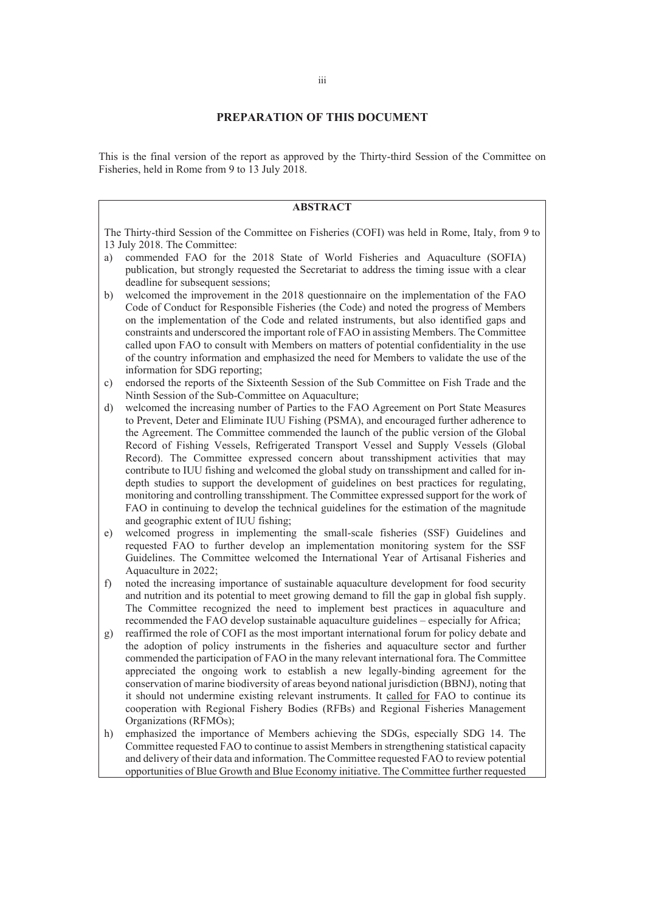## PREPARATION OF THIS DOCUMENT

This is the final version of the report as approved by the Thirty-third Session of the Committee on Fisheries, held in Rome from 9 to 13 July 2018.

### ABSTRACT

The Thirty-third Session of the Committee on Fisheries (COFI) was held in Rome, Italy, from 9 to 13 July 2018. The Committee:

a) commended FAO for the 2018 State of World Fisheries and Aquaculture (SOFIA) publication, but strongly requested the Secretariat to address the timing issue with a clear deadline for subsequent sessions;

b) welcomed the improvement in the 2018 questionnaire on the implementation of the FAO Code of Conduct for Responsible Fisheries (the Code) and noted the progress of Members on the implementation of the Code and related instruments, but also identified gaps and constraints and underscored the important role of FAO in assisting Members. The Committee called upon FAO to consult with Members on matters of potential confidentiality in the use of the country information and emphasized the need for Members to validate the use of the information for SDG reporting;

c) endorsed the reports of the Sixteenth Session of the Sub Committee on Fish Trade and the Ninth Session of the Sub-Committee on Aquaculture;

d) welcomed the increasing number of Parties to the FAO Agreement on Port State Measures to Prevent, Deter and Eliminate IUU Fishing (PSMA), and encouraged further adherence to the Agreement. The Committee commended the launch of the public version of the Global Record of Fishing Vessels, Refrigerated Transport Vessel and Supply Vessels (Global Record). The Committee expressed concern about transshipment activities that may contribute to IUU fishing and welcomed the global study on transshipment and called for in-depth studies to support the development of guidelines on best practices for regulating, monitoring and controlling transshipment. The Committee expressed support for the work of FAO in continuing to develop the technical guidelines for the estimation of the magnitude and geographic extent of IUU fishing;

e) welcomed progress in implementing the small-scale fisheries (SSF) Guidelines and requested FAO to further develop an implementation monitoring system for the SSF Guidelines. The Committee welcomed the International Year of Artisanal Fisheries and Aquaculture in 2022;

f) noted the increasing importance of sustainable aquaculture development for food security and nutrition and its potential to meet growing demand to fill the gap in global fish supply. The Committee recognized the need to implement best practices in aquaculture and recommended the FAO develop sustainable aquaculture guidelines – especially for Africa;

g) reaffirmed the role of COFI as the most important international forum for policy debate and the adoption of policy instruments in the fisheries and aquaculture sector and further commended the participation of FAO in the many relevant international fora. The Committee appreciated the ongoing work to establish a new legally-binding agreement for the conservation of marine biodiversity of areas beyond national jurisdiction (BBNJ), noting that it should not undermine existing relevant instruments. It called for FAO to continue its cooperation with Regional Fishery Bodies (RFBs) and Regional Fisheries Management Organizations (RFMOs);

h) emphasized the importance of Members achieving the SDGs, especially SDG 14. The Committee requested FAO to continue to assist Members in strengthening statistical capacity and delivery of their data and information. The Committee requested FAO to review potential opportunities of Blue Growth and Blue Economy initiative. The Committee further requested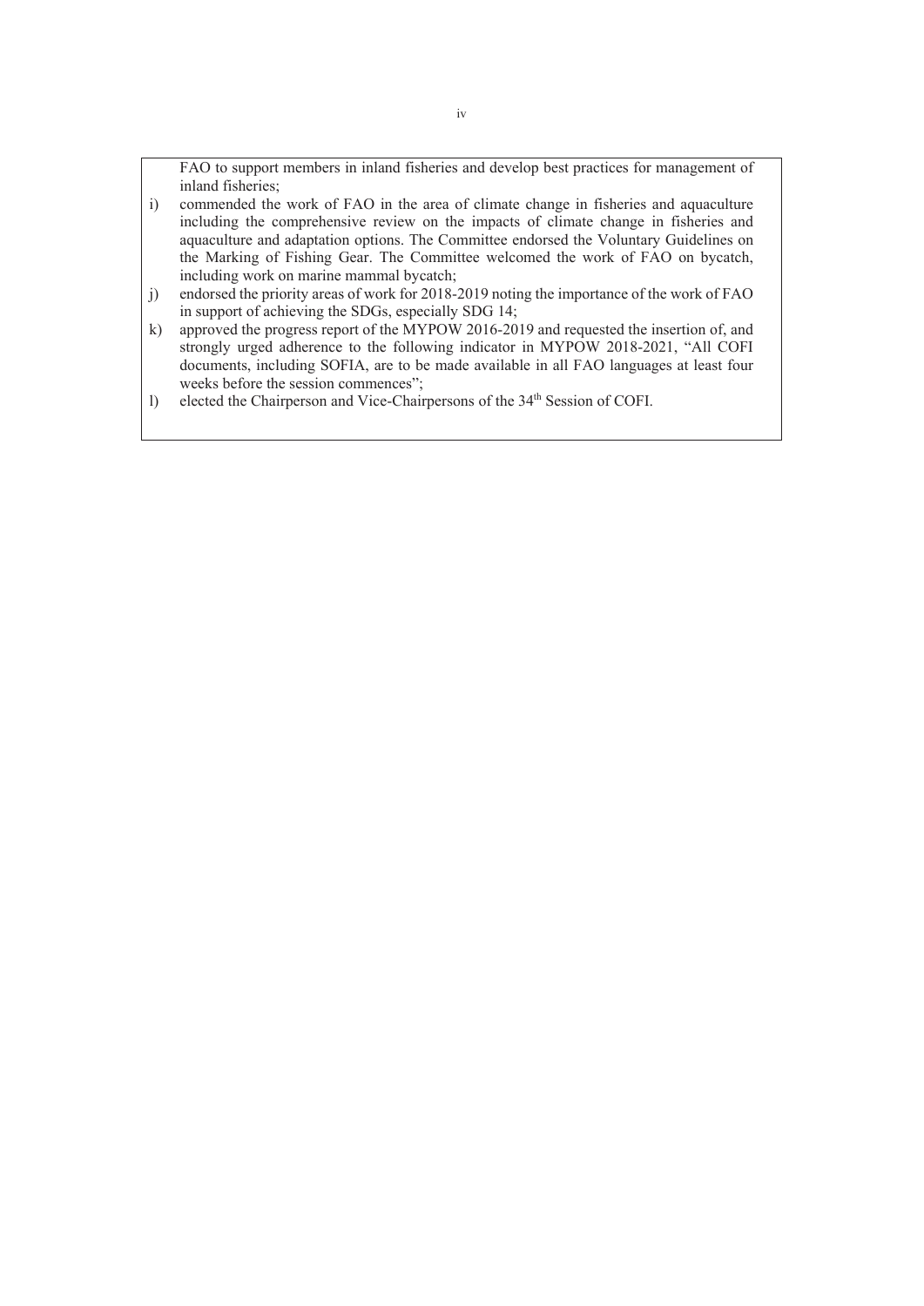FAO to support members in inland fisheries and develop best practices for management of inland fisheries;

i) commended the work of FAO in the area of climate change in fisheries and aquaculture including the comprehensive review on the impacts of climate change in fisheries and aquaculture and adaptation options. The Committee endorsed the Voluntary Guidelines on the Marking of Fishing Gear. The Committee welcomed the work of FAO on bycatch, including work on marine mammal bycatch;

j) endorsed the priority areas of work for 2018-2019 noting the importance of the work of FAO in support of achieving the SDGs, especially SDG 14;

k) approved the progress report of the MYPOW 2016-2019 and requested the insertion of, and strongly urged adherence to the following indicator in MYPOW 2018-2021, "All COFI documents, including SOFIA, are to be made available in all FAO languages at least four weeks before the session commences";

l) elected the Chairperson and Vice-Chairpersons of the 34th Session of COFI.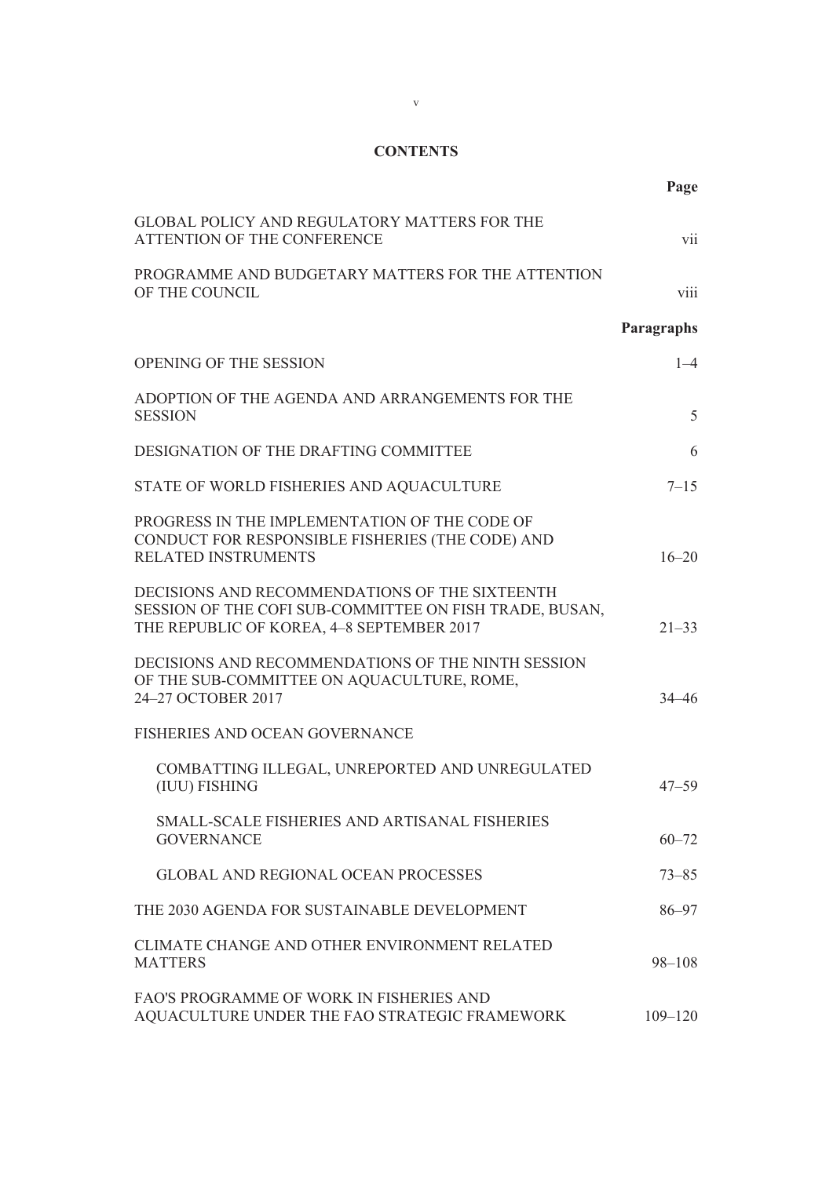# CONTENTS

| | Page |
|---|---|
| GLOBAL POLICY AND REGULATORY MATTERS FOR THE ATTENTION OF THE CONFERENCE | vii |
| PROGRAMME AND BUDGETARY MATTERS FOR THE ATTENTION OF THE COUNCIL | viii |
| | **Paragraphs** |
| OPENING OF THE SESSION | 1–4 |
| ADOPTION OF THE AGENDA AND ARRANGEMENTS FOR THE SESSION | 5 |
| DESIGNATION OF THE DRAFTING COMMITTEE | 6 |
| STATE OF WORLD FISHERIES AND AQUACULTURE | 7–15 |
| PROGRESS IN THE IMPLEMENTATION OF THE CODE OF CONDUCT FOR RESPONSIBLE FISHERIES (THE CODE) AND RELATED INSTRUMENTS | 16–20 |
| DECISIONS AND RECOMMENDATIONS OF THE SIXTEENTH SESSION OF THE COFI SUB-COMMITTEE ON FISH TRADE, BUSAN, THE REPUBLIC OF KOREA, 4–8 SEPTEMBER 2017 | 21–33 |
| DECISIONS AND RECOMMENDATIONS OF THE NINTH SESSION OF THE SUB-COMMITTEE ON AQUACULTURE, ROME, 24–27 OCTOBER 2017 | 34–46 |
| FISHERIES AND OCEAN GOVERNANCE | |
| COMBATTING ILLEGAL, UNREPORTED AND UNREGULATED (IUU) FISHING | 47–59 |
| SMALL-SCALE FISHERIES AND ARTISANAL FISHERIES GOVERNANCE | 60–72 |
| GLOBAL AND REGIONAL OCEAN PROCESSES | 73–85 |
| THE 2030 AGENDA FOR SUSTAINABLE DEVELOPMENT | 86–97 |
| CLIMATE CHANGE AND OTHER ENVIRONMENT RELATED MATTERS | 98–108 |
| FAO'S PROGRAMME OF WORK IN FISHERIES AND AQUACULTURE UNDER THE FAO STRATEGIC FRAMEWORK | 109–120 |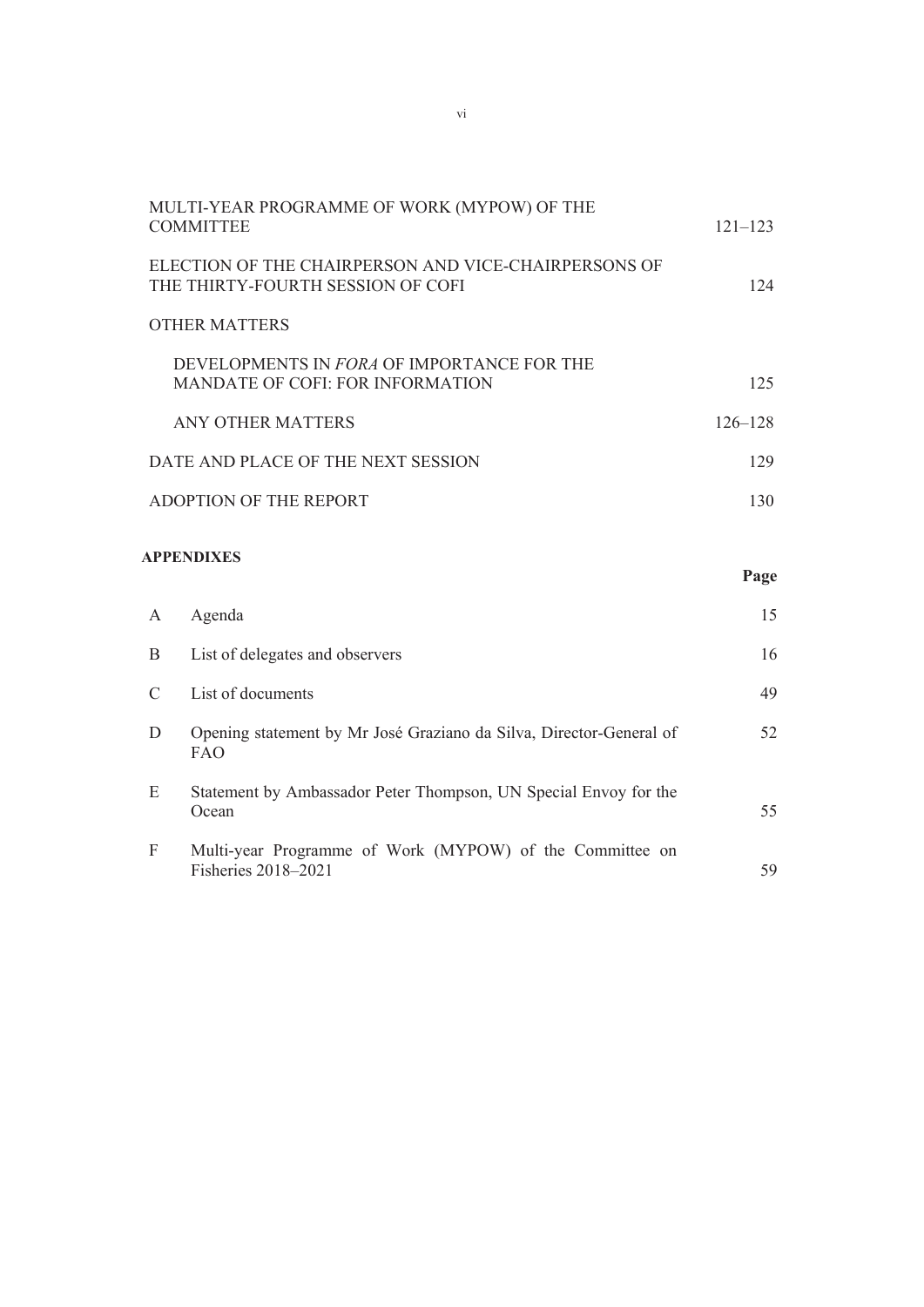| | |
|---|---|
| MULTI-YEAR PROGRAMME OF WORK (MYPOW) OF THE COMMITTEE | 121–123 |
| ELECTION OF THE CHAIRPERSON AND VICE-CHAIRPERSONS OF THE THIRTY-FOURTH SESSION OF COFI | 124 |
| OTHER MATTERS | |
| DEVELOPMENTS IN *FORA* OF IMPORTANCE FOR THE MANDATE OF COFI: FOR INFORMATION | 125 |
| ANY OTHER MATTERS | 126–128 |
| DATE AND PLACE OF THE NEXT SESSION | 129 |
| ADOPTION OF THE REPORT | 130 |

**APPENDIXES**

| | | **Page** |
|---|---|---|
| A | Agenda | 15 |
| B | List of delegates and observers | 16 |
| C | List of documents | 49 |
| D | Opening statement by Mr José Graziano da Silva, Director-General of FAO | 52 |
| E | Statement by Ambassador Peter Thompson, UN Special Envoy for the Ocean | 55 |
| F | Multi-year Programme of Work (MYPOW) of the Committee on Fisheries 2018–2021 | 59 |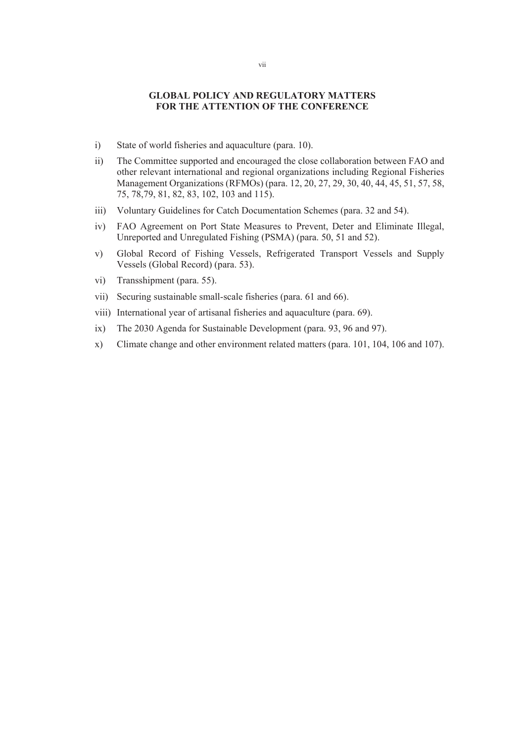## GLOBAL POLICY AND REGULATORY MATTERS FOR THE ATTENTION OF THE CONFERENCE

i) State of world fisheries and aquaculture (para. 10).

ii) The Committee supported and encouraged the close collaboration between FAO and other relevant international and regional organizations including Regional Fisheries Management Organizations (RFMOs) (para. 12, 20, 27, 29, 30, 40, 44, 45, 51, 57, 58, 75, 78,79, 81, 82, 83, 102, 103 and 115).

iii) Voluntary Guidelines for Catch Documentation Schemes (para. 32 and 54).

iv) FAO Agreement on Port State Measures to Prevent, Deter and Eliminate Illegal, Unreported and Unregulated Fishing (PSMA) (para. 50, 51 and 52).

v) Global Record of Fishing Vessels, Refrigerated Transport Vessels and Supply Vessels (Global Record) (para. 53).

vi) Transshipment (para. 55).

vii) Securing sustainable small-scale fisheries (para. 61 and 66).

viii) International year of artisanal fisheries and aquaculture (para. 69).

ix) The 2030 Agenda for Sustainable Development (para. 93, 96 and 97).

x) Climate change and other environment related matters (para. 101, 104, 106 and 107).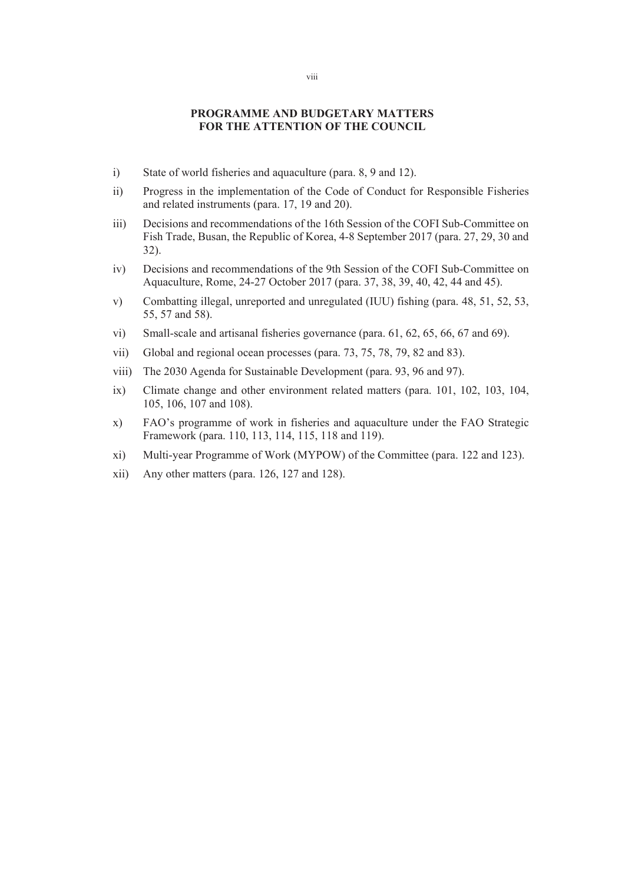## PROGRAMME AND BUDGETARY MATTERS FOR THE ATTENTION OF THE COUNCIL

i) State of world fisheries and aquaculture (para. 8, 9 and 12).

ii) Progress in the implementation of the Code of Conduct for Responsible Fisheries and related instruments (para. 17, 19 and 20).

iii) Decisions and recommendations of the 16th Session of the COFI Sub-Committee on Fish Trade, Busan, the Republic of Korea, 4-8 September 2017 (para. 27, 29, 30 and 32).

iv) Decisions and recommendations of the 9th Session of the COFI Sub-Committee on Aquaculture, Rome, 24-27 October 2017 (para. 37, 38, 39, 40, 42, 44 and 45).

v) Combatting illegal, unreported and unregulated (IUU) fishing (para. 48, 51, 52, 53, 55, 57 and 58).

vi) Small-scale and artisanal fisheries governance (para. 61, 62, 65, 66, 67 and 69).

vii) Global and regional ocean processes (para. 73, 75, 78, 79, 82 and 83).

viii) The 2030 Agenda for Sustainable Development (para. 93, 96 and 97).

ix) Climate change and other environment related matters (para. 101, 102, 103, 104, 105, 106, 107 and 108).

x) FAO's programme of work in fisheries and aquaculture under the FAO Strategic Framework (para. 110, 113, 114, 115, 118 and 119).

xi) Multi-year Programme of Work (MYPOW) of the Committee (para. 122 and 123).

xii) Any other matters (para. 126, 127 and 128).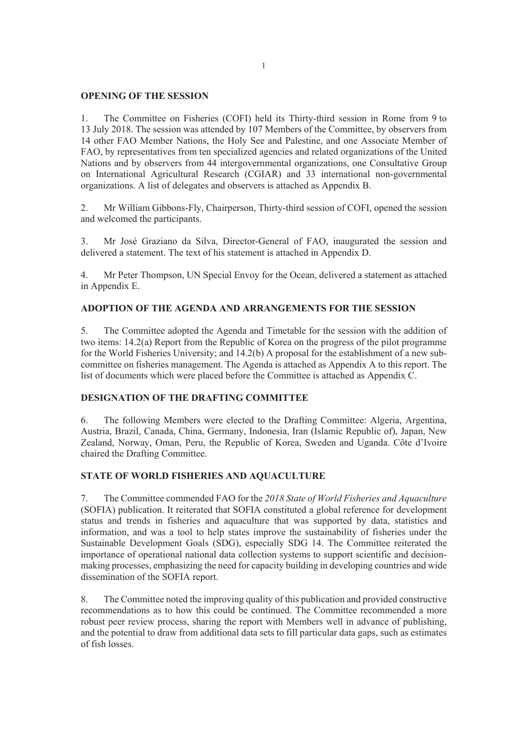## OPENING OF THE SESSION

1. The Committee on Fisheries (COFI) held its Thirty-third session in Rome from 9 to 13 July 2018. The session was attended by 107 Members of the Committee, by observers from 14 other FAO Member Nations, the Holy See and Palestine, and one Associate Member of FAO, by representatives from ten specialized agencies and related organizations of the United Nations and by observers from 44 intergovernmental organizations, one Consultative Group on International Agricultural Research (CGIAR) and 33 international non-governmental organizations. A list of delegates and observers is attached as Appendix B.

2. Mr William Gibbons-Fly, Chairperson, Thirty-third session of COFI, opened the session and welcomed the participants.

3. Mr José Graziano da Silva, Director-General of FAO, inaugurated the session and delivered a statement. The text of his statement is attached in Appendix D.

4. Mr Peter Thompson, UN Special Envoy for the Ocean, delivered a statement as attached in Appendix E.

## ADOPTION OF THE AGENDA AND ARRANGEMENTS FOR THE SESSION

5. The Committee adopted the Agenda and Timetable for the session with the addition of two items: 14.2(a) Report from the Republic of Korea on the progress of the pilot programme for the World Fisheries University; and 14.2(b) A proposal for the establishment of a new sub-committee on fisheries management. The Agenda is attached as Appendix A to this report. The list of documents which were placed before the Committee is attached as Appendix C.

## DESIGNATION OF THE DRAFTING COMMITTEE

6. The following Members were elected to the Drafting Committee: Algeria, Argentina, Austria, Brazil, Canada, China, Germany, Indonesia, Iran (Islamic Republic of), Japan, New Zealand, Norway, Oman, Peru, the Republic of Korea, Sweden and Uganda. Côte d'Ivoire chaired the Drafting Committee.

## STATE OF WORLD FISHERIES AND AQUACULTURE

7. The Committee commended FAO for the *2018 State of World Fisheries and Aquaculture* (SOFIA) publication. It reiterated that SOFIA constituted a global reference for development status and trends in fisheries and aquaculture that was supported by data, statistics and information, and was a tool to help states improve the sustainability of fisheries under the Sustainable Development Goals (SDG), especially SDG 14. The Committee reiterated the importance of operational national data collection systems to support scientific and decision-making processes, emphasizing the need for capacity building in developing countries and wide dissemination of the SOFIA report.

8. The Committee noted the improving quality of this publication and provided constructive recommendations as to how this could be continued. The Committee recommended a more robust peer review process, sharing the report with Members well in advance of publishing, and the potential to draw from additional data sets to fill particular data gaps, such as estimates of fish losses.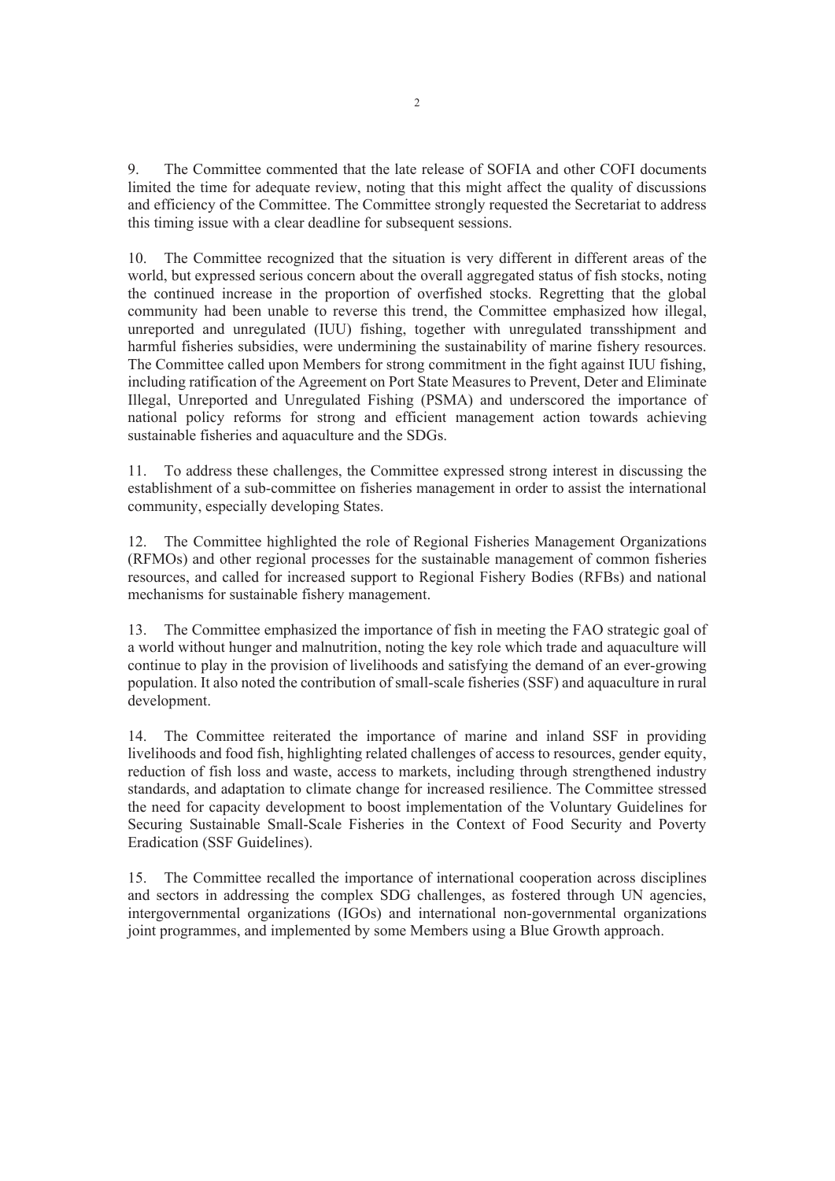9. The Committee commented that the late release of SOFIA and other COFI documents limited the time for adequate review, noting that this might affect the quality of discussions and efficiency of the Committee. The Committee strongly requested the Secretariat to address this timing issue with a clear deadline for subsequent sessions.

10. The Committee recognized that the situation is very different in different areas of the world, but expressed serious concern about the overall aggregated status of fish stocks, noting the continued increase in the proportion of overfished stocks. Regretting that the global community had been unable to reverse this trend, the Committee emphasized how illegal, unreported and unregulated (IUU) fishing, together with unregulated transshipment and harmful fisheries subsidies, were undermining the sustainability of marine fishery resources. The Committee called upon Members for strong commitment in the fight against IUU fishing, including ratification of the Agreement on Port State Measures to Prevent, Deter and Eliminate Illegal, Unreported and Unregulated Fishing (PSMA) and underscored the importance of national policy reforms for strong and efficient management action towards achieving sustainable fisheries and aquaculture and the SDGs.

11. To address these challenges, the Committee expressed strong interest in discussing the establishment of a sub-committee on fisheries management in order to assist the international community, especially developing States.

12. The Committee highlighted the role of Regional Fisheries Management Organizations (RFMOs) and other regional processes for the sustainable management of common fisheries resources, and called for increased support to Regional Fishery Bodies (RFBs) and national mechanisms for sustainable fishery management.

13. The Committee emphasized the importance of fish in meeting the FAO strategic goal of a world without hunger and malnutrition, noting the key role which trade and aquaculture will continue to play in the provision of livelihoods and satisfying the demand of an ever-growing population. It also noted the contribution of small-scale fisheries (SSF) and aquaculture in rural development.

14. The Committee reiterated the importance of marine and inland SSF in providing livelihoods and food fish, highlighting related challenges of access to resources, gender equity, reduction of fish loss and waste, access to markets, including through strengthened industry standards, and adaptation to climate change for increased resilience. The Committee stressed the need for capacity development to boost implementation of the Voluntary Guidelines for Securing Sustainable Small-Scale Fisheries in the Context of Food Security and Poverty Eradication (SSF Guidelines).

15. The Committee recalled the importance of international cooperation across disciplines and sectors in addressing the complex SDG challenges, as fostered through UN agencies, intergovernmental organizations (IGOs) and international non-governmental organizations joint programmes, and implemented by some Members using a Blue Growth approach.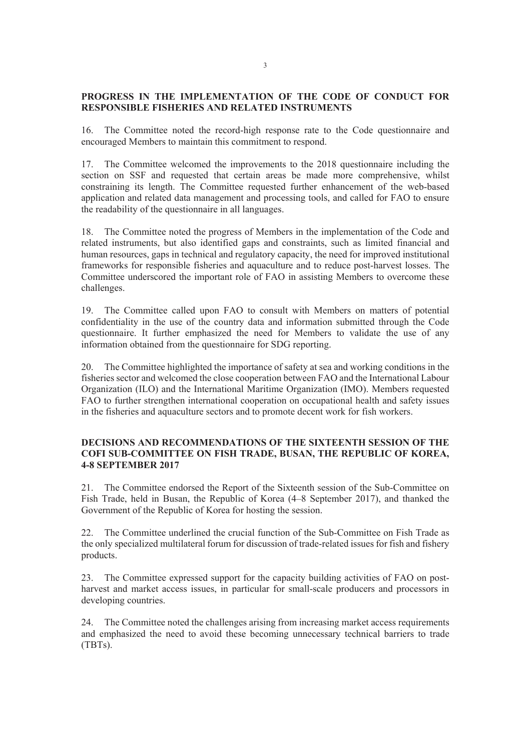## PROGRESS IN THE IMPLEMENTATION OF THE CODE OF CONDUCT FOR RESPONSIBLE FISHERIES AND RELATED INSTRUMENTS

16. The Committee noted the record-high response rate to the Code questionnaire and encouraged Members to maintain this commitment to respond.

17. The Committee welcomed the improvements to the 2018 questionnaire including the section on SSF and requested that certain areas be made more comprehensive, whilst constraining its length. The Committee requested further enhancement of the web-based application and related data management and processing tools, and called for FAO to ensure the readability of the questionnaire in all languages.

18. The Committee noted the progress of Members in the implementation of the Code and related instruments, but also identified gaps and constraints, such as limited financial and human resources, gaps in technical and regulatory capacity, the need for improved institutional frameworks for responsible fisheries and aquaculture and to reduce post-harvest losses. The Committee underscored the important role of FAO in assisting Members to overcome these challenges.

19. The Committee called upon FAO to consult with Members on matters of potential confidentiality in the use of the country data and information submitted through the Code questionnaire. It further emphasized the need for Members to validate the use of any information obtained from the questionnaire for SDG reporting.

20. The Committee highlighted the importance of safety at sea and working conditions in the fisheries sector and welcomed the close cooperation between FAO and the International Labour Organization (ILO) and the International Maritime Organization (IMO). Members requested FAO to further strengthen international cooperation on occupational health and safety issues in the fisheries and aquaculture sectors and to promote decent work for fish workers.

## DECISIONS AND RECOMMENDATIONS OF THE SIXTEENTH SESSION OF THE COFI SUB-COMMITTEE ON FISH TRADE, BUSAN, THE REPUBLIC OF KOREA, 4-8 SEPTEMBER 2017

21. The Committee endorsed the Report of the Sixteenth session of the Sub-Committee on Fish Trade, held in Busan, the Republic of Korea (4–8 September 2017), and thanked the Government of the Republic of Korea for hosting the session.

22. The Committee underlined the crucial function of the Sub-Committee on Fish Trade as the only specialized multilateral forum for discussion of trade-related issues for fish and fishery products.

23. The Committee expressed support for the capacity building activities of FAO on post-harvest and market access issues, in particular for small-scale producers and processors in developing countries.

24. The Committee noted the challenges arising from increasing market access requirements and emphasized the need to avoid these becoming unnecessary technical barriers to trade (TBTs).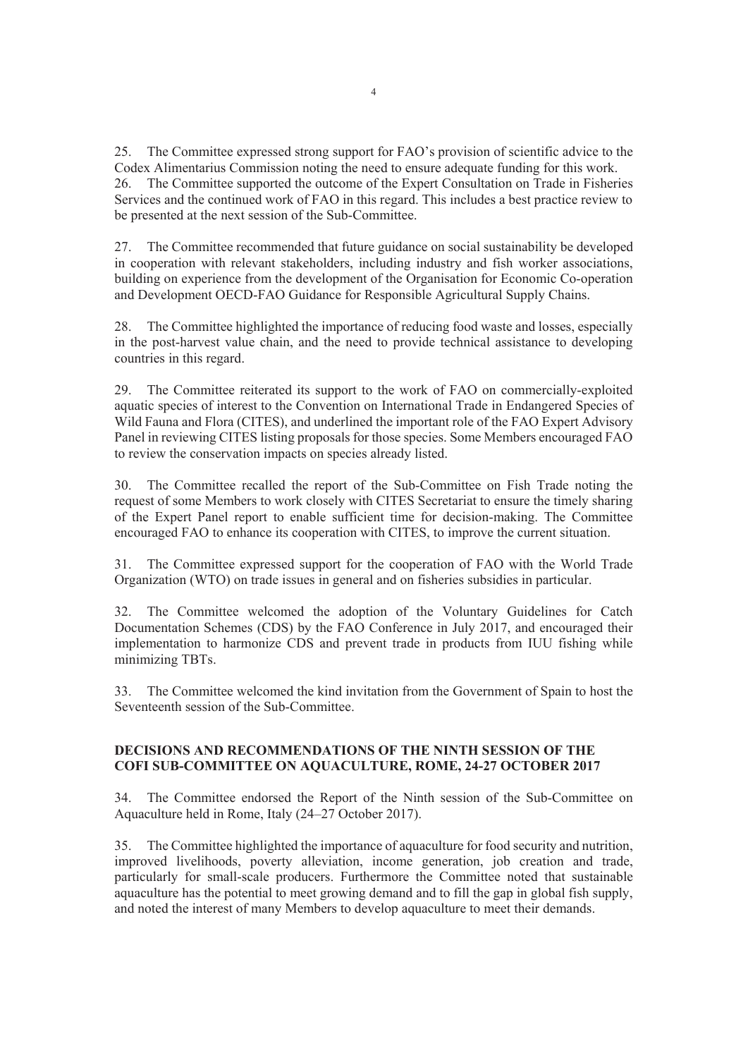25. The Committee expressed strong support for FAO's provision of scientific advice to the Codex Alimentarius Commission noting the need to ensure adequate funding for this work.

26. The Committee supported the outcome of the Expert Consultation on Trade in Fisheries Services and the continued work of FAO in this regard. This includes a best practice review to be presented at the next session of the Sub-Committee.

27. The Committee recommended that future guidance on social sustainability be developed in cooperation with relevant stakeholders, including industry and fish worker associations, building on experience from the development of the Organisation for Economic Co-operation and Development OECD-FAO Guidance for Responsible Agricultural Supply Chains.

28. The Committee highlighted the importance of reducing food waste and losses, especially in the post-harvest value chain, and the need to provide technical assistance to developing countries in this regard.

29. The Committee reiterated its support to the work of FAO on commercially-exploited aquatic species of interest to the Convention on International Trade in Endangered Species of Wild Fauna and Flora (CITES), and underlined the important role of the FAO Expert Advisory Panel in reviewing CITES listing proposals for those species. Some Members encouraged FAO to review the conservation impacts on species already listed.

30. The Committee recalled the report of the Sub-Committee on Fish Trade noting the request of some Members to work closely with CITES Secretariat to ensure the timely sharing of the Expert Panel report to enable sufficient time for decision-making. The Committee encouraged FAO to enhance its cooperation with CITES, to improve the current situation.

31. The Committee expressed support for the cooperation of FAO with the World Trade Organization (WTO) on trade issues in general and on fisheries subsidies in particular.

32. The Committee welcomed the adoption of the Voluntary Guidelines for Catch Documentation Schemes (CDS) by the FAO Conference in July 2017, and encouraged their implementation to harmonize CDS and prevent trade in products from IUU fishing while minimizing TBTs.

33. The Committee welcomed the kind invitation from the Government of Spain to host the Seventeenth session of the Sub-Committee.

## DECISIONS AND RECOMMENDATIONS OF THE NINTH SESSION OF THE COFI SUB-COMMITTEE ON AQUACULTURE, ROME, 24-27 OCTOBER 2017

34. The Committee endorsed the Report of the Ninth session of the Sub-Committee on Aquaculture held in Rome, Italy (24–27 October 2017).

35. The Committee highlighted the importance of aquaculture for food security and nutrition, improved livelihoods, poverty alleviation, income generation, job creation and trade, particularly for small-scale producers. Furthermore the Committee noted that sustainable aquaculture has the potential to meet growing demand and to fill the gap in global fish supply, and noted the interest of many Members to develop aquaculture to meet their demands.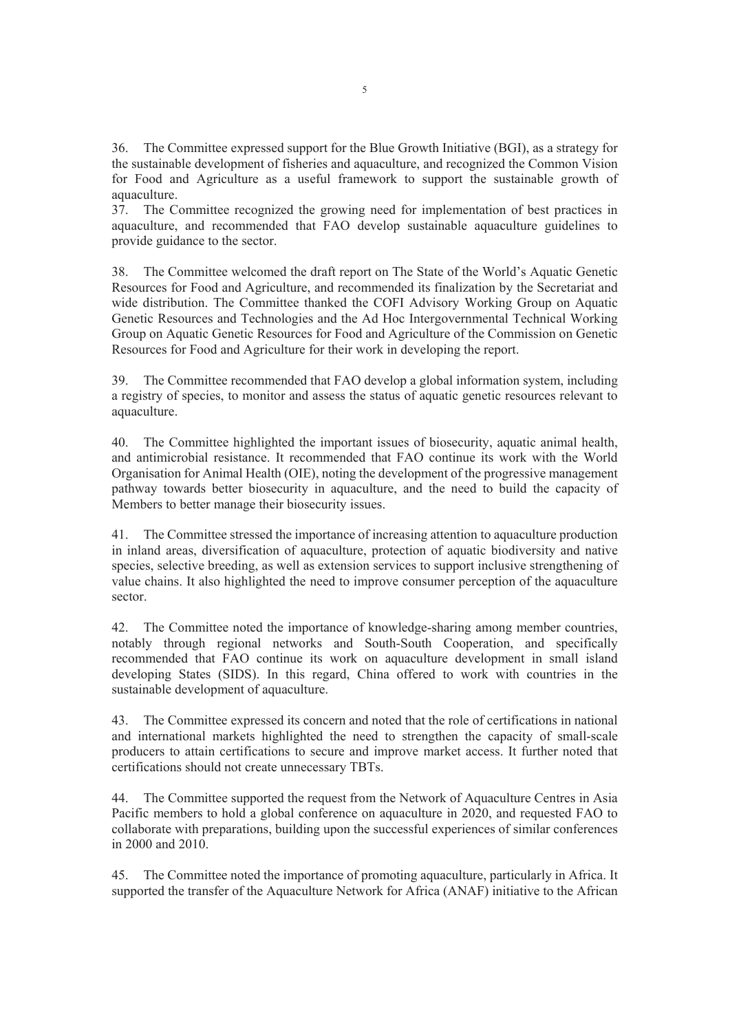36. The Committee expressed support for the Blue Growth Initiative (BGI), as a strategy for the sustainable development of fisheries and aquaculture, and recognized the Common Vision for Food and Agriculture as a useful framework to support the sustainable growth of aquaculture.

37. The Committee recognized the growing need for implementation of best practices in aquaculture, and recommended that FAO develop sustainable aquaculture guidelines to provide guidance to the sector.

38. The Committee welcomed the draft report on The State of the World's Aquatic Genetic Resources for Food and Agriculture, and recommended its finalization by the Secretariat and wide distribution. The Committee thanked the COFI Advisory Working Group on Aquatic Genetic Resources and Technologies and the Ad Hoc Intergovernmental Technical Working Group on Aquatic Genetic Resources for Food and Agriculture of the Commission on Genetic Resources for Food and Agriculture for their work in developing the report.

39. The Committee recommended that FAO develop a global information system, including a registry of species, to monitor and assess the status of aquatic genetic resources relevant to aquaculture.

40. The Committee highlighted the important issues of biosecurity, aquatic animal health, and antimicrobial resistance. It recommended that FAO continue its work with the World Organisation for Animal Health (OIE), noting the development of the progressive management pathway towards better biosecurity in aquaculture, and the need to build the capacity of Members to better manage their biosecurity issues.

41. The Committee stressed the importance of increasing attention to aquaculture production in inland areas, diversification of aquaculture, protection of aquatic biodiversity and native species, selective breeding, as well as extension services to support inclusive strengthening of value chains. It also highlighted the need to improve consumer perception of the aquaculture sector.

42. The Committee noted the importance of knowledge-sharing among member countries, notably through regional networks and South-South Cooperation, and specifically recommended that FAO continue its work on aquaculture development in small island developing States (SIDS). In this regard, China offered to work with countries in the sustainable development of aquaculture.

43. The Committee expressed its concern and noted that the role of certifications in national and international markets highlighted the need to strengthen the capacity of small-scale producers to attain certifications to secure and improve market access. It further noted that certifications should not create unnecessary TBTs.

44. The Committee supported the request from the Network of Aquaculture Centres in Asia Pacific members to hold a global conference on aquaculture in 2020, and requested FAO to collaborate with preparations, building upon the successful experiences of similar conferences in 2000 and 2010.

45. The Committee noted the importance of promoting aquaculture, particularly in Africa. It supported the transfer of the Aquaculture Network for Africa (ANAF) initiative to the African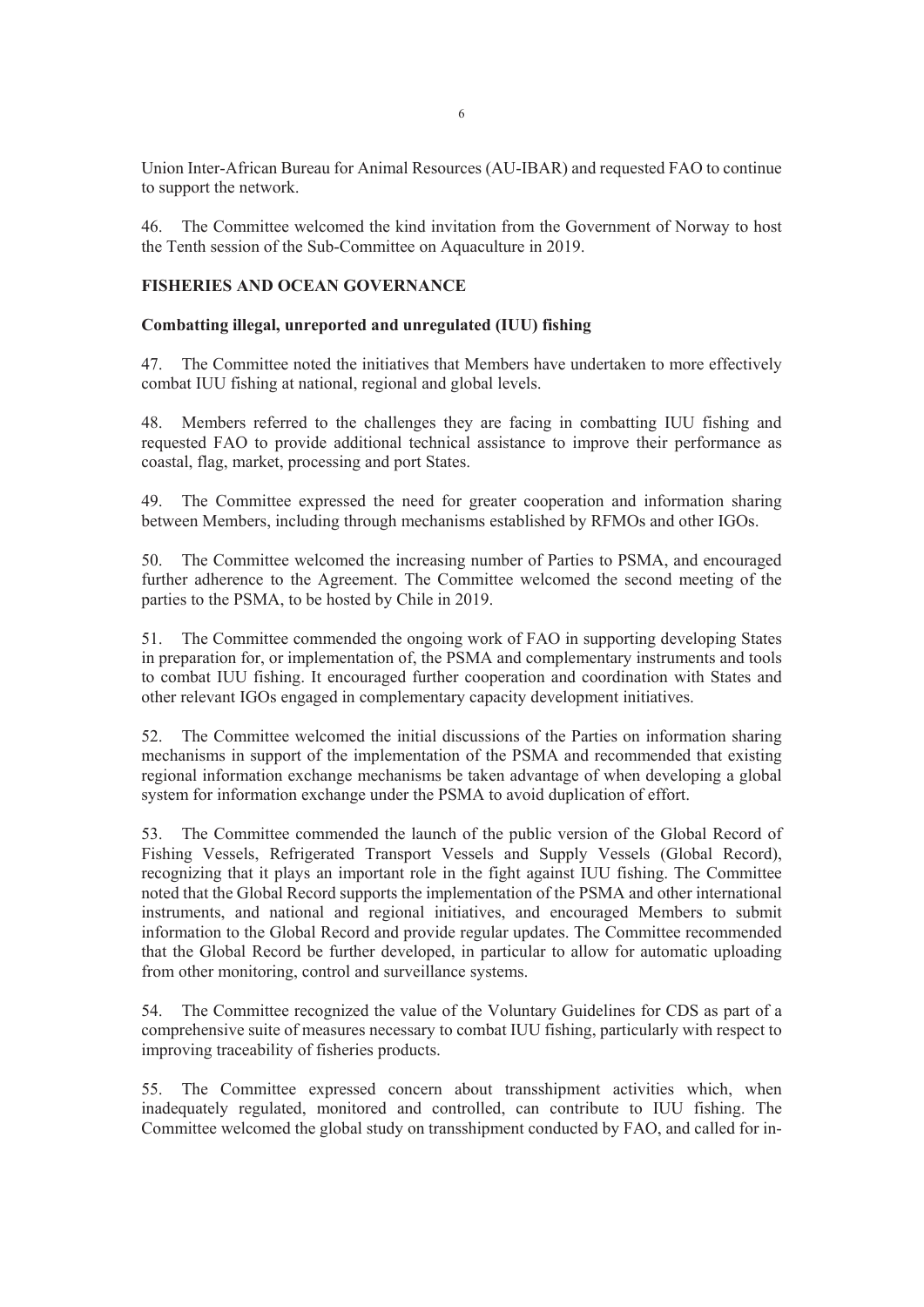Union Inter-African Bureau for Animal Resources (AU-IBAR) and requested FAO to continue to support the network.

46. The Committee welcomed the kind invitation from the Government of Norway to host the Tenth session of the Sub-Committee on Aquaculture in 2019.

## FISHERIES AND OCEAN GOVERNANCE

### Combatting illegal, unreported and unregulated (IUU) fishing

47. The Committee noted the initiatives that Members have undertaken to more effectively combat IUU fishing at national, regional and global levels.

48. Members referred to the challenges they are facing in combatting IUU fishing and requested FAO to provide additional technical assistance to improve their performance as coastal, flag, market, processing and port States.

49. The Committee expressed the need for greater cooperation and information sharing between Members, including through mechanisms established by RFMOs and other IGOs.

50. The Committee welcomed the increasing number of Parties to PSMA, and encouraged further adherence to the Agreement. The Committee welcomed the second meeting of the parties to the PSMA, to be hosted by Chile in 2019.

51. The Committee commended the ongoing work of FAO in supporting developing States in preparation for, or implementation of, the PSMA and complementary instruments and tools to combat IUU fishing. It encouraged further cooperation and coordination with States and other relevant IGOs engaged in complementary capacity development initiatives.

52. The Committee welcomed the initial discussions of the Parties on information sharing mechanisms in support of the implementation of the PSMA and recommended that existing regional information exchange mechanisms be taken advantage of when developing a global system for information exchange under the PSMA to avoid duplication of effort.

53. The Committee commended the launch of the public version of the Global Record of Fishing Vessels, Refrigerated Transport Vessels and Supply Vessels (Global Record), recognizing that it plays an important role in the fight against IUU fishing. The Committee noted that the Global Record supports the implementation of the PSMA and other international instruments, and national and regional initiatives, and encouraged Members to submit information to the Global Record and provide regular updates. The Committee recommended that the Global Record be further developed, in particular to allow for automatic uploading from other monitoring, control and surveillance systems.

54. The Committee recognized the value of the Voluntary Guidelines for CDS as part of a comprehensive suite of measures necessary to combat IUU fishing, particularly with respect to improving traceability of fisheries products.

55. The Committee expressed concern about transshipment activities which, when inadequately regulated, monitored and controlled, can contribute to IUU fishing. The Committee welcomed the global study on transshipment conducted by FAO, and called for in-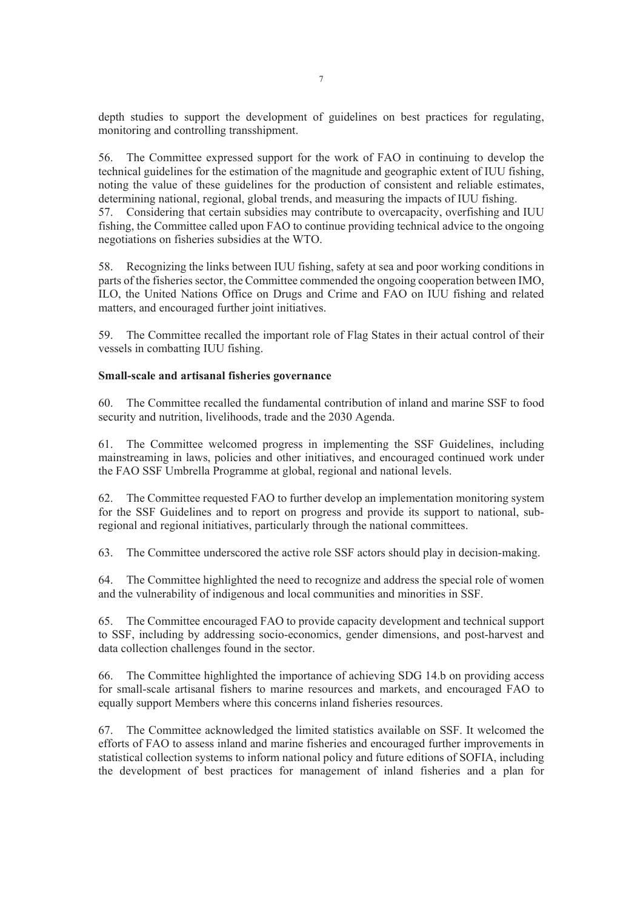depth studies to support the development of guidelines on best practices for regulating, monitoring and controlling transshipment.

56. The Committee expressed support for the work of FAO in continuing to develop the technical guidelines for the estimation of the magnitude and geographic extent of IUU fishing, noting the value of these guidelines for the production of consistent and reliable estimates, determining national, regional, global trends, and measuring the impacts of IUU fishing.

57. Considering that certain subsidies may contribute to overcapacity, overfishing and IUU fishing, the Committee called upon FAO to continue providing technical advice to the ongoing negotiations on fisheries subsidies at the WTO.

58. Recognizing the links between IUU fishing, safety at sea and poor working conditions in parts of the fisheries sector, the Committee commended the ongoing cooperation between IMO, ILO, the United Nations Office on Drugs and Crime and FAO on IUU fishing and related matters, and encouraged further joint initiatives.

59. The Committee recalled the important role of Flag States in their actual control of their vessels in combatting IUU fishing.

**Small-scale and artisanal fisheries governance**

60. The Committee recalled the fundamental contribution of inland and marine SSF to food security and nutrition, livelihoods, trade and the 2030 Agenda.

61. The Committee welcomed progress in implementing the SSF Guidelines, including mainstreaming in laws, policies and other initiatives, and encouraged continued work under the FAO SSF Umbrella Programme at global, regional and national levels.

62. The Committee requested FAO to further develop an implementation monitoring system for the SSF Guidelines and to report on progress and provide its support to national, sub-regional and regional initiatives, particularly through the national committees.

63. The Committee underscored the active role SSF actors should play in decision-making.

64. The Committee highlighted the need to recognize and address the special role of women and the vulnerability of indigenous and local communities and minorities in SSF.

65. The Committee encouraged FAO to provide capacity development and technical support to SSF, including by addressing socio-economics, gender dimensions, and post-harvest and data collection challenges found in the sector.

66. The Committee highlighted the importance of achieving SDG 14.b on providing access for small-scale artisanal fishers to marine resources and markets, and encouraged FAO to equally support Members where this concerns inland fisheries resources.

67. The Committee acknowledged the limited statistics available on SSF. It welcomed the efforts of FAO to assess inland and marine fisheries and encouraged further improvements in statistical collection systems to inform national policy and future editions of SOFIA, including the development of best practices for management of inland fisheries and a plan for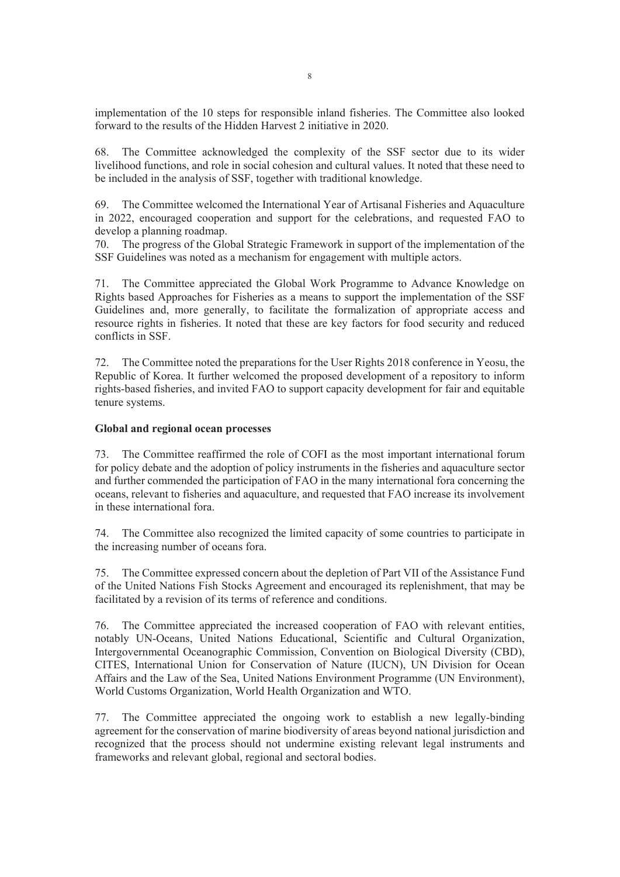implementation of the 10 steps for responsible inland fisheries. The Committee also looked forward to the results of the Hidden Harvest 2 initiative in 2020.

68. The Committee acknowledged the complexity of the SSF sector due to its wider livelihood functions, and role in social cohesion and cultural values. It noted that these need to be included in the analysis of SSF, together with traditional knowledge.

69. The Committee welcomed the International Year of Artisanal Fisheries and Aquaculture in 2022, encouraged cooperation and support for the celebrations, and requested FAO to develop a planning roadmap.

70. The progress of the Global Strategic Framework in support of the implementation of the SSF Guidelines was noted as a mechanism for engagement with multiple actors.

71. The Committee appreciated the Global Work Programme to Advance Knowledge on Rights based Approaches for Fisheries as a means to support the implementation of the SSF Guidelines and, more generally, to facilitate the formalization of appropriate access and resource rights in fisheries. It noted that these are key factors for food security and reduced conflicts in SSF.

72. The Committee noted the preparations for the User Rights 2018 conference in Yeosu, the Republic of Korea. It further welcomed the proposed development of a repository to inform rights-based fisheries, and invited FAO to support capacity development for fair and equitable tenure systems.

**Global and regional ocean processes**

73. The Committee reaffirmed the role of COFI as the most important international forum for policy debate and the adoption of policy instruments in the fisheries and aquaculture sector and further commended the participation of FAO in the many international fora concerning the oceans, relevant to fisheries and aquaculture, and requested that FAO increase its involvement in these international fora.

74. The Committee also recognized the limited capacity of some countries to participate in the increasing number of oceans fora.

75. The Committee expressed concern about the depletion of Part VII of the Assistance Fund of the United Nations Fish Stocks Agreement and encouraged its replenishment, that may be facilitated by a revision of its terms of reference and conditions.

76. The Committee appreciated the increased cooperation of FAO with relevant entities, notably UN-Oceans, United Nations Educational, Scientific and Cultural Organization, Intergovernmental Oceanographic Commission, Convention on Biological Diversity (CBD), CITES, International Union for Conservation of Nature (IUCN), UN Division for Ocean Affairs and the Law of the Sea, United Nations Environment Programme (UN Environment), World Customs Organization, World Health Organization and WTO.

77. The Committee appreciated the ongoing work to establish a new legally-binding agreement for the conservation of marine biodiversity of areas beyond national jurisdiction and recognized that the process should not undermine existing relevant legal instruments and frameworks and relevant global, regional and sectoral bodies.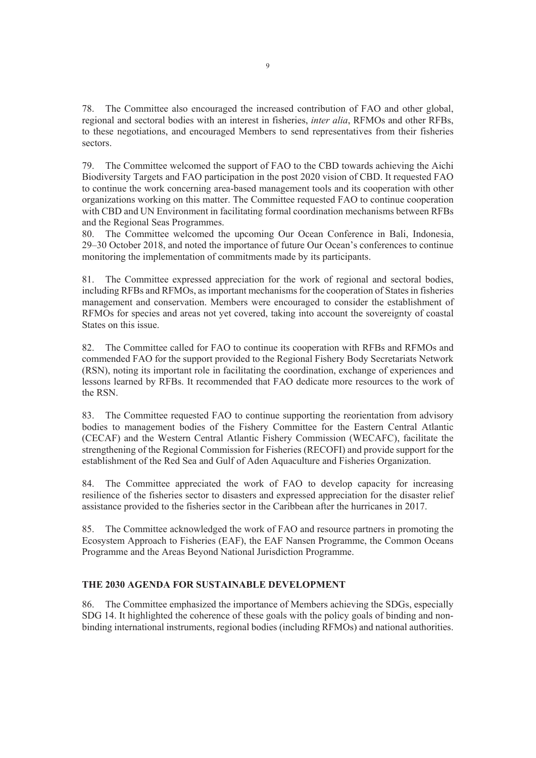78. The Committee also encouraged the increased contribution of FAO and other global, regional and sectoral bodies with an interest in fisheries, *inter alia*, RFMOs and other RFBs, to these negotiations, and encouraged Members to send representatives from their fisheries sectors.

79. The Committee welcomed the support of FAO to the CBD towards achieving the Aichi Biodiversity Targets and FAO participation in the post 2020 vision of CBD. It requested FAO to continue the work concerning area-based management tools and its cooperation with other organizations working on this matter. The Committee requested FAO to continue cooperation with CBD and UN Environment in facilitating formal coordination mechanisms between RFBs and the Regional Seas Programmes.

80. The Committee welcomed the upcoming Our Ocean Conference in Bali, Indonesia, 29–30 October 2018, and noted the importance of future Our Ocean's conferences to continue monitoring the implementation of commitments made by its participants.

81. The Committee expressed appreciation for the work of regional and sectoral bodies, including RFBs and RFMOs, as important mechanisms for the cooperation of States in fisheries management and conservation. Members were encouraged to consider the establishment of RFMOs for species and areas not yet covered, taking into account the sovereignty of coastal States on this issue.

82. The Committee called for FAO to continue its cooperation with RFBs and RFMOs and commended FAO for the support provided to the Regional Fishery Body Secretariats Network (RSN), noting its important role in facilitating the coordination, exchange of experiences and lessons learned by RFBs. It recommended that FAO dedicate more resources to the work of the RSN.

83. The Committee requested FAO to continue supporting the reorientation from advisory bodies to management bodies of the Fishery Committee for the Eastern Central Atlantic (CECAF) and the Western Central Atlantic Fishery Commission (WECAFC), facilitate the strengthening of the Regional Commission for Fisheries (RECOFI) and provide support for the establishment of the Red Sea and Gulf of Aden Aquaculture and Fisheries Organization.

84. The Committee appreciated the work of FAO to develop capacity for increasing resilience of the fisheries sector to disasters and expressed appreciation for the disaster relief assistance provided to the fisheries sector in the Caribbean after the hurricanes in 2017.

85. The Committee acknowledged the work of FAO and resource partners in promoting the Ecosystem Approach to Fisheries (EAF), the EAF Nansen Programme, the Common Oceans Programme and the Areas Beyond National Jurisdiction Programme.

## THE 2030 AGENDA FOR SUSTAINABLE DEVELOPMENT

86. The Committee emphasized the importance of Members achieving the SDGs, especially SDG 14. It highlighted the coherence of these goals with the policy goals of binding and non-binding international instruments, regional bodies (including RFMOs) and national authorities.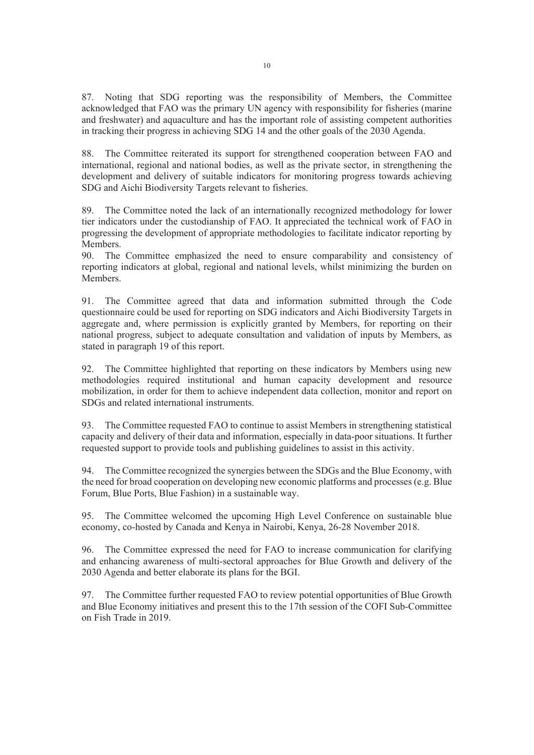87. Noting that SDG reporting was the responsibility of Members, the Committee acknowledged that FAO was the primary UN agency with responsibility for fisheries (marine and freshwater) and aquaculture and has the important role of assisting competent authorities in tracking their progress in achieving SDG 14 and the other goals of the 2030 Agenda.

88. The Committee reiterated its support for strengthened cooperation between FAO and international, regional and national bodies, as well as the private sector, in strengthening the development and delivery of suitable indicators for monitoring progress towards achieving SDG and Aichi Biodiversity Targets relevant to fisheries.

89. The Committee noted the lack of an internationally recognized methodology for lower tier indicators under the custodianship of FAO. It appreciated the technical work of FAO in progressing the development of appropriate methodologies to facilitate indicator reporting by Members.

90. The Committee emphasized the need to ensure comparability and consistency of reporting indicators at global, regional and national levels, whilst minimizing the burden on Members.

91. The Committee agreed that data and information submitted through the Code questionnaire could be used for reporting on SDG indicators and Aichi Biodiversity Targets in aggregate and, where permission is explicitly granted by Members, for reporting on their national progress, subject to adequate consultation and validation of inputs by Members, as stated in paragraph 19 of this report.

92. The Committee highlighted that reporting on these indicators by Members using new methodologies required institutional and human capacity development and resource mobilization, in order for them to achieve independent data collection, monitor and report on SDGs and related international instruments.

93. The Committee requested FAO to continue to assist Members in strengthening statistical capacity and delivery of their data and information, especially in data-poor situations. It further requested support to provide tools and publishing guidelines to assist in this activity.

94. The Committee recognized the synergies between the SDGs and the Blue Economy, with the need for broad cooperation on developing new economic platforms and processes (e.g. Blue Forum, Blue Ports, Blue Fashion) in a sustainable way.

95. The Committee welcomed the upcoming High Level Conference on sustainable blue economy, co-hosted by Canada and Kenya in Nairobi, Kenya, 26-28 November 2018.

96. The Committee expressed the need for FAO to increase communication for clarifying and enhancing awareness of multi-sectoral approaches for Blue Growth and delivery of the 2030 Agenda and better elaborate its plans for the BGI.

97. The Committee further requested FAO to review potential opportunities of Blue Growth and Blue Economy initiatives and present this to the 17th session of the COFI Sub-Committee on Fish Trade in 2019.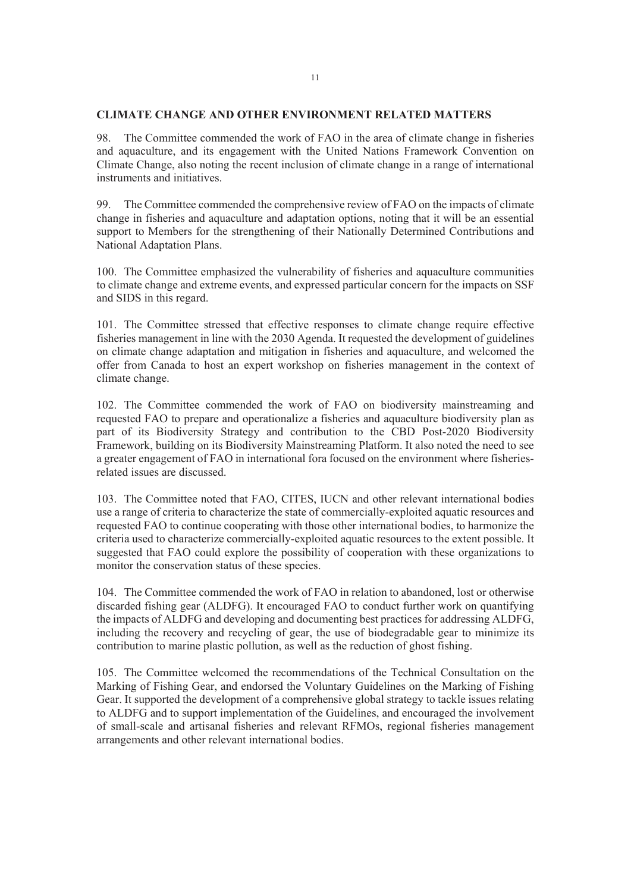## CLIMATE CHANGE AND OTHER ENVIRONMENT RELATED MATTERS

98. The Committee commended the work of FAO in the area of climate change in fisheries and aquaculture, and its engagement with the United Nations Framework Convention on Climate Change, also noting the recent inclusion of climate change in a range of international instruments and initiatives.

99. The Committee commended the comprehensive review of FAO on the impacts of climate change in fisheries and aquaculture and adaptation options, noting that it will be an essential support to Members for the strengthening of their Nationally Determined Contributions and National Adaptation Plans.

100. The Committee emphasized the vulnerability of fisheries and aquaculture communities to climate change and extreme events, and expressed particular concern for the impacts on SSF and SIDS in this regard.

101. The Committee stressed that effective responses to climate change require effective fisheries management in line with the 2030 Agenda. It requested the development of guidelines on climate change adaptation and mitigation in fisheries and aquaculture, and welcomed the offer from Canada to host an expert workshop on fisheries management in the context of climate change.

102. The Committee commended the work of FAO on biodiversity mainstreaming and requested FAO to prepare and operationalize a fisheries and aquaculture biodiversity plan as part of its Biodiversity Strategy and contribution to the CBD Post-2020 Biodiversity Framework, building on its Biodiversity Mainstreaming Platform. It also noted the need to see a greater engagement of FAO in international fora focused on the environment where fisheries-related issues are discussed.

103. The Committee noted that FAO, CITES, IUCN and other relevant international bodies use a range of criteria to characterize the state of commercially-exploited aquatic resources and requested FAO to continue cooperating with those other international bodies, to harmonize the criteria used to characterize commercially-exploited aquatic resources to the extent possible. It suggested that FAO could explore the possibility of cooperation with these organizations to monitor the conservation status of these species.

104. The Committee commended the work of FAO in relation to abandoned, lost or otherwise discarded fishing gear (ALDFG). It encouraged FAO to conduct further work on quantifying the impacts of ALDFG and developing and documenting best practices for addressing ALDFG, including the recovery and recycling of gear, the use of biodegradable gear to minimize its contribution to marine plastic pollution, as well as the reduction of ghost fishing.

105. The Committee welcomed the recommendations of the Technical Consultation on the Marking of Fishing Gear, and endorsed the Voluntary Guidelines on the Marking of Fishing Gear. It supported the development of a comprehensive global strategy to tackle issues relating to ALDFG and to support implementation of the Guidelines, and encouraged the involvement of small-scale and artisanal fisheries and relevant RFMOs, regional fisheries management arrangements and other relevant international bodies.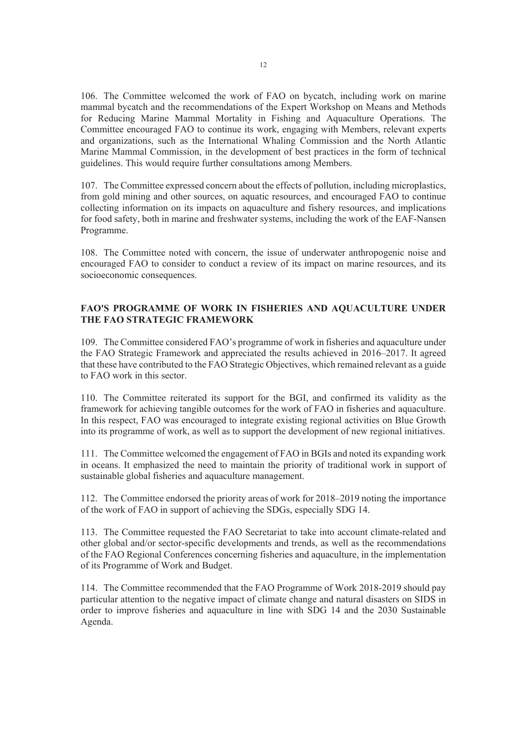106. The Committee welcomed the work of FAO on bycatch, including work on marine mammal bycatch and the recommendations of the Expert Workshop on Means and Methods for Reducing Marine Mammal Mortality in Fishing and Aquaculture Operations. The Committee encouraged FAO to continue its work, engaging with Members, relevant experts and organizations, such as the International Whaling Commission and the North Atlantic Marine Mammal Commission, in the development of best practices in the form of technical guidelines. This would require further consultations among Members.

107. The Committee expressed concern about the effects of pollution, including microplastics, from gold mining and other sources, on aquatic resources, and encouraged FAO to continue collecting information on its impacts on aquaculture and fishery resources, and implications for food safety, both in marine and freshwater systems, including the work of the EAF-Nansen Programme.

108. The Committee noted with concern, the issue of underwater anthropogenic noise and encouraged FAO to consider to conduct a review of its impact on marine resources, and its socioeconomic consequences.

## FAO'S PROGRAMME OF WORK IN FISHERIES AND AQUACULTURE UNDER THE FAO STRATEGIC FRAMEWORK

109. The Committee considered FAO's programme of work in fisheries and aquaculture under the FAO Strategic Framework and appreciated the results achieved in 2016–2017. It agreed that these have contributed to the FAO Strategic Objectives, which remained relevant as a guide to FAO work in this sector.

110. The Committee reiterated its support for the BGI, and confirmed its validity as the framework for achieving tangible outcomes for the work of FAO in fisheries and aquaculture. In this respect, FAO was encouraged to integrate existing regional activities on Blue Growth into its programme of work, as well as to support the development of new regional initiatives.

111. The Committee welcomed the engagement of FAO in BGIs and noted its expanding work in oceans. It emphasized the need to maintain the priority of traditional work in support of sustainable global fisheries and aquaculture management.

112. The Committee endorsed the priority areas of work for 2018–2019 noting the importance of the work of FAO in support of achieving the SDGs, especially SDG 14.

113. The Committee requested the FAO Secretariat to take into account climate-related and other global and/or sector-specific developments and trends, as well as the recommendations of the FAO Regional Conferences concerning fisheries and aquaculture, in the implementation of its Programme of Work and Budget.

114. The Committee recommended that the FAO Programme of Work 2018-2019 should pay particular attention to the negative impact of climate change and natural disasters on SIDS in order to improve fisheries and aquaculture in line with SDG 14 and the 2030 Sustainable Agenda.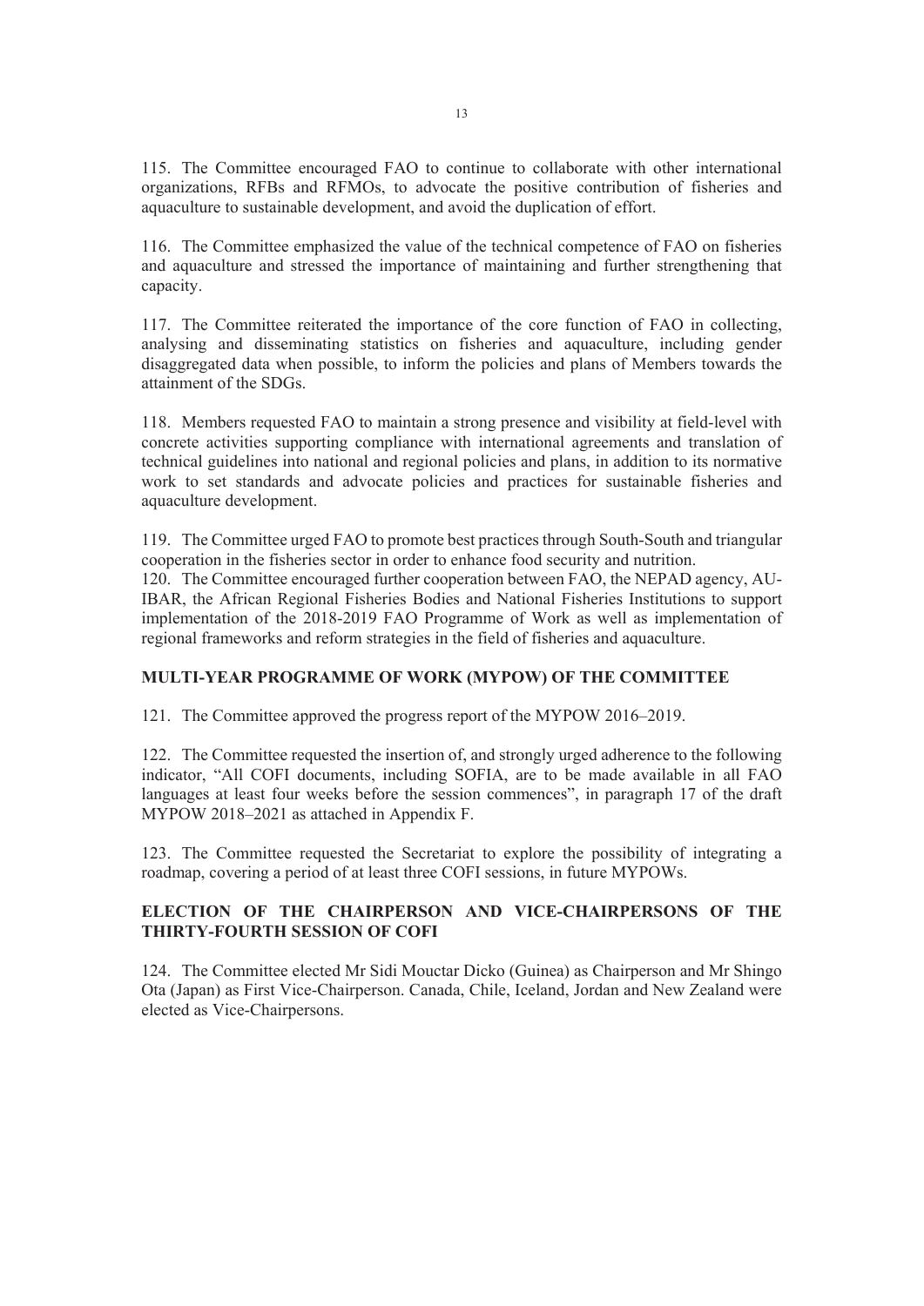115. The Committee encouraged FAO to continue to collaborate with other international organizations, RFBs and RFMOs, to advocate the positive contribution of fisheries and aquaculture to sustainable development, and avoid the duplication of effort.

116. The Committee emphasized the value of the technical competence of FAO on fisheries and aquaculture and stressed the importance of maintaining and further strengthening that capacity.

117. The Committee reiterated the importance of the core function of FAO in collecting, analysing and disseminating statistics on fisheries and aquaculture, including gender disaggregated data when possible, to inform the policies and plans of Members towards the attainment of the SDGs.

118. Members requested FAO to maintain a strong presence and visibility at field-level with concrete activities supporting compliance with international agreements and translation of technical guidelines into national and regional policies and plans, in addition to its normative work to set standards and advocate policies and practices for sustainable fisheries and aquaculture development.

119. The Committee urged FAO to promote best practices through South-South and triangular cooperation in the fisheries sector in order to enhance food security and nutrition.

120. The Committee encouraged further cooperation between FAO, the NEPAD agency, AU-IBAR, the African Regional Fisheries Bodies and National Fisheries Institutions to support implementation of the 2018-2019 FAO Programme of Work as well as implementation of regional frameworks and reform strategies in the field of fisheries and aquaculture.

## MULTI-YEAR PROGRAMME OF WORK (MYPOW) OF THE COMMITTEE

121. The Committee approved the progress report of the MYPOW 2016–2019.

122. The Committee requested the insertion of, and strongly urged adherence to the following indicator, "All COFI documents, including SOFIA, are to be made available in all FAO languages at least four weeks before the session commences", in paragraph 17 of the draft MYPOW 2018–2021 as attached in Appendix F.

123. The Committee requested the Secretariat to explore the possibility of integrating a roadmap, covering a period of at least three COFI sessions, in future MYPOWs.

## ELECTION OF THE CHAIRPERSON AND VICE-CHAIRPERSONS OF THE THIRTY-FOURTH SESSION OF COFI

124. The Committee elected Mr Sidi Mouctar Dicko (Guinea) as Chairperson and Mr Shingo Ota (Japan) as First Vice-Chairperson. Canada, Chile, Iceland, Jordan and New Zealand were elected as Vice-Chairpersons.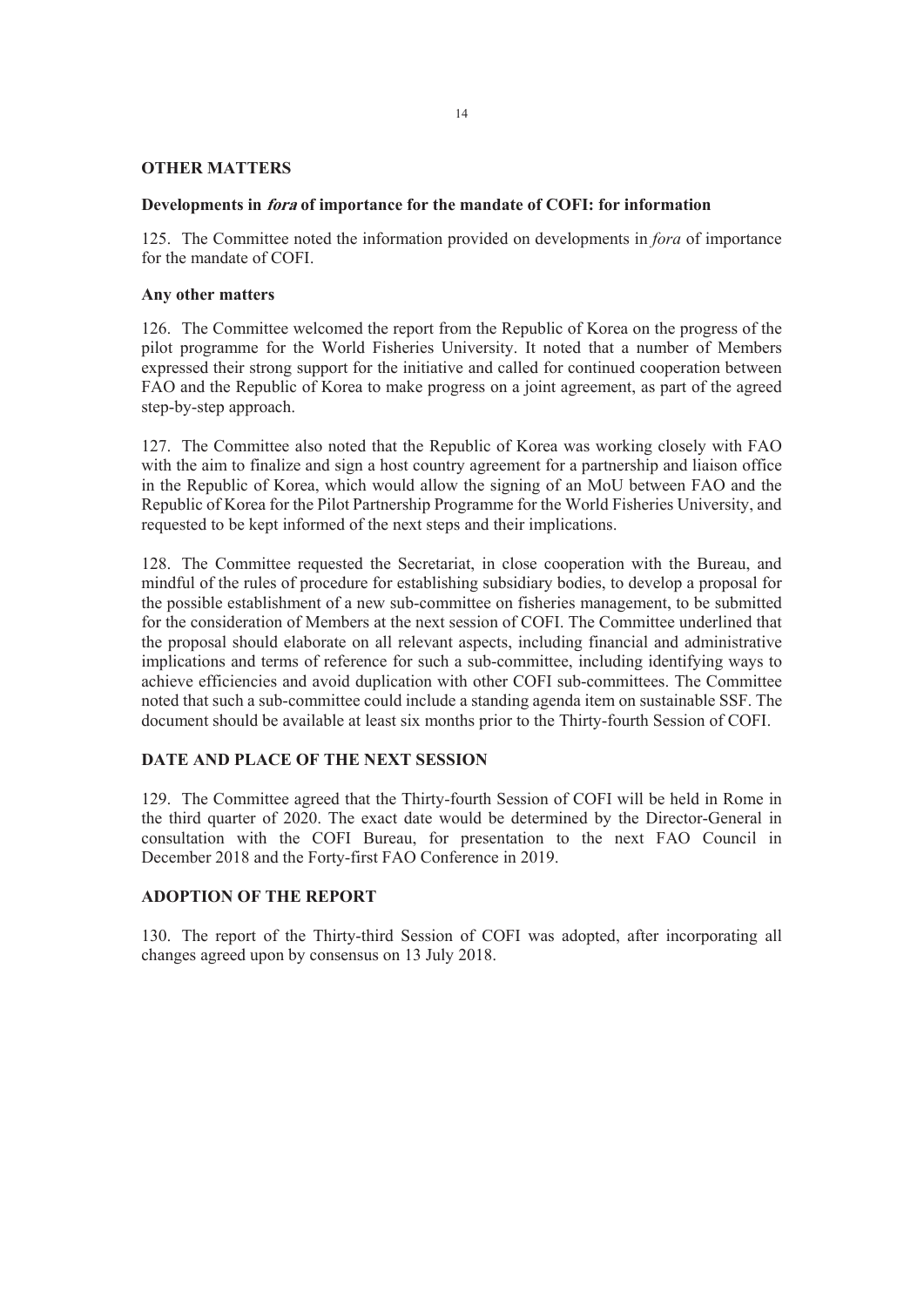## OTHER MATTERS

### Developments in *fora* of importance for the mandate of COFI: for information

125. The Committee noted the information provided on developments in *fora* of importance for the mandate of COFI.

### Any other matters

126. The Committee welcomed the report from the Republic of Korea on the progress of the pilot programme for the World Fisheries University. It noted that a number of Members expressed their strong support for the initiative and called for continued cooperation between FAO and the Republic of Korea to make progress on a joint agreement, as part of the agreed step-by-step approach.

127. The Committee also noted that the Republic of Korea was working closely with FAO with the aim to finalize and sign a host country agreement for a partnership and liaison office in the Republic of Korea, which would allow the signing of an MoU between FAO and the Republic of Korea for the Pilot Partnership Programme for the World Fisheries University, and requested to be kept informed of the next steps and their implications.

128. The Committee requested the Secretariat, in close cooperation with the Bureau, and mindful of the rules of procedure for establishing subsidiary bodies, to develop a proposal for the possible establishment of a new sub-committee on fisheries management, to be submitted for the consideration of Members at the next session of COFI. The Committee underlined that the proposal should elaborate on all relevant aspects, including financial and administrative implications and terms of reference for such a sub-committee, including identifying ways to achieve efficiencies and avoid duplication with other COFI sub-committees. The Committee noted that such a sub-committee could include a standing agenda item on sustainable SSF. The document should be available at least six months prior to the Thirty-fourth Session of COFI.

## DATE AND PLACE OF THE NEXT SESSION

129. The Committee agreed that the Thirty-fourth Session of COFI will be held in Rome in the third quarter of 2020. The exact date would be determined by the Director-General in consultation with the COFI Bureau, for presentation to the next FAO Council in December 2018 and the Forty-first FAO Conference in 2019.

## ADOPTION OF THE REPORT

130. The report of the Thirty-third Session of COFI was adopted, after incorporating all changes agreed upon by consensus on 13 July 2018.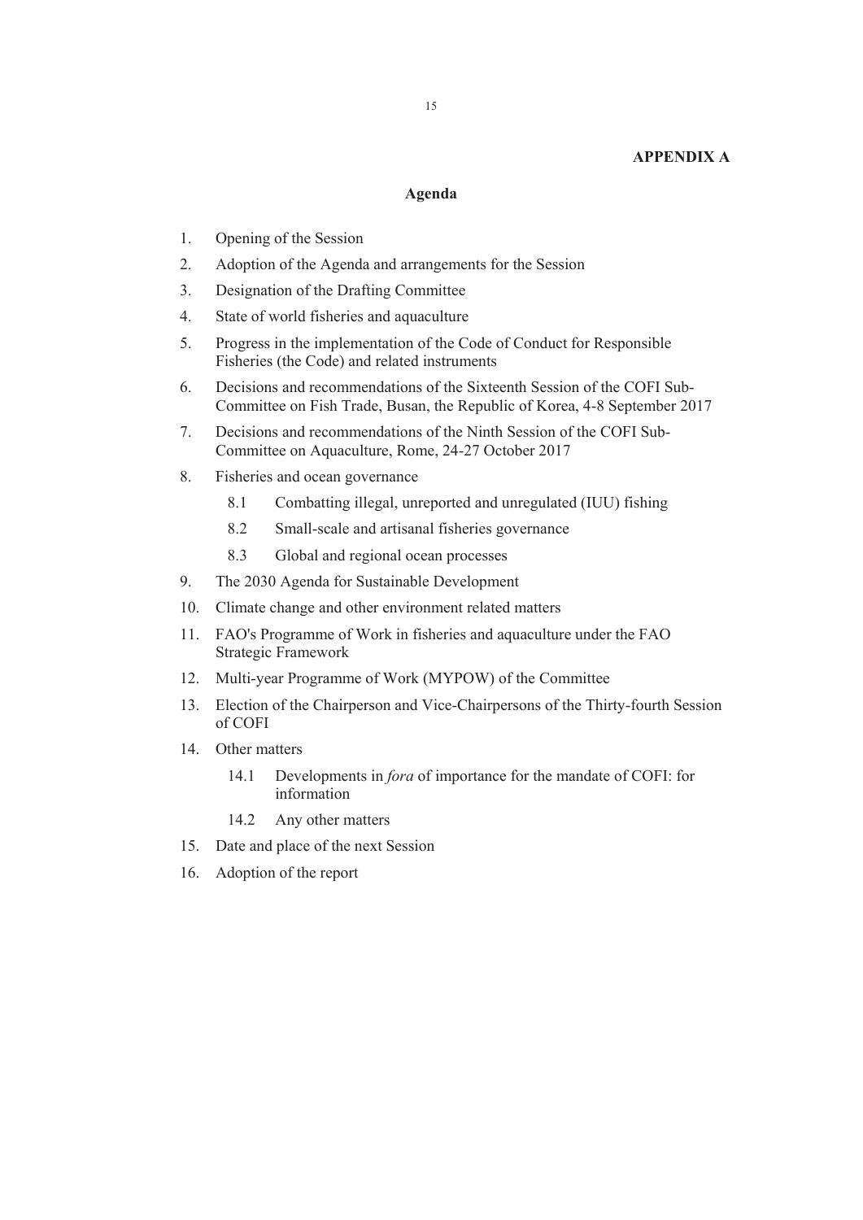**APPENDIX A**

## Agenda

1. Opening of the Session
2. Adoption of the Agenda and arrangements for the Session
3. Designation of the Drafting Committee
4. State of world fisheries and aquaculture
5. Progress in the implementation of the Code of Conduct for Responsible Fisheries (the Code) and related instruments
6. Decisions and recommendations of the Sixteenth Session of the COFI Sub-Committee on Fish Trade, Busan, the Republic of Korea, 4-8 September 2017
7. Decisions and recommendations of the Ninth Session of the COFI Sub-Committee on Aquaculture, Rome, 24-27 October 2017
8. Fisheries and ocean governance
   - 8.1 Combatting illegal, unreported and unregulated (IUU) fishing
   - 8.2 Small-scale and artisanal fisheries governance
   - 8.3 Global and regional ocean processes
9. The 2030 Agenda for Sustainable Development
10. Climate change and other environment related matters
11. FAO's Programme of Work in fisheries and aquaculture under the FAO Strategic Framework
12. Multi-year Programme of Work (MYPOW) of the Committee
13. Election of the Chairperson and Vice-Chairpersons of the Thirty-fourth Session of COFI
14. Other matters
    - 14.1 Developments in *fora* of importance for the mandate of COFI: for information
    - 14.2 Any other matters
15. Date and place of the next Session
16. Adoption of the report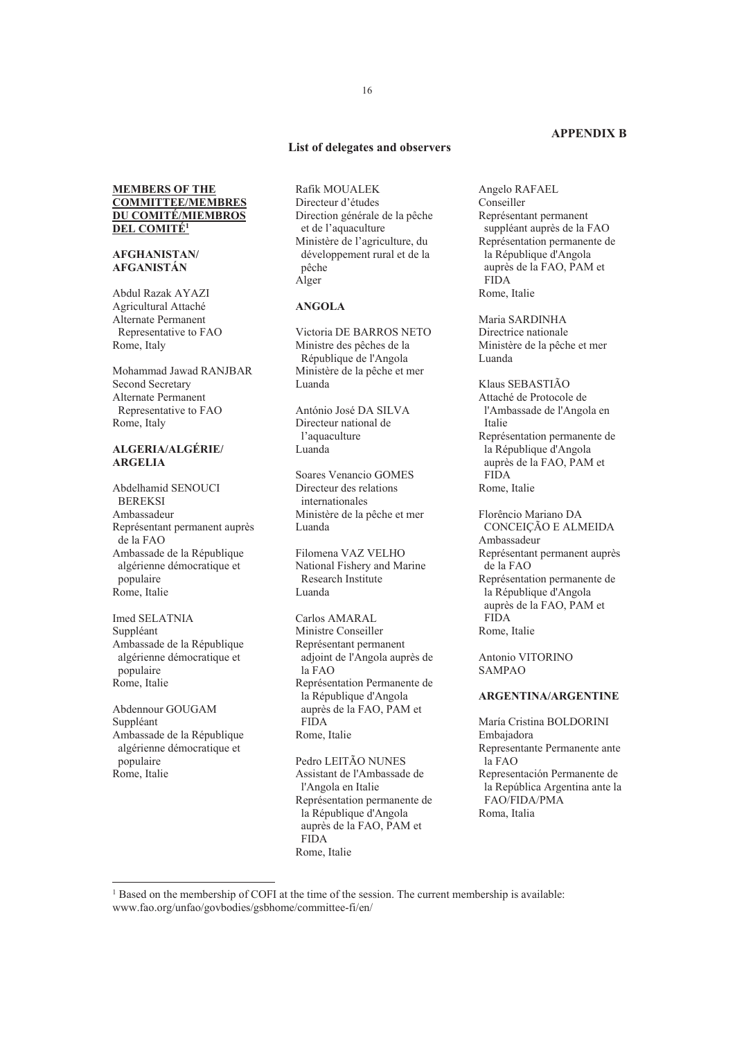**APPENDIX B**

**List of delegates and observers**

**MEMBERS OF THE COMMITTEE/MEMBRES DU COMITÉ/MIEMBROS DEL COMITÉ**[1]

**AFGHANISTAN/ AFGANISTÁN**

Abdul Razak AYAZI
Agricultural Attaché
Alternate Permanent Representative to FAO
Rome, Italy

Mohammad Jawad RANJBAR
Second Secretary
Alternate Permanent Representative to FAO
Rome, Italy

**ALGERIA/ALGÉRIE/ ARGELIA**

Abdelhamid SENOUCI BEREKSI
Ambassadeur
Représentant permanent auprès de la FAO
Ambassade de la République algérienne démocratique et populaire
Rome, Italie

Imed SELATNIA
Suppléant
Ambassade de la République algérienne démocratique et populaire
Rome, Italie

Abdennour GOUGAM
Suppléant
Ambassade de la République algérienne démocratique et populaire
Rome, Italie

Rafik MOUALEK
Directeur d'études
Direction générale de la pêche et de l'aquaculture
Ministère de l'agriculture, du développement rural et de la pêche
Alger

**ANGOLA**

Victoria DE BARROS NETO
Ministre des pêches de la République de l'Angola
Ministère de la pêche et mer
Luanda

António José DA SILVA
Directeur national de l'aquaculture
Luanda

Soares Venancio GOMES
Directeur des relations internationales
Ministère de la pêche et mer
Luanda

Filomena VAZ VELHO
National Fishery and Marine Research Institute
Luanda

Carlos AMARAL
Ministre Conseiller
Représentant permanent adjoint de l'Angola auprès de la FAO
Représentation Permanente de la République d'Angola auprès de la FAO, PAM et FIDA
Rome, Italie

Pedro LEITÃO NUNES
Assistant de l'Ambassade de l'Angola en Italie
Représentation permanente de la République d'Angola auprès de la FAO, PAM et FIDA
Rome, Italie

Angelo RAFAEL
Conseiller
Représentant permanent suppléant auprès de la FAO
Représentation permanente de la République d'Angola auprès de la FAO, PAM et FIDA
Rome, Italie

Maria SARDINHA
Directrice nationale
Ministère de la pêche et mer
Luanda

Klaus SEBASTIÃO
Attaché de Protocole de l'Ambassade de l'Angola en Italie
Représentation permanente de la République d'Angola auprès de la FAO, PAM et FIDA
Rome, Italie

Florêncio Mariano DA CONCEIÇÃO E ALMEIDA
Ambassadeur
Représentant permanent auprès de la FAO
Représentation permanente de la République d'Angola auprès de la FAO, PAM et FIDA
Rome, Italie

Antonio VITORINO SAMPAO

**ARGENTINA/ARGENTINE**

María Cristina BOLDORINI
Embajadora
Representante Permanente ante la FAO
Representación Permanente de la República Argentina ante la FAO/FIDA/PMA
Roma, Italia

[1] Based on the membership of COFI at the time of the session. The current membership is available: www.fao.org/unfao/govbodies/gsbhome/committee-fi/en/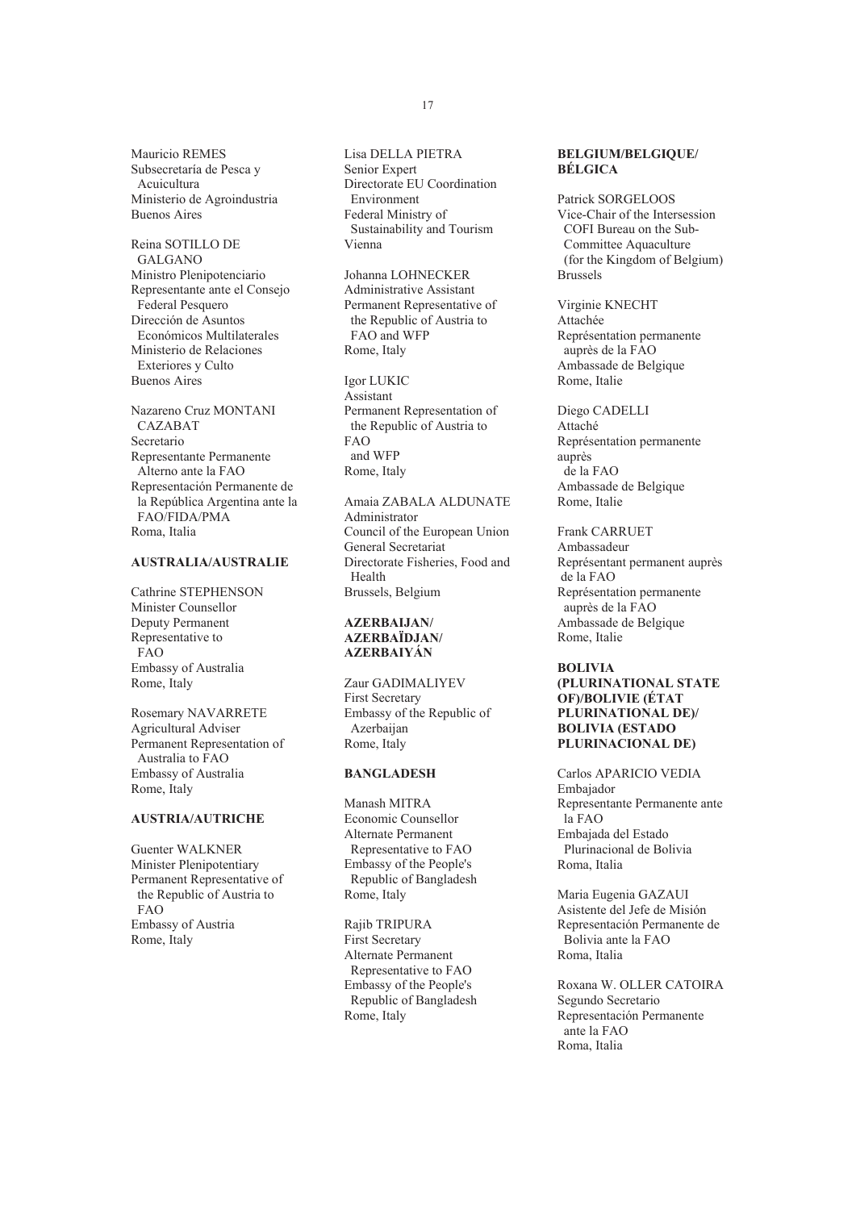Mauricio REMES
Subsecretaría de Pesca y Acuicultura
Ministerio de Agroindustria
Buenos Aires

Reina SOTILLO DE GALGANO
Ministro Plenipotenciario
Representante ante el Consejo Federal Pesquero
Dirección de Asuntos Económicos Multilaterales
Ministerio de Relaciones Exteriores y Culto
Buenos Aires

Nazareno Cruz MONTANI CAZABAT
Secretario
Representante Permanente Alterno ante la FAO
Representación Permanente de la República Argentina ante la FAO/FIDA/PMA
Roma, Italia

**AUSTRALIA/AUSTRALIE**

Cathrine STEPHENSON
Minister Counsellor
Deputy Permanent Representative to FAO
Embassy of Australia
Rome, Italy

Rosemary NAVARRETE
Agricultural Adviser
Permanent Representation of Australia to FAO
Embassy of Australia
Rome, Italy

**AUSTRIA/AUTRICHE**

Guenter WALKNER
Minister Plenipotentiary
Permanent Representative of the Republic of Austria to FAO
Embassy of Austria
Rome, Italy

Lisa DELLA PIETRA
Senior Expert
Directorate EU Coordination Environment
Federal Ministry of Sustainability and Tourism
Vienna

Johanna LOHNECKER
Administrative Assistant
Permanent Representative of the Republic of Austria to FAO and WFP
Rome, Italy

Igor LUKIC
Assistant
Permanent Representation of the Republic of Austria to FAO and WFP
Rome, Italy

Amaia ZABALA ALDUNATE
Administrator
Council of the European Union
General Secretariat
Directorate Fisheries, Food and Health
Brussels, Belgium

**AZERBAIJAN/ AZERBAÏDJAN/ AZERBAIYÁN**

Zaur GADIMALIYEV
First Secretary
Embassy of the Republic of Azerbaijan
Rome, Italy

**BANGLADESH**

Manash MITRA
Economic Counsellor
Alternate Permanent Representative to FAO
Embassy of the People's Republic of Bangladesh
Rome, Italy

Rajib TRIPURA
First Secretary
Alternate Permanent Representative to FAO
Embassy of the People's Republic of Bangladesh
Rome, Italy

**BELGIUM/BELGIQUE/ BÉLGICA**

Patrick SORGELOOS
Vice-Chair of the Intersession COFI Bureau on the Sub-Committee Aquaculture (for the Kingdom of Belgium)
Brussels

Virginie KNECHT
Attachée
Représentation permanente auprès de la FAO
Ambassade de Belgique
Rome, Italie

Diego CADELLI
Attaché
Représentation permanente auprès de la FAO
Ambassade de Belgique
Rome, Italie

Frank CARRUET
Ambassadeur
Représentant permanent auprès de la FAO
Représentation permanente auprès de la FAO
Ambassade de Belgique
Rome, Italie

**BOLIVIA (PLURINATIONAL STATE OF)/BOLIVIE (ÉTAT PLURINATIONAL DE)/ BOLIVIA (ESTADO PLURINACIONAL DE)**

Carlos APARICIO VEDIA
Embajador
Representante Permanente ante la FAO
Embajada del Estado Plurinacional de Bolivia
Roma, Italia

Maria Eugenia GAZAUI
Asistente del Jefe de Misión
Representación Permanente de Bolivia ante la FAO
Roma, Italia

Roxana W. OLLER CATOIRA
Segundo Secretario
Representación Permanente ante la FAO
Roma, Italia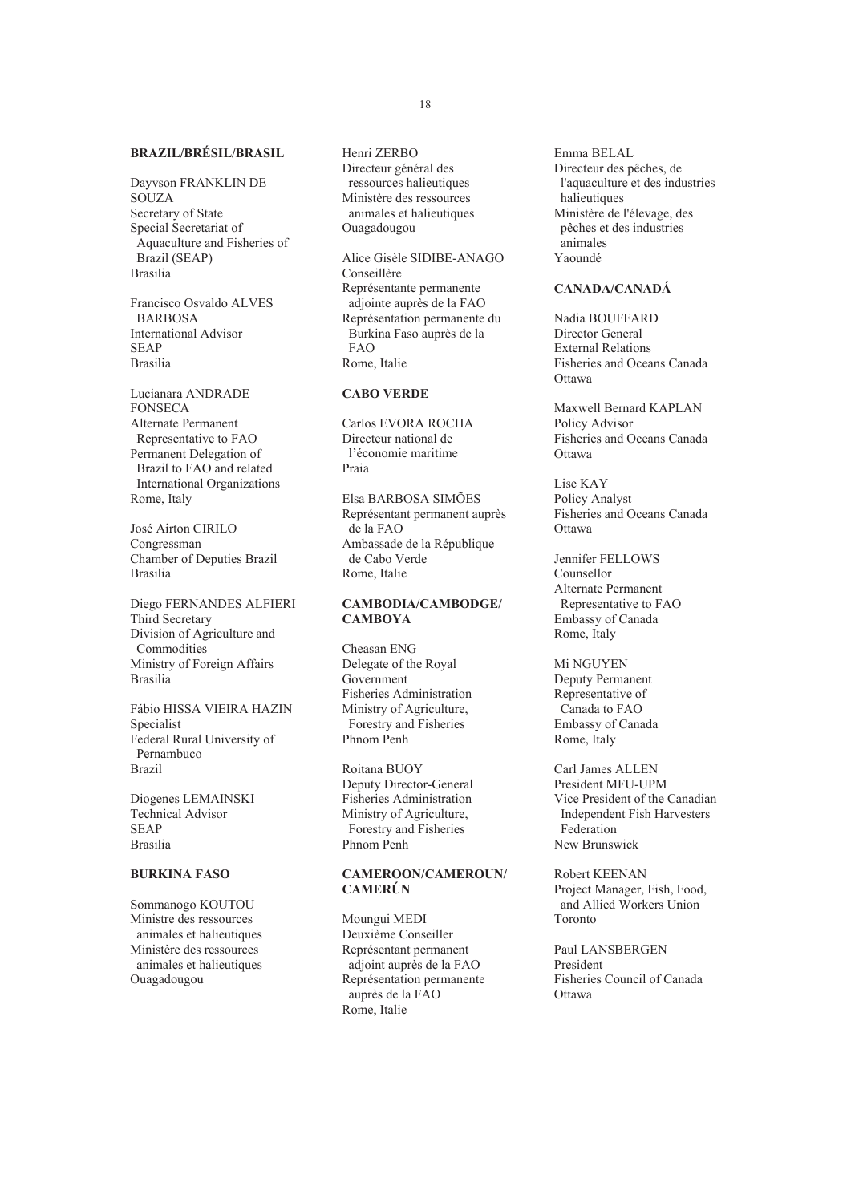**BRAZIL/BRÉSIL/BRASIL**

Dayvson FRANKLIN DE SOUZA
Secretary of State
Special Secretariat of Aquaculture and Fisheries of Brazil (SEAP)
Brasilia

Francisco Osvaldo ALVES BARBOSA
International Advisor
SEAP
Brasilia

Lucianara ANDRADE FONSECA
Alternate Permanent Representative to FAO
Permanent Delegation of Brazil to FAO and related International Organizations
Rome, Italy

José Airton CIRILO
Congressman
Chamber of Deputies Brazil
Brasilia

Diego FERNANDES ALFIERI
Third Secretary
Division of Agriculture and Commodities
Ministry of Foreign Affairs
Brasilia

Fábio HISSA VIEIRA HAZIN
Specialist
Federal Rural University of Pernambuco
Brazil

Diogenes LEMAINSKI
Technical Advisor
SEAP
Brasilia

**BURKINA FASO**

Sommanogo KOUTOU
Ministre des ressources animales et halieutiques
Ministère des ressources animales et halieutiques
Ouagadougou

Henri ZERBO
Directeur général des ressources halieutiques
Ministère des ressources animales et halieutiques
Ouagadougou

Alice Gisèle SIDIBE-ANAGO
Conseillère
Représentante permanente adjointe auprès de la FAO
Représentation permanente du Burkina Faso auprès de la FAO
Rome, Italie

**CABO VERDE**

Carlos EVORA ROCHA
Directeur national de l'économie maritime
Praia

Elsa BARBOSA SIMÕES
Représentant permanent auprès de la FAO
Ambassade de la République de Cabo Verde
Rome, Italie

**CAMBODIA/CAMBODGE/CAMBOYA**

Cheasan ENG
Delegate of the Royal Government
Fisheries Administration
Ministry of Agriculture, Forestry and Fisheries
Phnom Penh

Roitana BUOY
Deputy Director-General
Fisheries Administration
Ministry of Agriculture, Forestry and Fisheries
Phnom Penh

**CAMEROON/CAMEROUN/CAMERÚN**

Moungui MEDI
Deuxième Conseiller
Représentant permanent adjoint auprès de la FAO
Représentation permanente auprès de la FAO
Rome, Italie

Emma BELAL
Directeur des pêches, de l'aquaculture et des industries halieutiques
Ministère de l'élevage, des pêches et des industries animales
Yaoundé

**CANADA/CANADÁ**

Nadia BOUFFARD
Director General
External Relations
Fisheries and Oceans Canada
Ottawa

Maxwell Bernard KAPLAN
Policy Advisor
Fisheries and Oceans Canada
Ottawa

Lise KAY
Policy Analyst
Fisheries and Oceans Canada
Ottawa

Jennifer FELLOWS
Counsellor
Alternate Permanent Representative to FAO
Embassy of Canada
Rome, Italy

Mi NGUYEN
Deputy Permanent Representative of Canada to FAO
Embassy of Canada
Rome, Italy

Carl James ALLEN
President MFU-UPM
Vice President of the Canadian Independent Fish Harvesters Federation
New Brunswick

Robert KEENAN
Project Manager, Fish, Food, and Allied Workers Union
Toronto

Paul LANSBERGEN
President
Fisheries Council of Canada
Ottawa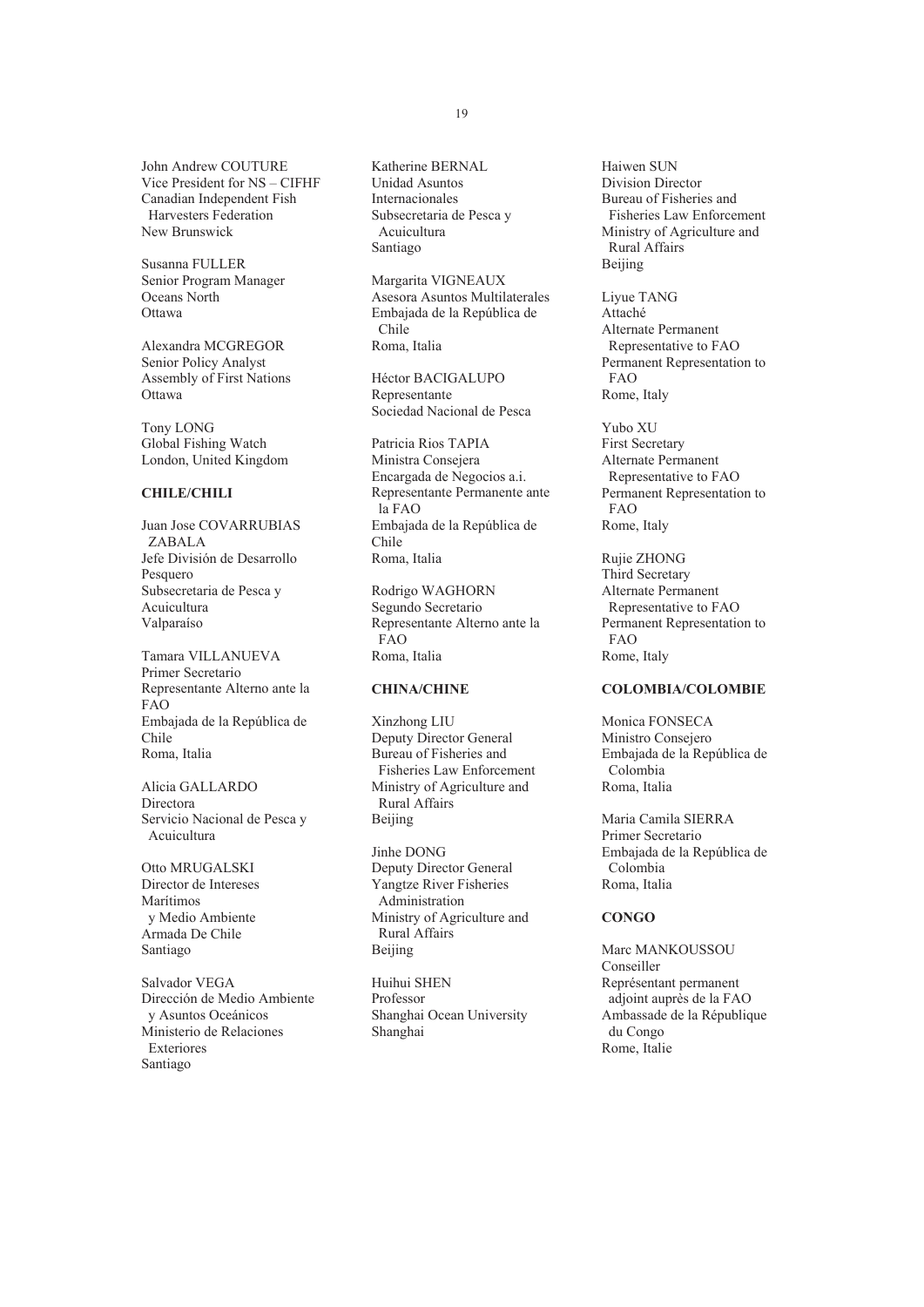John Andrew COUTURE
Vice President for NS – CIFHF
Canadian Independent Fish Harvesters Federation
New Brunswick

Susanna FULLER
Senior Program Manager
Oceans North
Ottawa

Alexandra MCGREGOR
Senior Policy Analyst
Assembly of First Nations
Ottawa

Tony LONG
Global Fishing Watch
London, United Kingdom

**CHILE/CHILI**

Juan Jose COVARRUBIAS ZABALA
Jefe División de Desarrollo Pesquero
Subsecretaria de Pesca y Acuicultura
Valparaíso

Tamara VILLANUEVA
Primer Secretario
Representante Alterno ante la FAO
Embajada de la República de Chile
Roma, Italia

Alicia GALLARDO
Directora
Servicio Nacional de Pesca y Acuicultura

Otto MRUGALSKI
Director de Intereses Marítimos y Medio Ambiente
Armada De Chile
Santiago

Salvador VEGA
Dirección de Medio Ambiente y Asuntos Oceánicos
Ministerio de Relaciones Exteriores
Santiago

Katherine BERNAL
Unidad Asuntos Internacionales
Subsecretaria de Pesca y Acuicultura
Santiago

Margarita VIGNEAUX
Asesora Asuntos Multilaterales
Embajada de la República de Chile
Roma, Italia

Héctor BACIGALUPO
Representante
Sociedad Nacional de Pesca

Patricia Rios TAPIA
Ministra Consejera
Encargada de Negocios a.i.
Representante Permanente ante la FAO
Embajada de la República de Chile
Roma, Italia

Rodrigo WAGHORN
Segundo Secretario
Representante Alterno ante la FAO
Roma, Italia

**CHINA/CHINE**

Xinzhong LIU
Deputy Director General
Bureau of Fisheries and Fisheries Law Enforcement
Ministry of Agriculture and Rural Affairs
Beijing

Jinhe DONG
Deputy Director General
Yangtze River Fisheries Administration
Ministry of Agriculture and Rural Affairs
Beijing

Huihui SHEN
Professor
Shanghai Ocean University
Shanghai

Haiwen SUN
Division Director
Bureau of Fisheries and Fisheries Law Enforcement
Ministry of Agriculture and Rural Affairs
Beijing

Liyue TANG
Attaché
Alternate Permanent Representative to FAO
Permanent Representation to FAO
Rome, Italy

Yubo XU
First Secretary
Alternate Permanent Representative to FAO
Permanent Representation to FAO
Rome, Italy

Rujie ZHONG
Third Secretary
Alternate Permanent Representative to FAO
Permanent Representation to FAO
Rome, Italy

**COLOMBIA/COLOMBIE**

Monica FONSECA
Ministro Consejero
Embajada de la República de Colombia
Roma, Italia

Maria Camila SIERRA
Primer Secretario
Embajada de la República de Colombia
Roma, Italia

**CONGO**

Marc MANKOUSSOU
Conseiller
Représentant permanent adjoint auprès de la FAO
Ambassade de la République du Congo
Rome, Italie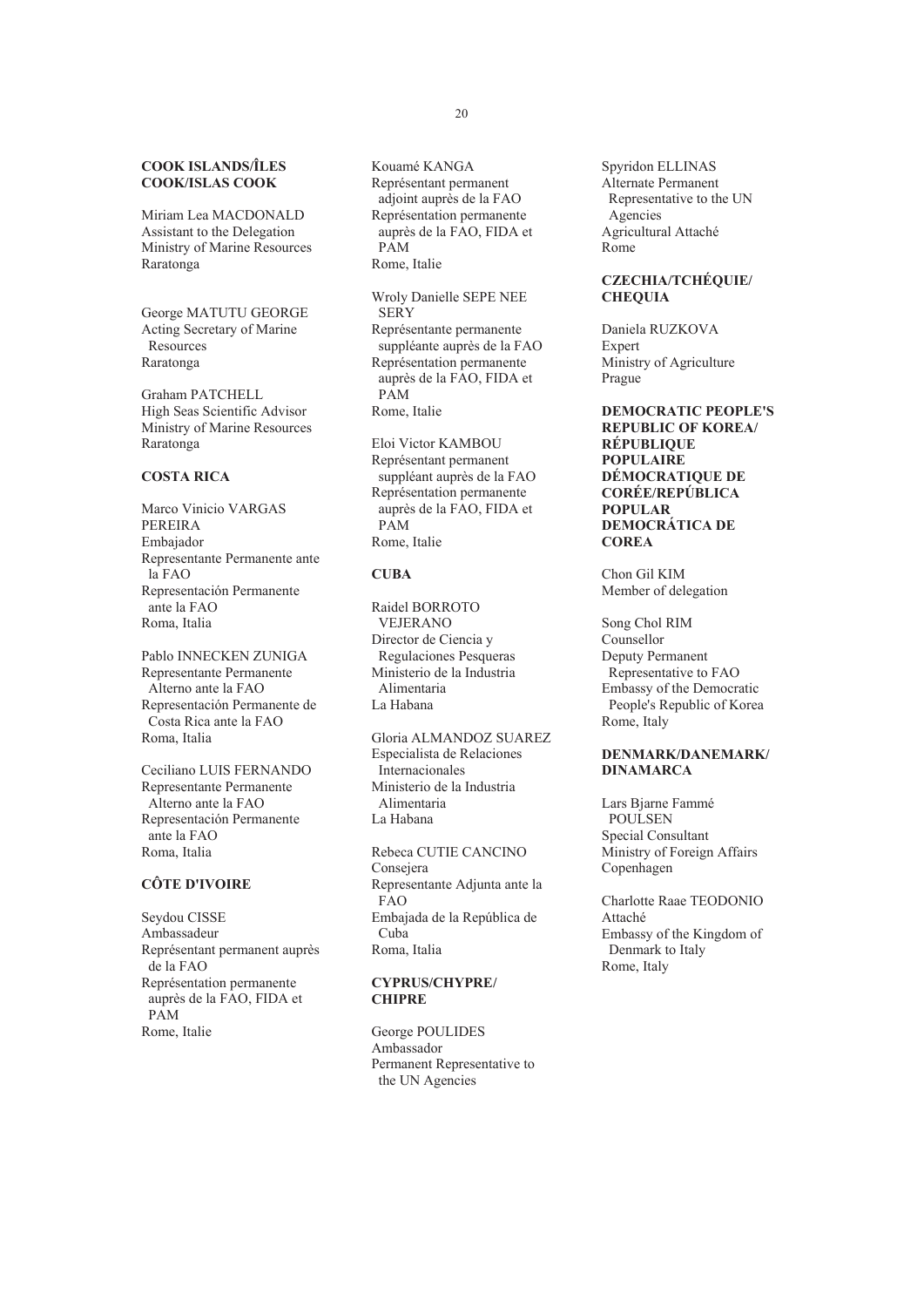**COOK ISLANDS/ÎLES COOK/ISLAS COOK**

Miriam Lea MACDONALD
Assistant to the Delegation
Ministry of Marine Resources
Raratonga

George MATUTU GEORGE
Acting Secretary of Marine Resources
Raratonga

Graham PATCHELL
High Seas Scientific Advisor
Ministry of Marine Resources
Raratonga

**COSTA RICA**

Marco Vinicio VARGAS PEREIRA
Embajador
Representante Permanente ante la FAO
Representación Permanente ante la FAO
Roma, Italia

Pablo INNECKEN ZUNIGA
Representante Permanente Alterno ante la FAO
Representación Permanente de Costa Rica ante la FAO
Roma, Italia

Ceciliano LUIS FERNANDO
Representante Permanente Alterno ante la FAO
Representación Permanente ante la FAO
Roma, Italia

**CÔTE D'IVOIRE**

Seydou CISSE
Ambassadeur
Représentant permanent auprès de la FAO
Représentation permanente auprès de la FAO, FIDA et PAM
Rome, Italie

Kouamé KANGA
Représentant permanent adjoint auprès de la FAO
Représentation permanente auprès de la FAO, FIDA et PAM
Rome, Italie

Wroly Danielle SEPE NEE SERY
Représentante permanente suppléante auprès de la FAO
Représentation permanente auprès de la FAO, FIDA et PAM
Rome, Italie

Eloi Victor KAMBOU
Représentant permanent suppléant auprès de la FAO
Représentation permanente auprès de la FAO, FIDA et PAM
Rome, Italie

**CUBA**

Raidel BORROTO VEJERANO
Director de Ciencia y Regulaciones Pesqueras
Ministerio de la Industria Alimentaria
La Habana

Gloria ALMANDOZ SUAREZ
Especialista de Relaciones Internacionales
Ministerio de la Industria Alimentaria
La Habana

Rebeca CUTIE CANCINO
Consejera
Representante Adjunta ante la FAO
Embajada de la República de Cuba
Roma, Italia

**CYPRUS/CHYPRE/CHIPRE**

George POULIDES
Ambassador
Permanent Representative to the UN Agencies

Spyridon ELLINAS
Alternate Permanent Representative to the UN Agencies
Agricultural Attaché
Rome

**CZECHIA/TCHÉQUIE/CHEQUIA**

Daniela RUZKOVA
Expert
Ministry of Agriculture
Prague

**DEMOCRATIC PEOPLE'S REPUBLIC OF KOREA/RÉPUBLIQUE POPULAIRE DÉMOCRATIQUE DE CORÉE/REPÚBLICA POPULAR DEMOCRÁTICA DE COREA**

Chon Gil KIM
Member of delegation

Song Chol RIM
Counsellor
Deputy Permanent Representative to FAO
Embassy of the Democratic People's Republic of Korea
Rome, Italy

**DENMARK/DANEMARK/DINAMARCA**

Lars Bjarne Fammé POULSEN
Special Consultant
Ministry of Foreign Affairs
Copenhagen

Charlotte Raae TEODONIO
Attaché
Embassy of the Kingdom of Denmark to Italy
Rome, Italy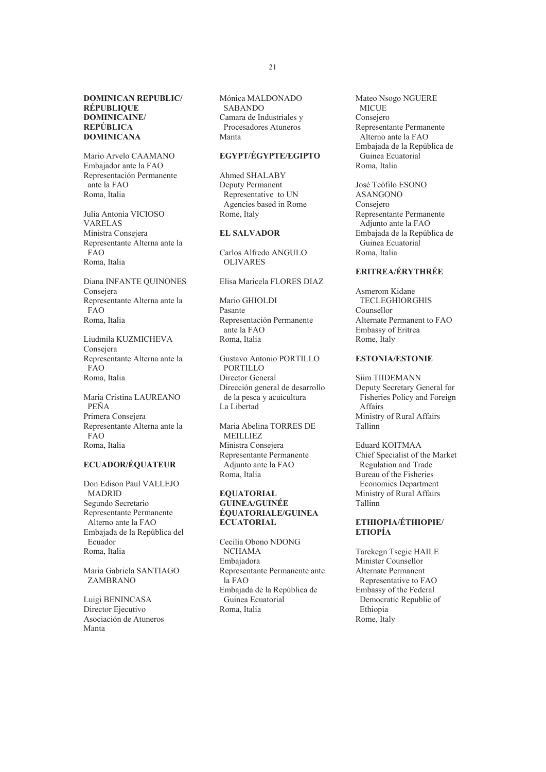**DOMINICAN REPUBLIC/ RÉPUBLIQUE DOMINICAINE/ REPÚBLICA DOMINICANA**

Mario Arvelo CAAMANO
Embajador ante la FAO
Representación Permanente ante la FAO
Roma, Italia

Julia Antonia VICIOSO VARELAS
Ministra Consejera
Representante Alterna ante la FAO
Roma, Italia

Diana INFANTE QUINONES
Consejera
Representante Alterna ante la FAO
Roma, Italia

Liudmila KUZMICHEVA
Consejera
Representante Alterna ante la FAO
Roma, Italia

Maria Cristina LAUREANO PEÑA
Primera Consejera
Representante Alterna ante la FAO
Roma, Italia

**ECUADOR/ÉQUATEUR**

Don Edison Paul VALLEJO MADRID
Segundo Secretario
Representante Permanente Alterno ante la FAO
Embajada de la República del Ecuador
Roma, Italia

Maria Gabriela SANTIAGO ZAMBRANO

Luigi BENINCASA
Director Ejecutivo
Asociación de Atuneros
Manta

Mónica MALDONADO SABANDO
Camara de Industriales y Procesadores Atuneros
Manta

**EGYPT/ÉGYPTE/EGIPTO**

Ahmed SHALABY
Deputy Permanent Representative to UN Agencies based in Rome
Rome, Italy

**EL SALVADOR**

Carlos Alfredo ANGULO OLIVARES

Elisa Maricela FLORES DIAZ

Mario GHIOLDI
Pasante
Representación Permanente ante la FAO
Roma, Italia

Gustavo Antonio PORTILLO PORTILLO
Director General
Dirección general de desarrollo de la pesca y acuicultura
La Libertad

Maria Abelina TORRES DE MEILLIEZ
Ministra Consejera
Representante Permanente Adjunto ante la FAO
Roma, Italia

**EQUATORIAL GUINEA/GUINÉE ÉQUATORIALE/GUINEA ECUATORIAL**

Cecilia Obono NDONG NCHAMA
Embajadora
Representante Permanente ante la FAO
Embajada de la República de Guinea Ecuatorial
Roma, Italia

Mateo Nsogo NGUERE MICUE
Consejero
Representante Permanente Alterno ante la FAO
Embajada de la República de Guinea Ecuatorial
Roma, Italia

José Teófilo ESONO ASANGONO
Consejero
Representante Permanente Adjunto ante la FAO
Embajada de la República de Guinea Ecuatorial
Roma, Italia

**ERITREA/ÉRYTHRÉE**

Asmerom Kidane TECLEGHIORGHIS
Counsellor
Alternate Permanent to FAO
Embassy of Eritrea
Rome, Italy

**ESTONIA/ESTONIE**

Siim TIIDEMANN
Deputy Secretary General for Fisheries Policy and Foreign Affairs
Ministry of Rural Affairs
Tallinn

Eduard KOITMAA
Chief Specialist of the Market Regulation and Trade Bureau of the Fisheries Economics Department
Ministry of Rural Affairs
Tallinn

**ETHIOPIA/ÉTHIOPIE/ ETIOPÍA**

Tarekegn Tsegie HAILE
Minister Counsellor
Alternate Permanent Representative to FAO
Embassy of the Federal Democratic Republic of Ethiopia
Rome, Italy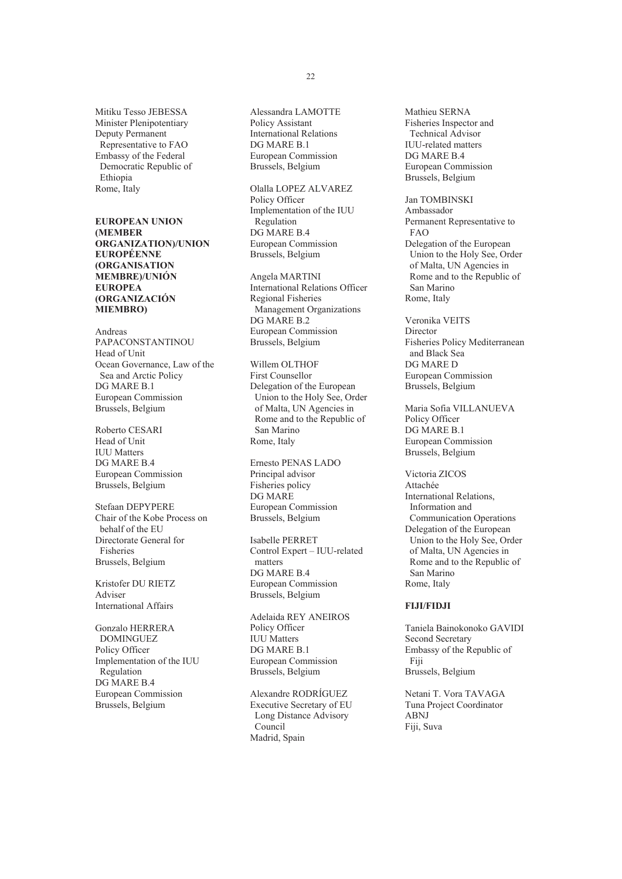Mitiku Tesso JEBESSA
Minister Plenipotentiary
Deputy Permanent Representative to FAO
Embassy of the Federal Democratic Republic of Ethiopia
Rome, Italy

**EUROPEAN UNION (MEMBER ORGANIZATION)/UNION EUROPÉENNE (ORGANISATION MEMBRE)/UNIÓN EUROPEA (ORGANIZACIÓN MIEMBRO)**

Andreas PAPACONSTANTINOU
Head of Unit
Ocean Governance, Law of the Sea and Arctic Policy
DG MARE B.1
European Commission
Brussels, Belgium

Roberto CESARI
Head of Unit
IUU Matters
DG MARE B.4
European Commission
Brussels, Belgium

Stefaan DEPYPERE
Chair of the Kobe Process on behalf of the EU
Directorate General for Fisheries
Brussels, Belgium

Kristofer DU RIETZ
Adviser
International Affairs

Gonzalo HERRERA DOMINGUEZ
Policy Officer
Implementation of the IUU Regulation
DG MARE B.4
European Commission
Brussels, Belgium

Alessandra LAMOTTE
Policy Assistant
International Relations
DG MARE B.1
European Commission
Brussels, Belgium

Olalla LOPEZ ALVAREZ
Policy Officer
Implementation of the IUU Regulation
DG MARE B.4
European Commission
Brussels, Belgium

Angela MARTINI
International Relations Officer
Regional Fisheries Management Organizations
DG MARE B.2
European Commission
Brussels, Belgium

Willem OLTHOF
First Counsellor
Delegation of the European Union to the Holy See, Order of Malta, UN Agencies in Rome and to the Republic of San Marino
Rome, Italy

Ernesto PENAS LADO
Principal advisor
Fisheries policy
DG MARE
European Commission
Brussels, Belgium

Isabelle PERRET
Control Expert – IUU-related matters
DG MARE B.4
European Commission
Brussels, Belgium

Adelaida REY ANEIROS
Policy Officer
IUU Matters
DG MARE B.1
European Commission
Brussels, Belgium

Alexandre RODRÍGUEZ
Executive Secretary of EU Long Distance Advisory Council
Madrid, Spain

Mathieu SERNA
Fisheries Inspector and Technical Advisor
IUU-related matters
DG MARE B.4
European Commission
Brussels, Belgium

Jan TOMBINSKI
Ambassador
Permanent Representative to FAO
Delegation of the European Union to the Holy See, Order of Malta, UN Agencies in Rome and to the Republic of San Marino
Rome, Italy

Veronika VEITS
Director
Fisheries Policy Mediterranean and Black Sea
DG MARE D
European Commission
Brussels, Belgium

Maria Sofia VILLANUEVA
Policy Officer
DG MARE B.1
European Commission
Brussels, Belgium

Victoria ZICOS
Attachée
International Relations, Information and Communication Operations
Delegation of the European Union to the Holy See, Order of Malta, UN Agencies in Rome and to the Republic of San Marino
Rome, Italy

**FIJI/FIDJI**

Taniela Bainokonoko GAVIDI
Second Secretary
Embassy of the Republic of Fiji
Brussels, Belgium

Netani T. Vora TAVAGA
Tuna Project Coordinator
ABNJ
Fiji, Suva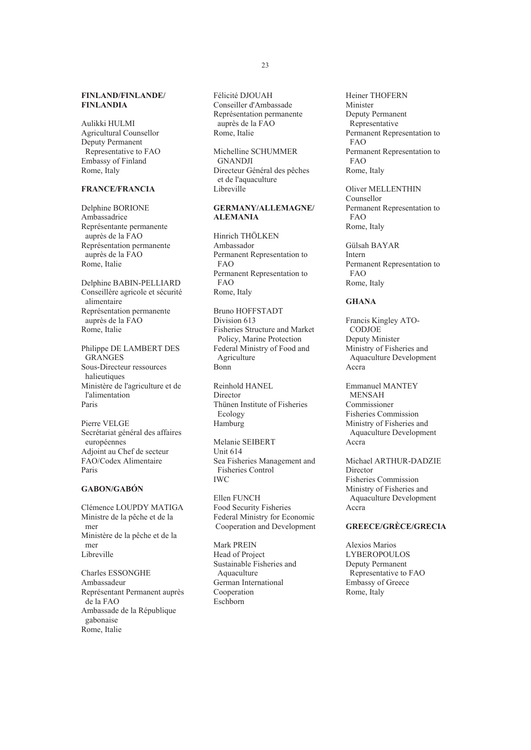**FINLAND/FINLANDE/ FINLANDIA**

Aulikki HULMI
Agricultural Counsellor
Deputy Permanent Representative to FAO
Embassy of Finland
Rome, Italy

**FRANCE/FRANCIA**

Delphine BORIONE
Ambassadrice
Représentante permanente auprès de la FAO
Représentation permanente auprès de la FAO
Rome, Italie

Delphine BABIN-PELLIARD
Conseillère agricole et sécurité alimentaire
Représentation permanente auprès de la FAO
Rome, Italie

Philippe DE LAMBERT DES GRANGES
Sous-Directeur ressources halieutiques
Ministère de l'agriculture et de l'alimentation
Paris

Pierre VELGE
Secrétariat général des affaires européennes
Adjoint au Chef de secteur FAO/Codex Alimentaire
Paris

**GABON/GABÓN**

Clémence LOUPDY MATIGA
Ministre de la pêche et de la mer
Ministère de la pêche et de la mer
Libreville

Charles ESSONGHE
Ambassadeur
Représentant Permanent auprès de la FAO
Ambassade de la République gabonaise
Rome, Italie

Félicité DJOUAH
Conseiller d'Ambassade
Représentation permanente auprès de la FAO
Rome, Italie

Michelline SCHUMMER GNANDJI
Directeur Général des pêches et de l'aquaculture
Libreville

**GERMANY/ALLEMAGNE/ ALEMANIA**

Hinrich THÖLKEN
Ambassador
Permanent Representation to FAO
Permanent Representation to FAO
Rome, Italy

Bruno HOFFSTADT
Division 613
Fisheries Structure and Market Policy, Marine Protection
Federal Ministry of Food and Agriculture
Bonn

Reinhold HANEL
Director
Thünen Institute of Fisheries Ecology
Hamburg

Melanie SEIBERT
Unit 614
Sea Fisheries Management and Fisheries Control
IWC

Ellen FUNCH
Food Security Fisheries
Federal Ministry for Economic Cooperation and Development

Mark PREIN
Head of Project
Sustainable Fisheries and Aquaculture
German International Cooperation
Eschborn

Heiner THOFERN
Minister
Deputy Permanent Representative
Permanent Representation to FAO
Permanent Representation to FAO
Rome, Italy

Oliver MELLENTHIN
Counsellor
Permanent Representation to FAO
Rome, Italy

Gülsah BAYAR
Intern
Permanent Representation to FAO
Rome, Italy

**GHANA**

Francis Kingley ATO-CODJOE
Deputy Minister
Ministry of Fisheries and Aquaculture Development
Accra

Emmanuel MANTEY MENSAH
Commissioner
Fisheries Commission
Ministry of Fisheries and Aquaculture Development
Accra

Michael ARTHUR-DADZIE
Director
Fisheries Commission
Ministry of Fisheries and Aquaculture Development
Accra

**GREECE/GRÈCE/GRECIA**

Alexios Marios LYBEROPOULOS
Deputy Permanent Representative to FAO
Embassy of Greece
Rome, Italy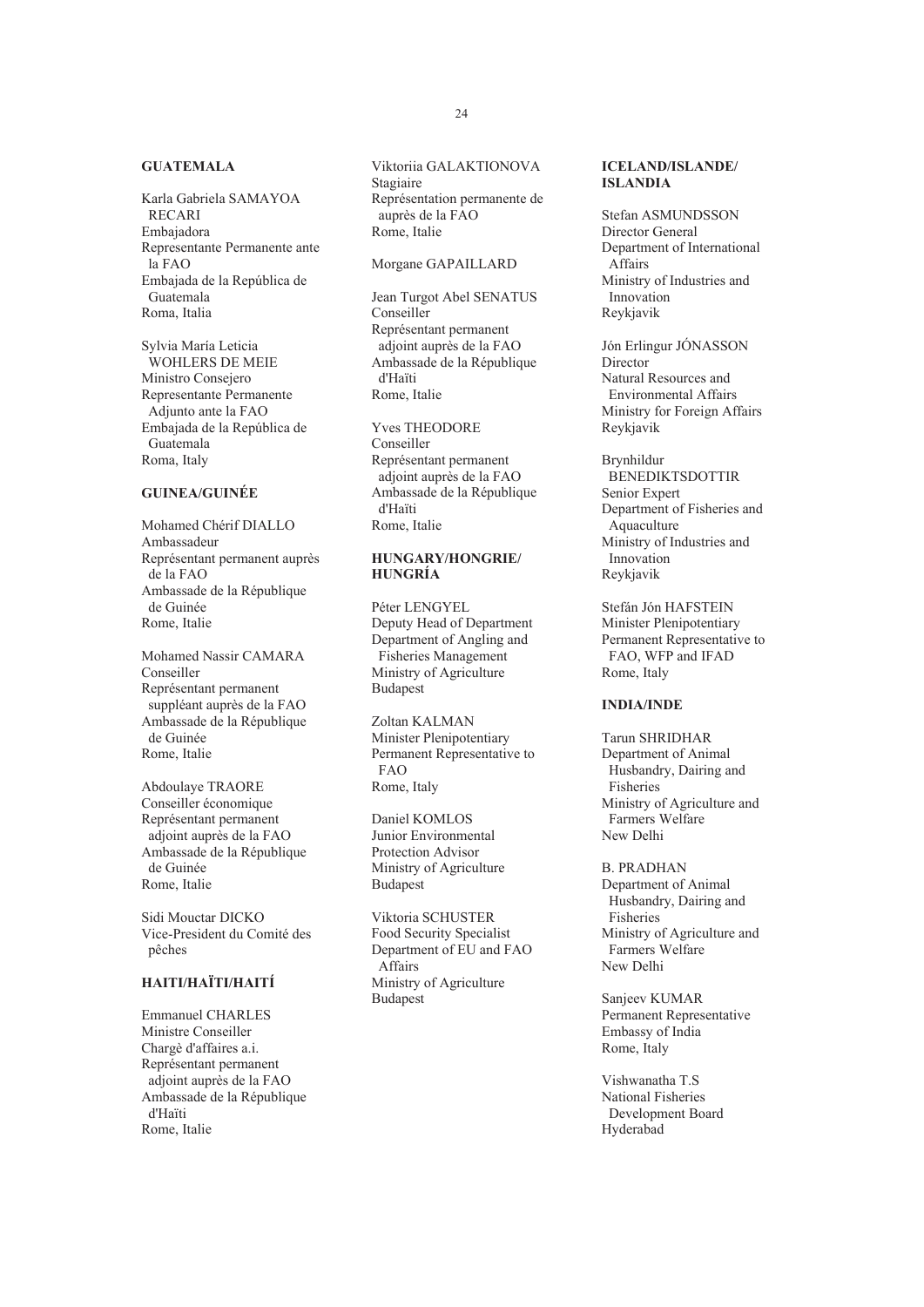**GUATEMALA**

Karla Gabriela SAMAYOA RECARI
Embajadora
Representante Permanente ante la FAO
Embajada de la República de Guatemala
Roma, Italia

Sylvia María Leticia WOHLERS DE MEIE
Ministro Consejero
Representante Permanente Adjunto ante la FAO
Embajada de la República de Guatemala
Roma, Italy

**GUINEA/GUINÉE**

Mohamed Chérif DIALLO
Ambassadeur
Représentant permanent auprès de la FAO
Ambassade de la République de Guinée
Rome, Italie

Mohamed Nassir CAMARA
Conseiller
Représentant permanent suppléant auprès de la FAO
Ambassade de la République de Guinée
Rome, Italie

Abdoulaye TRAORE
Conseiller économique
Représentant permanent adjoint auprès de la FAO
Ambassade de la République de Guinée
Rome, Italie

Sidi Mouctar DICKO
Vice-President du Comité des pêches

**HAITI/HAÏTI/HAITÍ**

Emmanuel CHARLES
Ministre Conseiller
Chargè d'affaires a.i.
Représentant permanent adjoint auprès de la FAO
Ambassade de la République d'Haïti
Rome, Italie

Viktoriia GALAKTIONOVA
Stagiaire
Représentation permanente de auprès de la FAO
Rome, Italie

Morgane GAPAILLARD

Jean Turgot Abel SENATUS
Conseiller
Représentant permanent adjoint auprès de la FAO
Ambassade de la République d'Haïti
Rome, Italie

Yves THEODORE
Conseiller
Représentant permanent adjoint auprès de la FAO
Ambassade de la République d'Haïti
Rome, Italie

**HUNGARY/HONGRIE/ HUNGRÍA**

Péter LENGYEL
Deputy Head of Department
Department of Angling and Fisheries Management
Ministry of Agriculture
Budapest

Zoltan KALMAN
Minister Plenipotentiary
Permanent Representative to FAO
Rome, Italy

Daniel KOMLOS
Junior Environmental Protection Advisor
Ministry of Agriculture
Budapest

Viktoria SCHUSTER
Food Security Specialist
Department of EU and FAO Affairs
Ministry of Agriculture
Budapest

**ICELAND/ISLANDE/ ISLANDIA**

Stefan ASMUNDSSON
Director General
Department of International Affairs
Ministry of Industries and Innovation
Reykjavik

Jón Erlingur JÓNASSON
Director
Natural Resources and Environmental Affairs
Ministry for Foreign Affairs
Reykjavik

Brynhildur BENEDIKTSDOTTIR
Senior Expert
Department of Fisheries and Aquaculture
Ministry of Industries and Innovation
Reykjavik

Stefán Jón HAFSTEIN
Minister Plenipotentiary
Permanent Representative to FAO, WFP and IFAD
Rome, Italy

**INDIA/INDE**

Tarun SHRIDHAR
Department of Animal Husbandry, Dairing and Fisheries
Ministry of Agriculture and Farmers Welfare
New Delhi

B. PRADHAN
Department of Animal Husbandry, Dairing and Fisheries
Ministry of Agriculture and Farmers Welfare
New Delhi

Sanjeev KUMAR
Permanent Representative
Embassy of India
Rome, Italy

Vishwanatha T.S
National Fisheries Development Board
Hyderabad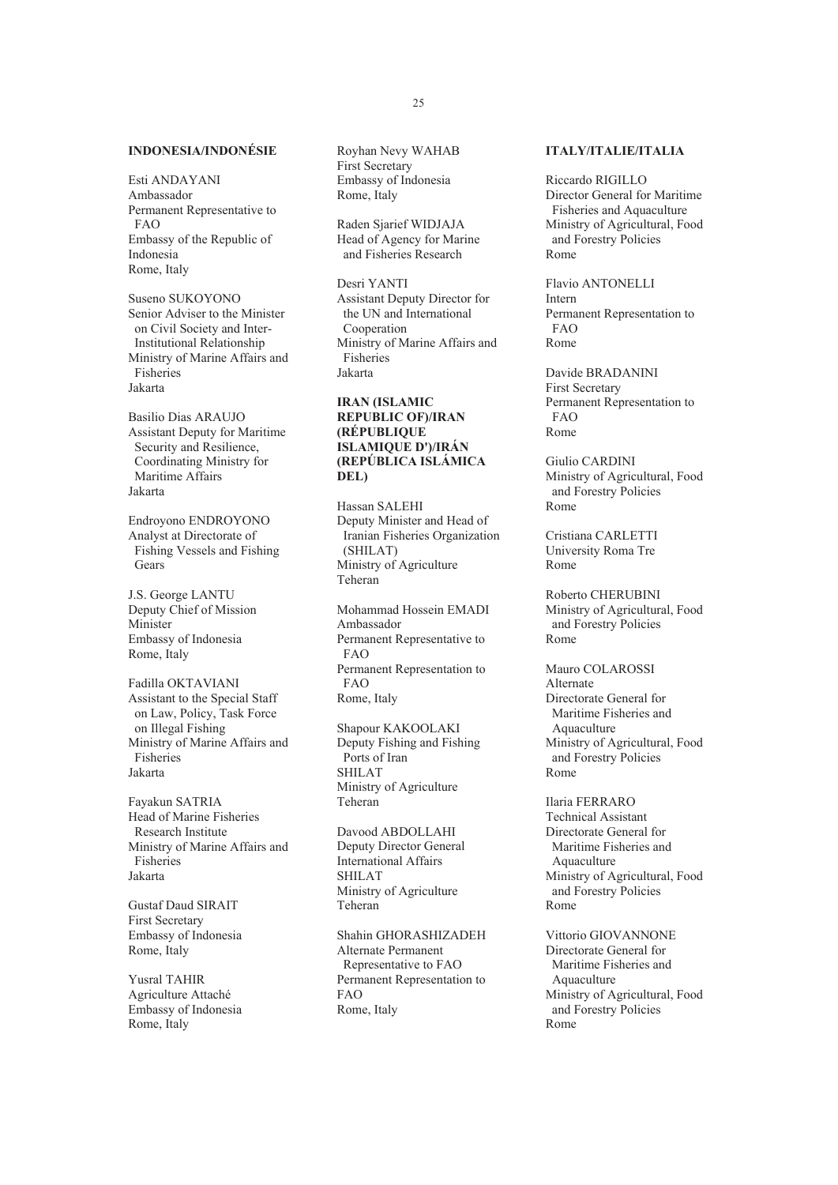**INDONESIA/INDONÉSIE**

Esti ANDAYANI
Ambassador
Permanent Representative to FAO
Embassy of the Republic of Indonesia
Rome, Italy

Suseno SUKOYONO
Senior Adviser to the Minister on Civil Society and Inter-Institutional Relationship
Ministry of Marine Affairs and Fisheries
Jakarta

Basilio Dias ARAUJO
Assistant Deputy for Maritime Security and Resilience, Coordinating Ministry for Maritime Affairs
Jakarta

Endroyono ENDROYONO
Analyst at Directorate of Fishing Vessels and Fishing Gears

J.S. George LANTU
Deputy Chief of Mission
Minister
Embassy of Indonesia
Rome, Italy

Fadilla OKTAVIANI
Assistant to the Special Staff on Law, Policy, Task Force on Illegal Fishing
Ministry of Marine Affairs and Fisheries
Jakarta

Fayakun SATRIA
Head of Marine Fisheries Research Institute
Ministry of Marine Affairs and Fisheries
Jakarta

Gustaf Daud SIRAIT
First Secretary
Embassy of Indonesia
Rome, Italy

Yusral TAHIR
Agriculture Attaché
Embassy of Indonesia
Rome, Italy

Royhan Nevy WAHAB
First Secretary
Embassy of Indonesia
Rome, Italy

Raden Sjarief WIDJAJA
Head of Agency for Marine and Fisheries Research

Desri YANTI
Assistant Deputy Director for the UN and International Cooperation
Ministry of Marine Affairs and Fisheries
Jakarta

**IRAN (ISLAMIC REPUBLIC OF)/IRAN (RÉPUBLIQUE ISLAMIQUE D')/IRÁN (REPÚBLICA ISLÁMICA DEL)**

Hassan SALEHI
Deputy Minister and Head of Iranian Fisheries Organization (SHILAT)
Ministry of Agriculture
Teheran

Mohammad Hossein EMADI
Ambassador
Permanent Representative to FAO
Permanent Representation to FAO
Rome, Italy

Shapour KAKOOLAKI
Deputy Fishing and Fishing Ports of Iran
SHILAT
Ministry of Agriculture
Teheran

Davood ABDOLLAHI
Deputy Director General
International Affairs
SHILAT
Ministry of Agriculture
Teheran

Shahin GHORASHIZADEH
Alternate Permanent Representative to FAO
Permanent Representation to FAO
Rome, Italy

**ITALY/ITALIE/ITALIA**

Riccardo RIGILLO
Director General for Maritime Fisheries and Aquaculture
Ministry of Agricultural, Food and Forestry Policies
Rome

Flavio ANTONELLI
Intern
Permanent Representation to FAO
Rome

Davide BRADANINI
First Secretary
Permanent Representation to FAO
Rome

Giulio CARDINI
Ministry of Agricultural, Food and Forestry Policies
Rome

Cristiana CARLETTI
University Roma Tre
Rome

Roberto CHERUBINI
Ministry of Agricultural, Food and Forestry Policies
Rome

Mauro COLAROSSI
Alternate
Directorate General for Maritime Fisheries and Aquaculture
Ministry of Agricultural, Food and Forestry Policies
Rome

Ilaria FERRARO
Technical Assistant
Directorate General for Maritime Fisheries and Aquaculture
Ministry of Agricultural, Food and Forestry Policies
Rome

Vittorio GIOVANNONE
Directorate General for Maritime Fisheries and Aquaculture
Ministry of Agricultural, Food and Forestry Policies
Rome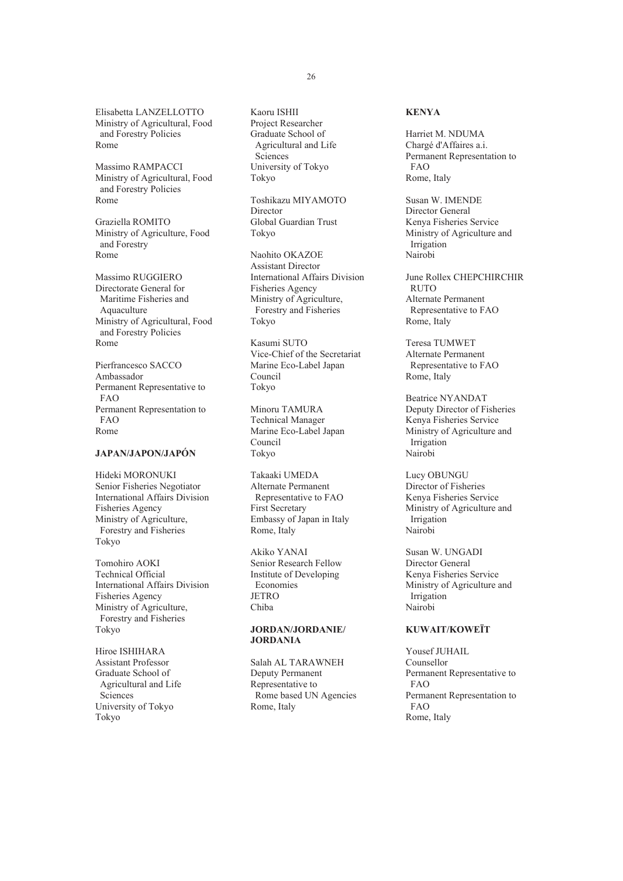Elisabetta LANZELLOTTO
Ministry of Agricultural, Food and Forestry Policies
Rome

Massimo RAMPACCI
Ministry of Agricultural, Food and Forestry Policies
Rome

Graziella ROMITO
Ministry of Agriculture, Food and Forestry
Rome

Massimo RUGGIERO
Directorate General for Maritime Fisheries and Aquaculture
Ministry of Agricultural, Food and Forestry Policies
Rome

Pierfrancesco SACCO
Ambassador
Permanent Representative to FAO
Permanent Representation to FAO
Rome

**JAPAN/JAPON/JAPÓN**

Hideki MORONUKI
Senior Fisheries Negotiator
International Affairs Division
Fisheries Agency
Ministry of Agriculture, Forestry and Fisheries
Tokyo

Tomohiro AOKI
Technical Official
International Affairs Division
Fisheries Agency
Ministry of Agriculture, Forestry and Fisheries
Tokyo

Hiroe ISHIHARA
Assistant Professor
Graduate School of Agricultural and Life Sciences
University of Tokyo
Tokyo

Kaoru ISHII
Project Researcher
Graduate School of Agricultural and Life Sciences
University of Tokyo
Tokyo

Toshikazu MIYAMOTO
Director
Global Guardian Trust
Tokyo

Naohito OKAZOE
Assistant Director
International Affairs Division
Fisheries Agency
Ministry of Agriculture, Forestry and Fisheries
Tokyo

Kasumi SUTO
Vice-Chief of the Secretariat
Marine Eco-Label Japan Council
Tokyo

Minoru TAMURA
Technical Manager
Marine Eco-Label Japan Council
Tokyo

Takaaki UMEDA
Alternate Permanent Representative to FAO
First Secretary
Embassy of Japan in Italy
Rome, Italy

Akiko YANAI
Senior Research Fellow
Institute of Developing Economies
JETRO
Chiba

**JORDAN/JORDANIE/JORDANIA**

Salah AL TARAWNEH
Deputy Permanent Representative to Rome based UN Agencies
Rome, Italy

**KENYA**

Harriet M. NDUMA
Chargé d'Affaires a.i.
Permanent Representation to FAO
Rome, Italy

Susan W. IMENDE
Director General
Kenya Fisheries Service
Ministry of Agriculture and Irrigation
Nairobi

June Rollex CHEPCHIRCHIR RUTO
Alternate Permanent Representative to FAO
Rome, Italy

Teresa TUMWET
Alternate Permanent Representative to FAO
Rome, Italy

Beatrice NYANDAT
Deputy Director of Fisheries
Kenya Fisheries Service
Ministry of Agriculture and Irrigation
Nairobi

Lucy OBUNGU
Director of Fisheries
Kenya Fisheries Service
Ministry of Agriculture and Irrigation
Nairobi

Susan W. UNGADI
Director General
Kenya Fisheries Service
Ministry of Agriculture and Irrigation
Nairobi

**KUWAIT/KOWEÏT**

Yousef JUHAIL
Counsellor
Permanent Representative to FAO
Permanent Representation to FAO
Rome, Italy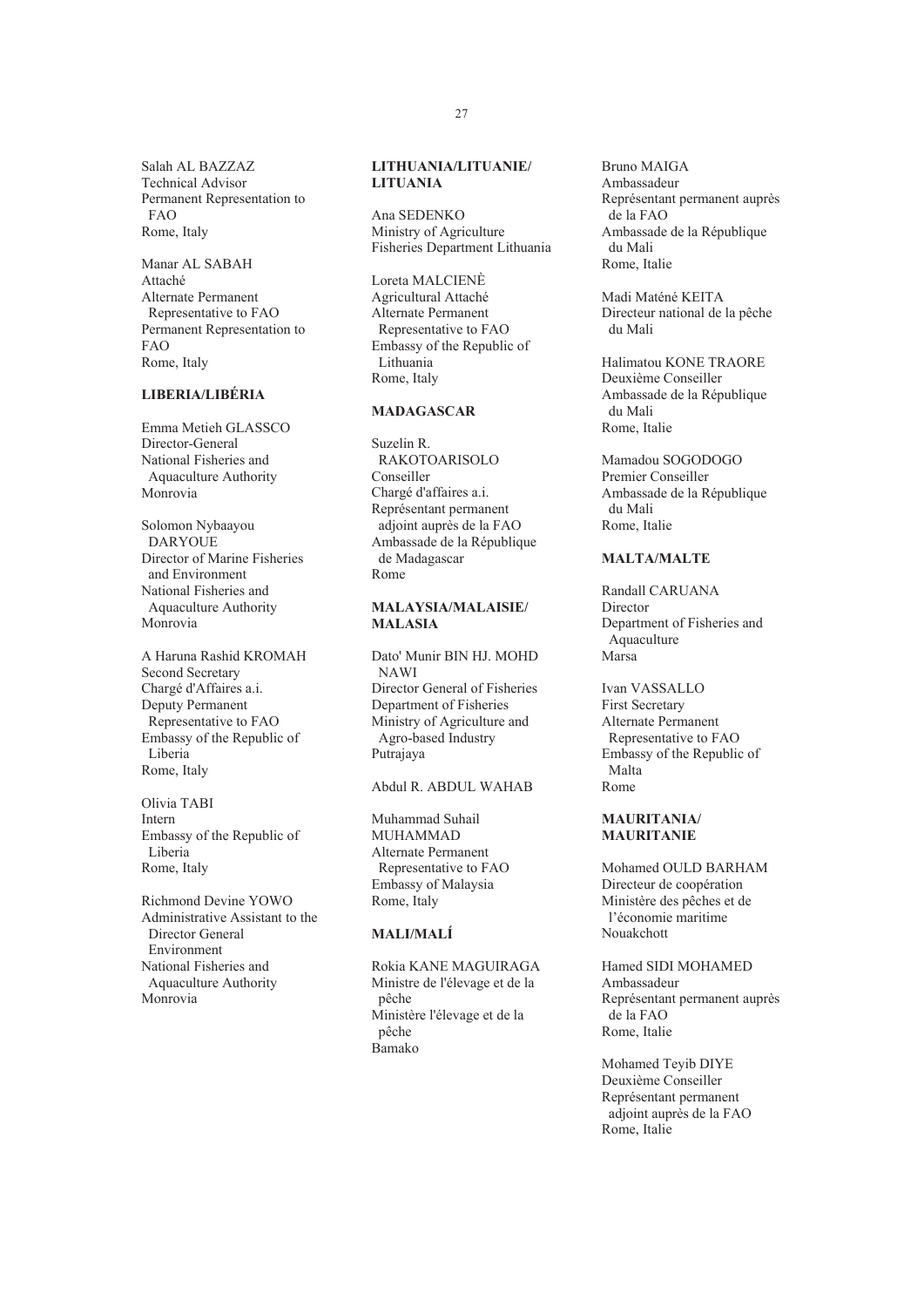Salah AL BAZZAZ
Technical Advisor
Permanent Representation to FAO
Rome, Italy

Manar AL SABAH
Attaché
Alternate Permanent Representative to FAO
Permanent Representation to FAO
Rome, Italy

**LIBERIA/LIBÉRIA**

Emma Metieh GLASSCO
Director-General
National Fisheries and Aquaculture Authority
Monrovia

Solomon Nybaayou DARYOUE
Director of Marine Fisheries and Environment
National Fisheries and Aquaculture Authority
Monrovia

A Haruna Rashid KROMAH
Second Secretary
Chargé d'Affaires a.i.
Deputy Permanent Representative to FAO
Embassy of the Republic of Liberia
Rome, Italy

Olivia TABI
Intern
Embassy of the Republic of Liberia
Rome, Italy

Richmond Devine YOWO
Administrative Assistant to the Director General Environment
National Fisheries and Aquaculture Authority
Monrovia

**LITHUANIA/LITUANIE/ LITUANIA**

Ana SEDENKO
Ministry of Agriculture
Fisheries Department Lithuania

Loreta MALCIENÈ
Agricultural Attaché
Alternate Permanent Representative to FAO
Embassy of the Republic of Lithuania
Rome, Italy

**MADAGASCAR**

Suzelin R. RAKOTOARISOLO
Conseiller
Chargé d'affaires a.i.
Représentant permanent adjoint auprès de la FAO
Ambassade de la République de Madagascar
Rome

**MALAYSIA/MALAISIE/ MALASIA**

Dato' Munir BIN HJ. MOHD NAWI
Director General of Fisheries
Department of Fisheries
Ministry of Agriculture and Agro-based Industry
Putrajaya

Abdul R. ABDUL WAHAB

Muhammad Suhail MUHAMMAD
Alternate Permanent Representative to FAO
Embassy of Malaysia
Rome, Italy

**MALI/MALÍ**

Rokia KANE MAGUIRAGA
Ministre de l'élevage et de la pêche
Ministère l'élevage et de la pêche
Bamako

Bruno MAIGA
Ambassadeur
Représentant permanent auprès de la FAO
Ambassade de la République du Mali
Rome, Italie

Madi Maténé KEITA
Directeur national de la pêche du Mali

Halimatou KONE TRAORE
Deuxième Conseiller
Ambassade de la République du Mali
Rome, Italie

Mamadou SOGODOGO
Premier Conseiller
Ambassade de la République du Mali
Rome, Italie

**MALTA/MALTE**

Randall CARUANA
Director
Department of Fisheries and Aquaculture
Marsa

Ivan VASSALLO
First Secretary
Alternate Permanent Representative to FAO
Embassy of the Republic of Malta
Rome

**MAURITANIA/ MAURITANIE**

Mohamed OULD BARHAM
Directeur de coopération
Ministère des pêches et de l'économie maritime
Nouakchott

Hamed SIDI MOHAMED
Ambassadeur
Représentant permanent auprès de la FAO
Rome, Italie

Mohamed Teyib DIYE
Deuxième Conseiller
Représentant permanent adjoint auprès de la FAO
Rome, Italie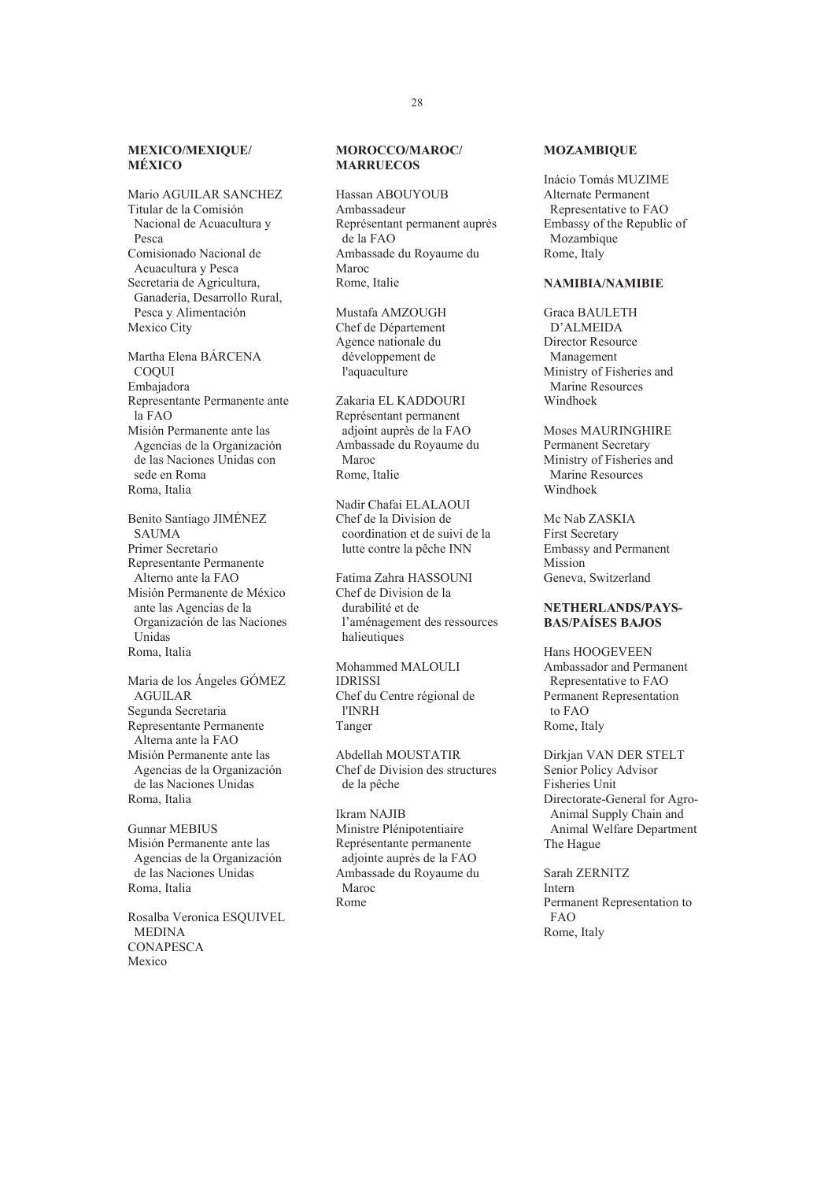**MEXICO/MEXIQUE/ MÉXICO**

Mario AGUILAR SANCHEZ
Titular de la Comisión Nacional de Acuacultura y Pesca
Comisionado Nacional de Acuacultura y Pesca
Secretaria de Agricultura, Ganadería, Desarrollo Rural, Pesca y Alimentación
Mexico City

Martha Elena BÁRCENA COQUI
Embajadora
Representante Permanente ante la FAO
Misión Permanente ante las Agencias de la Organización de las Naciones Unidas con sede en Roma
Roma, Italia

Benito Santiago JIMÉNEZ SAUMA
Primer Secretario
Representante Permanente Alterno ante la FAO
Misión Permanente de México ante las Agencias de la Organización de las Naciones Unidas
Roma, Italia

Maria de los Ángeles GÓMEZ AGUILAR
Segunda Secretaria
Representante Permanente Alterna ante la FAO
Misión Permanente ante las Agencias de la Organización de las Naciones Unidas
Roma, Italia

Gunnar MEBIUS
Misión Permanente ante las Agencias de la Organización de las Naciones Unidas
Roma, Italia

Rosalba Veronica ESQUIVEL MEDINA
CONAPESCA
Mexico

**MOROCCO/MAROC/ MARRUECOS**

Hassan ABOUYOUB
Ambassadeur
Représentant permanent auprès de la FAO
Ambassade du Royaume du Maroc
Rome, Italie

Mustafa AMZOUGH
Chef de Département
Agence nationale du développement de l'aquaculture

Zakaria EL KADDOURI
Représentant permanent adjoint auprès de la FAO
Ambassade du Royaume du Maroc
Rome, Italie

Nadir Chafai ELALAOUI
Chef de la Division de coordination et de suivi de la lutte contre la pêche INN

Fatima Zahra HASSOUNI
Chef de Division de la durabilité et de l'aménagement des ressources halieutiques

Mohammed MALOULI IDRISSI
Chef du Centre régional de l'INRH
Tanger

Abdellah MOUSTATIR
Chef de Division des structures de la pêche

Ikram NAJIB
Ministre Plénipotentiaire
Représentante permanente adjointe auprès de la FAO
Ambassade du Royaume du Maroc
Rome

**MOZAMBIQUE**

Inácio Tomás MUZIME
Alternate Permanent Representative to FAO
Embassy of the Republic of Mozambique
Rome, Italy

**NAMIBIA/NAMIBIE**

Graca BAULETH D'ALMEIDA
Director Resource Management
Ministry of Fisheries and Marine Resources
Windhoek

Moses MAURINGHIRE
Permanent Secretary
Ministry of Fisheries and Marine Resources
Windhoek

Mc Nab ZASKIA
First Secretary
Embassy and Permanent Mission
Geneva, Switzerland

**NETHERLANDS/PAYS-BAS/PAÍSES BAJOS**

Hans HOOGEVEEN
Ambassador and Permanent Representative to FAO
Permanent Representation to FAO
Rome, Italy

Dirkjan VAN DER STELT
Senior Policy Advisor
Fisheries Unit
Directorate-General for Agro-Animal Supply Chain and Animal Welfare Department
The Hague

Sarah ZERNITZ
Intern
Permanent Representation to FAO
Rome, Italy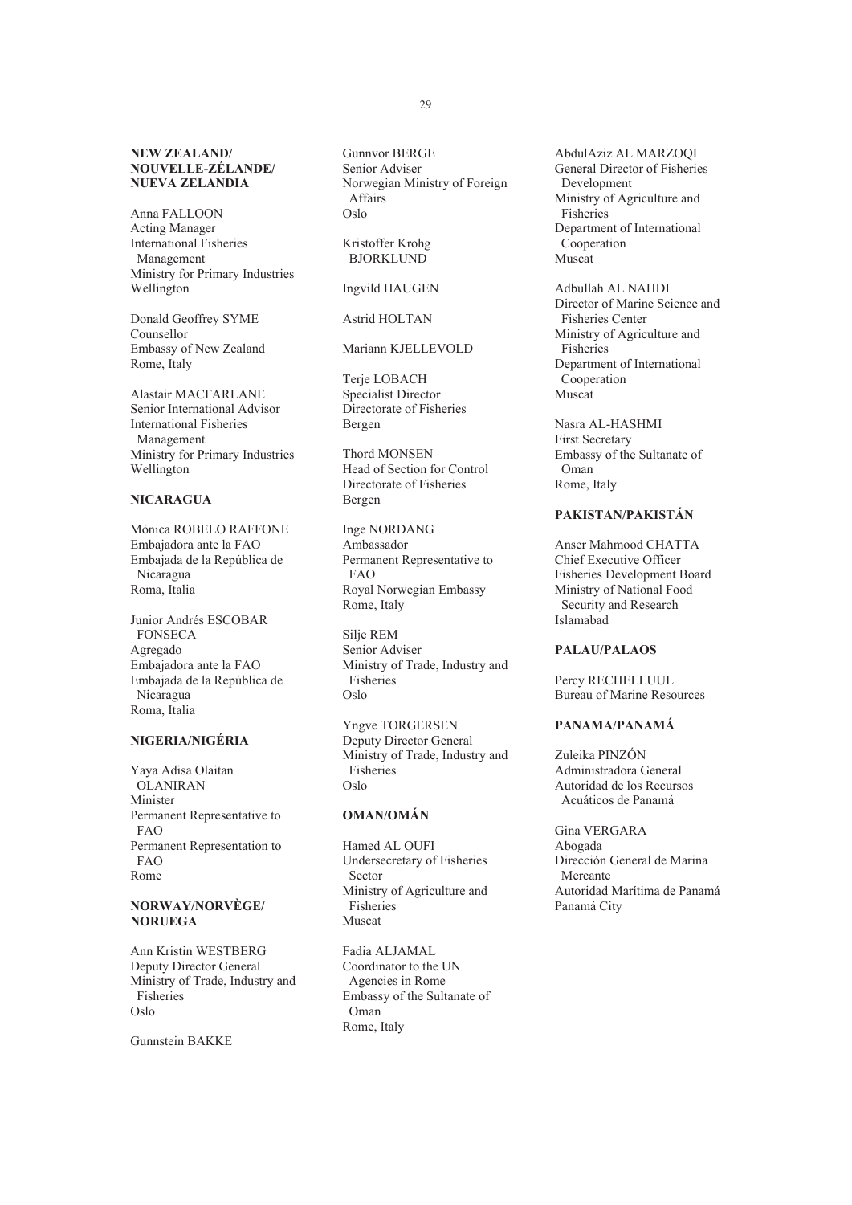**NEW ZEALAND/
NOUVELLE-ZÉLANDE/
NUEVA ZELANDIA**

Anna FALLOON
Acting Manager
International Fisheries Management
Ministry for Primary Industries
Wellington

Donald Geoffrey SYME
Counsellor
Embassy of New Zealand
Rome, Italy

Alastair MACFARLANE
Senior International Advisor
International Fisheries Management
Ministry for Primary Industries
Wellington

**NICARAGUA**

Mónica ROBELO RAFFONE
Embajadora ante la FAO
Embajada de la República de Nicaragua
Roma, Italia

Junior Andrés ESCOBAR FONSECA
Agregado
Embajadora ante la FAO
Embajada de la República de Nicaragua
Roma, Italia

**NIGERIA/NIGÉRIA**

Yaya Adisa Olaitan OLANIRAN
Minister
Permanent Representative to FAO
Permanent Representation to FAO
Rome

**NORWAY/NORVÈGE/
NORUEGA**

Ann Kristin WESTBERG
Deputy Director General
Ministry of Trade, Industry and Fisheries
Oslo

Gunnstein BAKKE

Gunnvor BERGE
Senior Adviser
Norwegian Ministry of Foreign Affairs
Oslo

Kristoffer Krohg BJORKLUND

Ingvild HAUGEN

Astrid HOLTAN

Mariann KJELLEVOLD

Terje LOBACH
Specialist Director
Directorate of Fisheries
Bergen

Thord MONSEN
Head of Section for Control
Directorate of Fisheries
Bergen

Inge NORDANG
Ambassador
Permanent Representative to FAO
Royal Norwegian Embassy
Rome, Italy

Silje REM
Senior Adviser
Ministry of Trade, Industry and Fisheries
Oslo

Yngve TORGERSEN
Deputy Director General
Ministry of Trade, Industry and Fisheries
Oslo

**OMAN/OMÁN**

Hamed AL OUFI
Undersecretary of Fisheries Sector
Ministry of Agriculture and Fisheries
Muscat

Fadia ALJAMAL
Coordinator to the UN Agencies in Rome
Embassy of the Sultanate of Oman
Rome, Italy

AbdulAziz AL MARZOQI
General Director of Fisheries Development
Ministry of Agriculture and Fisheries
Department of International Cooperation
Muscat

Adbullah AL NAHDI
Director of Marine Science and Fisheries Center
Ministry of Agriculture and Fisheries
Department of International Cooperation
Muscat

Nasra AL-HASHMI
First Secretary
Embassy of the Sultanate of Oman
Rome, Italy

**PAKISTAN/PAKISTÁN**

Anser Mahmood CHATTA
Chief Executive Officer
Fisheries Development Board
Ministry of National Food Security and Research
Islamabad

**PALAU/PALAOS**

Percy RECHELLUUL
Bureau of Marine Resources

**PANAMA/PANAMÁ**

Zuleika PINZÓN
Administradora General
Autoridad de los Recursos Acuáticos de Panamá

Gina VERGARA
Abogada
Dirección General de Marina Mercante
Autoridad Marítima de Panamá
Panamá City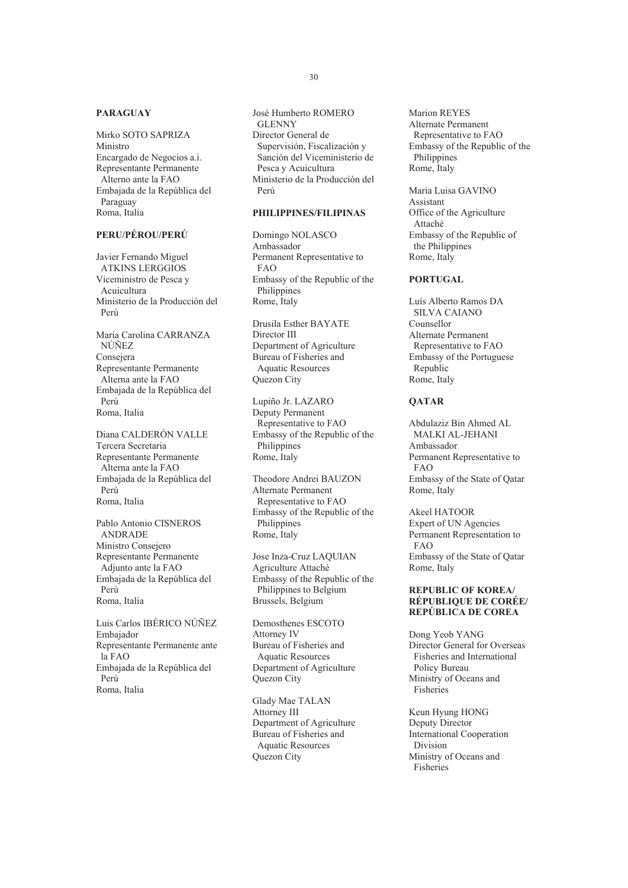**PARAGUAY**

Mirko SOTO SAPRIZA
Ministro
Encargado de Negocios a.i.
Representante Permanente Alterno ante la FAO
Embajada de la República del Paraguay
Roma, Italia

**PERU/PÉROU/PERÚ**

Javier Fernando Miguel ATKINS LERGGIOS
Viceministro de Pesca y Acuicultura
Ministerio de la Producción del Perú

María Carolina CARRANZA NÚÑEZ
Consejera
Representante Permanente Alterna ante la FAO
Embajada de la República del Perú
Roma, Italia

Diana CALDERÓN VALLE
Tercera Secretaria
Representante Permanente Alterna ante la FAO
Embajada de la República del Perú
Roma, Italia

Pablo Antonio CISNEROS ANDRADE
Ministro Consejero
Representante Permanente Adjunto ante la FAO
Embajada de la República del Perú
Roma, Italia

Luis Carlos IBÉRICO NÚÑEZ
Embajador
Representante Permanente ante la FAO
Embajada de la República del Perú
Roma, Italia

José Humberto ROMERO GLENNY
Director General de Supervisión, Fiscalización y Sanción del Viceministerio de Pesca y Acuicultura
Ministerio de la Producción del Perú

**PHILIPPINES/FILIPINAS**

Domingo NOLASCO
Ambassador
Permanent Representative to FAO
Embassy of the Republic of the Philippines
Rome, Italy

Drusila Esther BAYATE
Director III
Department of Agriculture
Bureau of Fisheries and Aquatic Resources
Quezon City

Lupiño Jr. LAZARO
Deputy Permanent Representative to FAO
Embassy of the Republic of the Philippines
Rome, Italy

Theodore Andrei BAUZON
Alternate Permanent Representative to FAO
Embassy of the Republic of the Philippines
Rome, Italy

Jose Inza-Cruz LAQUIAN
Agriculture Attaché
Embassy of the Republic of the Philippines to Belgium
Brussels, Belgium

Demosthenes ESCOTO
Attorney IV
Bureau of Fisheries and Aquatic Resources
Department of Agriculture
Quezon City

Glady Mae TALAN
Attorney III
Department of Agriculture
Bureau of Fisheries and Aquatic Resources
Quezon City

Marion REYES
Alternate Permanent Representative to FAO
Embassy of the Republic of the Philippines
Rome, Italy

Maria Luisa GAVINO
Assistant
Office of the Agriculture Attaché
Embassy of the Republic of the Philippines
Rome, Italy

**PORTUGAL**

Luís Alberto Ramos DA SILVA CAIANO
Counsellor
Alternate Permanent Representative to FAO
Embassy of the Portuguese Republic
Rome, Italy

**QATAR**

Abdulaziz Bin Ahmed AL MALKI AL-JEHANI
Ambassador
Permanent Representative to FAO
Embassy of the State of Qatar
Rome, Italy

Akeel HATOOR
Expert of UN Agencies
Permanent Representation to FAO
Embassy of the State of Qatar
Rome, Italy

**REPUBLIC OF KOREA/ RÉPUBLIQUE DE CORÉE/ REPÚBLICA DE COREA**

Dong Yeob YANG
Director General for Overseas Fisheries and International Policy Bureau
Ministry of Oceans and Fisheries

Keun Hyung HONG
Deputy Director
International Cooperation Division
Ministry of Oceans and Fisheries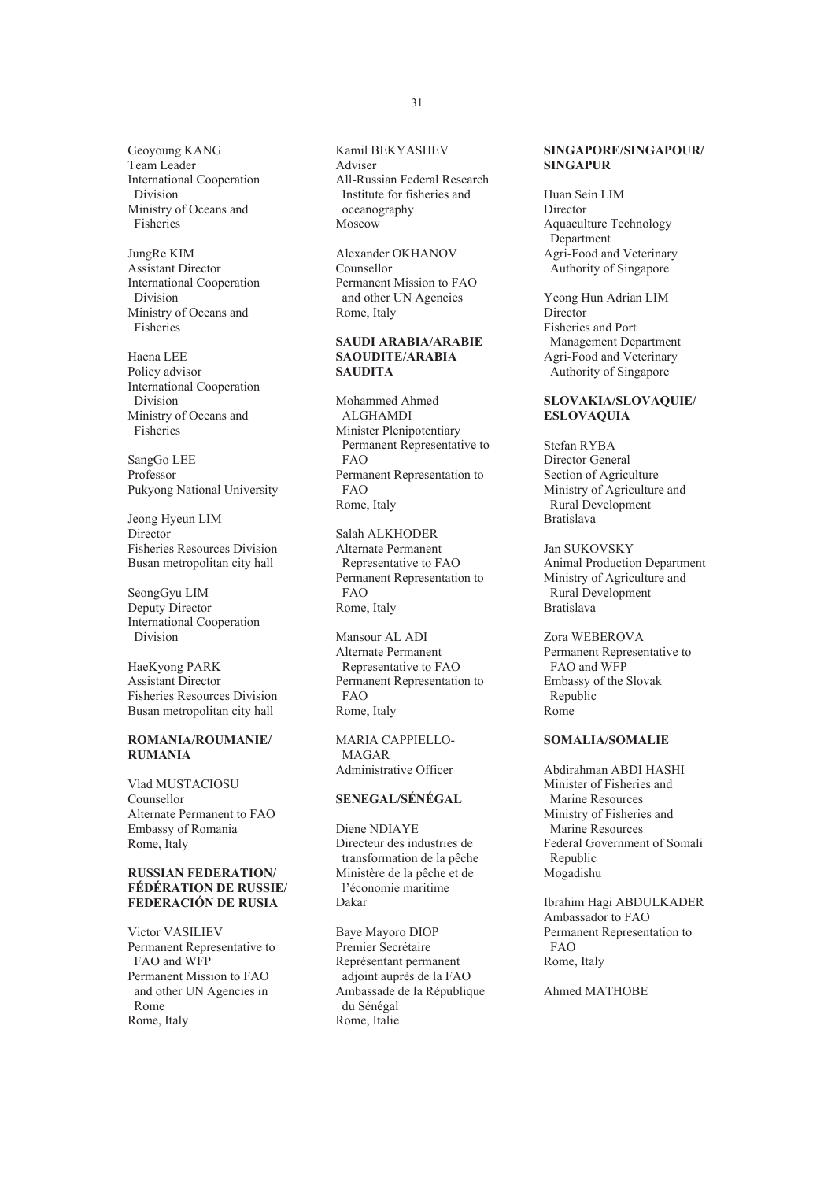Geoyoung KANG
Team Leader
International Cooperation Division
Ministry of Oceans and Fisheries

JungRe KIM
Assistant Director
International Cooperation Division
Ministry of Oceans and Fisheries

Haena LEE
Policy advisor
International Cooperation Division
Ministry of Oceans and Fisheries

SangGo LEE
Professor
Pukyong National University

Jeong Hyeun LIM
Director
Fisheries Resources Division
Busan metropolitan city hall

SeongGyu LIM
Deputy Director
International Cooperation Division

HaeKyong PARK
Assistant Director
Fisheries Resources Division
Busan metropolitan city hall

**ROMANIA/ROUMANIE/ RUMANIA**

Vlad MUSTACIOSU
Counsellor
Alternate Permanent to FAO
Embassy of Romania
Rome, Italy

**RUSSIAN FEDERATION/ FÉDÉRATION DE RUSSIE/ FEDERACIÓN DE RUSIA**

Victor VASILIEV
Permanent Representative to FAO and WFP
Permanent Mission to FAO and other UN Agencies in Rome
Rome, Italy

Kamil BEKYASHEV
Adviser
All-Russian Federal Research Institute for fisheries and oceanography
Moscow

Alexander OKHANOV
Counsellor
Permanent Mission to FAO and other UN Agencies
Rome, Italy

**SAUDI ARABIA/ARABIE SAOUDITE/ARABIA SAUDITA**

Mohammed Ahmed ALGHAMDI
Minister Plenipotentiary
Permanent Representative to FAO
Permanent Representation to FAO
Rome, Italy

Salah ALKHODER
Alternate Permanent Representative to FAO
Permanent Representation to FAO
Rome, Italy

Mansour AL ADI
Alternate Permanent Representative to FAO
Permanent Representation to FAO
Rome, Italy

MARIA CAPPIELLO-MAGAR
Administrative Officer

**SENEGAL/SÉNÉGAL**

Diene NDIAYE
Directeur des industries de transformation de la pêche
Ministère de la pêche et de l'économie maritime
Dakar

Baye Mayoro DIOP
Premier Secrétaire
Représentant permanent adjoint auprès de la FAO
Ambassade de la République du Sénégal
Rome, Italie

**SINGAPORE/SINGAPOUR/ SINGAPUR**

Huan Sein LIM
Director
Aquaculture Technology Department
Agri-Food and Veterinary Authority of Singapore

Yeong Hun Adrian LIM
Director
Fisheries and Port Management Department
Agri-Food and Veterinary Authority of Singapore

**SLOVAKIA/SLOVAQUIE/ ESLOVAQUIA**

Stefan RYBA
Director General
Section of Agriculture
Ministry of Agriculture and Rural Development
Bratislava

Jan SUKOVSKY
Animal Production Department
Ministry of Agriculture and Rural Development
Bratislava

Zora WEBEROVA
Permanent Representative to FAO and WFP
Embassy of the Slovak Republic
Rome

**SOMALIA/SOMALIE**

Abdirahman ABDI HASHI
Minister of Fisheries and Marine Resources
Ministry of Fisheries and Marine Resources
Federal Government of Somali Republic
Mogadishu

Ibrahim Hagi ABDULKADER
Ambassador to FAO
Permanent Representation to FAO
Rome, Italy

Ahmed MATHOBE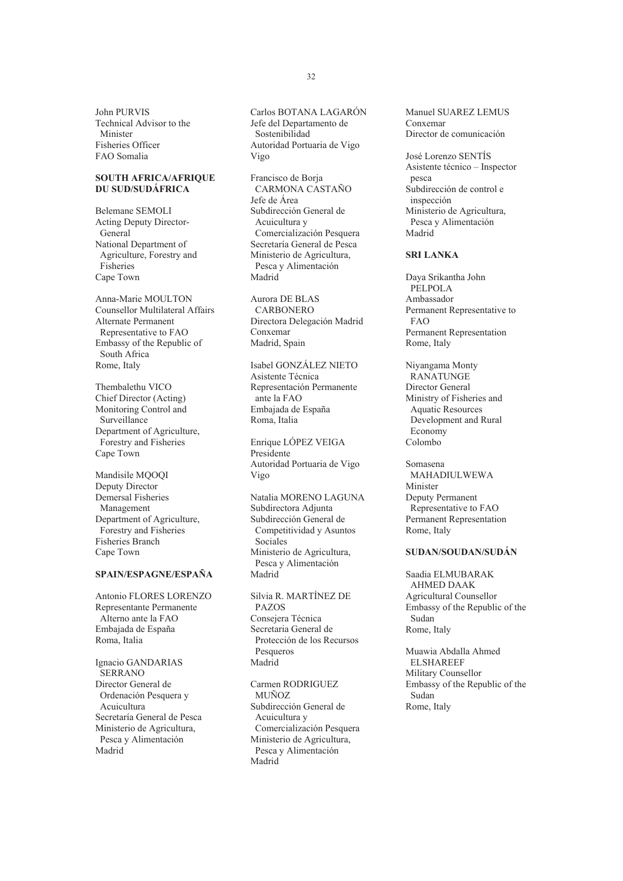John PURVIS
Technical Advisor to the Minister
Fisheries Officer
FAO Somalia

**SOUTH AFRICA/AFRIQUE DU SUD/SUDÁFRICA**

Belemane SEMOLI
Acting Deputy Director-General
National Department of Agriculture, Forestry and Fisheries
Cape Town

Anna-Marie MOULTON
Counsellor Multilateral Affairs
Alternate Permanent Representative to FAO
Embassy of the Republic of South Africa
Rome, Italy

Thembalethu VICO
Chief Director (Acting)
Monitoring Control and Surveillance
Department of Agriculture, Forestry and Fisheries
Cape Town

Mandisile MQOQI
Deputy Director
Demersal Fisheries Management
Department of Agriculture, Forestry and Fisheries
Fisheries Branch
Cape Town

**SPAIN/ESPAGNE/ESPAÑA**

Antonio FLORES LORENZO
Representante Permanente Alterno ante la FAO
Embajada de España
Roma, Italia

Ignacio GANDARIAS SERRANO
Director General de Ordenación Pesquera y Acuicultura
Secretaría General de Pesca
Ministerio de Agricultura, Pesca y Alimentación
Madrid

Carlos BOTANA LAGARÓN
Jefe del Departamento de Sostenibilidad
Autoridad Portuaria de Vigo
Vigo

Francisco de Borja CARMONA CASTAÑO
Jefe de Área
Subdirección General de Acuicultura y Comercialización Pesquera
Secretaría General de Pesca
Ministerio de Agricultura, Pesca y Alimentación
Madrid

Aurora DE BLAS CARBONERO
Directora Delegación Madrid
Conxemar
Madrid, Spain

Isabel GONZÁLEZ NIETO
Asistente Técnica
Representación Permanente ante la FAO
Embajada de España
Roma, Italia

Enrique LÓPEZ VEIGA
Presidente
Autoridad Portuaria de Vigo
Vigo

Natalia MORENO LAGUNA
Subdirectora Adjunta
Subdirección General de Competitividad y Asuntos Sociales
Ministerio de Agricultura, Pesca y Alimentación
Madrid

Silvia R. MARTÍNEZ DE PAZOS
Consejera Técnica
Secretaria General de Protección de los Recursos Pesqueros
Madrid

Carmen RODRIGUEZ MUÑOZ
Subdirección General de Acuicultura y Comercialización Pesquera
Ministerio de Agricultura, Pesca y Alimentación
Madrid

Manuel SUAREZ LEMUS
Conxemar
Director de comunicación

José Lorenzo SENTÍS
Asistente técnico – Inspector pesca
Subdirección de control e inspección
Ministerio de Agricultura, Pesca y Alimentación
Madrid

**SRI LANKA**

Daya Srikantha John PELPOLA
Ambassador
Permanent Representative to FAO
Permanent Representation
Rome, Italy

Niyangama Monty RANATUNGE
Director General
Ministry of Fisheries and Aquatic Resources Development and Rural Economy
Colombo

Somasena MAHADIULWEWA
Minister
Deputy Permanent Representative to FAO
Permanent Representation
Rome, Italy

**SUDAN/SOUDAN/SUDÁN**

Saadia ELMUBARAK AHMED DAAK
Agricultural Counsellor
Embassy of the Republic of the Sudan
Rome, Italy

Muawia Abdalla Ahmed ELSHAREEF
Military Counsellor
Embassy of the Republic of the Sudan
Rome, Italy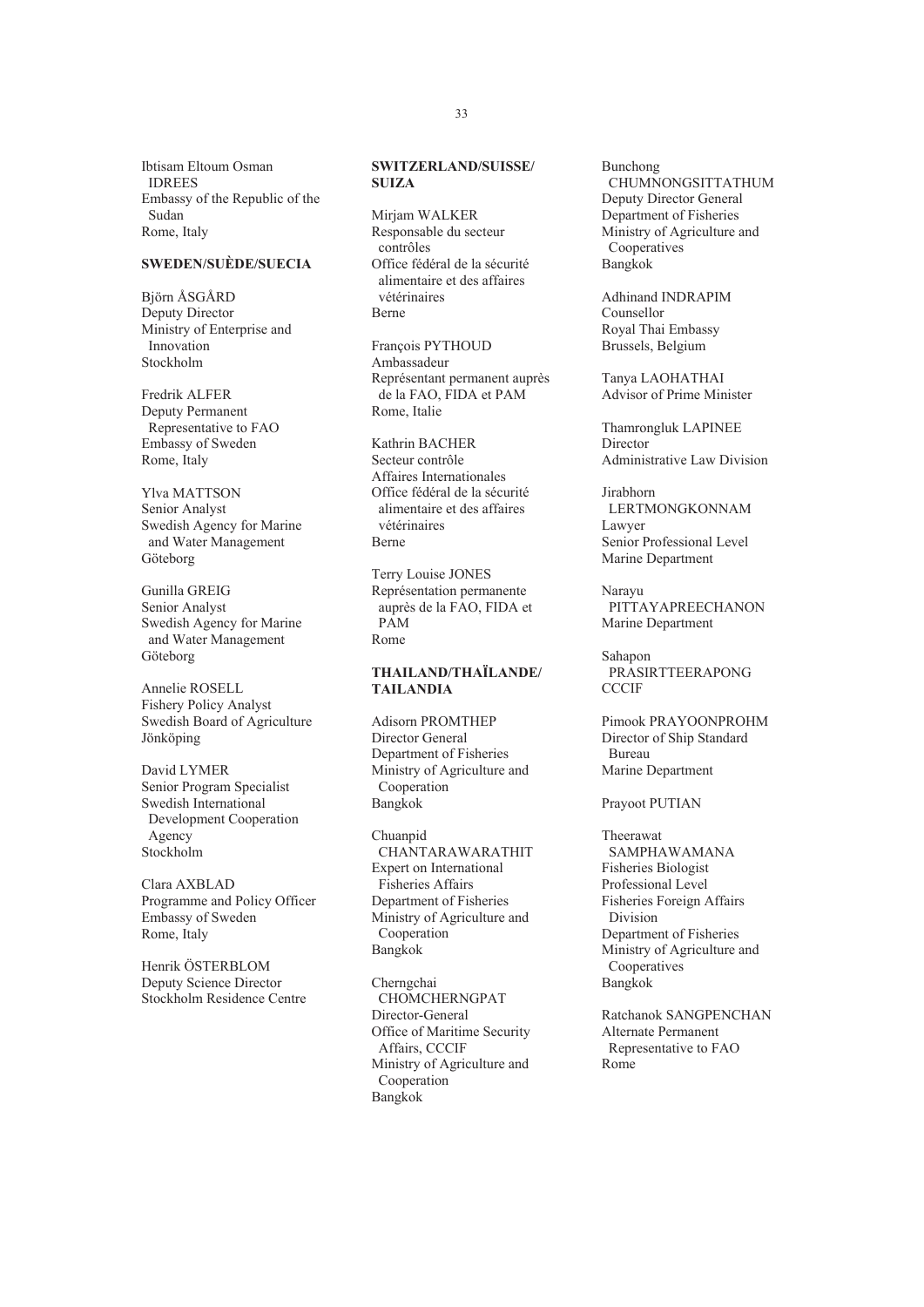Ibtisam Eltoum Osman IDREES
Embassy of the Republic of the Sudan
Rome, Italy

**SWEDEN/SUÈDE/SUECIA**

Björn ÅSGÅRD
Deputy Director
Ministry of Enterprise and Innovation
Stockholm

Fredrik ALFER
Deputy Permanent Representative to FAO
Embassy of Sweden
Rome, Italy

Ylva MATTSON
Senior Analyst
Swedish Agency for Marine and Water Management
Göteborg

Gunilla GREIG
Senior Analyst
Swedish Agency for Marine and Water Management
Göteborg

Annelie ROSELL
Fishery Policy Analyst
Swedish Board of Agriculture
Jönköping

David LYMER
Senior Program Specialist
Swedish International Development Cooperation Agency
Stockholm

Clara AXBLAD
Programme and Policy Officer
Embassy of Sweden
Rome, Italy

Henrik ÖSTERBLOM
Deputy Science Director
Stockholm Residence Centre

**SWITZERLAND/SUISSE/SUIZA**

Mirjam WALKER
Responsable du secteur contrôles
Office fédéral de la sécurité alimentaire et des affaires vétérinaires
Berne

François PYTHOUD
Ambassadeur
Représentant permanent auprès de la FAO, FIDA et PAM
Rome, Italie

Kathrin BACHER
Secteur contrôle
Affaires Internationales
Office fédéral de la sécurité alimentaire et des affaires vétérinaires
Berne

Terry Louise JONES
Représentation permanente auprès de la FAO, FIDA et PAM
Rome

**THAILAND/THAÏLANDE/TAILANDIA**

Adisorn PROMTHEP
Director General
Department of Fisheries
Ministry of Agriculture and Cooperation
Bangkok

Chuanpid CHANTARAWARATHIT
Expert on International Fisheries Affairs
Department of Fisheries
Ministry of Agriculture and Cooperation
Bangkok

Cherngchai CHOMCHERNGPAT
Director-General
Office of Maritime Security Affairs, CCCIF
Ministry of Agriculture and Cooperation
Bangkok

Bunchong CHUMNONGSITTATHUM
Deputy Director General
Department of Fisheries
Ministry of Agriculture and Cooperatives
Bangkok

Adhinand INDRAPIM
Counsellor
Royal Thai Embassy
Brussels, Belgium

Tanya LAOHATHAI
Advisor of Prime Minister

Thamrongluk LAPINEE
Director
Administrative Law Division

Jirabhorn LERTMONGKONNAM
Lawyer
Senior Professional Level
Marine Department

Narayu PITTAYAPREECHANON
Marine Department

Sahapon PRASIRTTEERAPONG
CCCIF

Pimook PRAYOONPROHM
Director of Ship Standard Bureau
Marine Department

Prayoot PUTIAN

Theerawat SAMPHAWAMANA
Fisheries Biologist
Professional Level
Fisheries Foreign Affairs Division
Department of Fisheries
Ministry of Agriculture and Cooperatives
Bangkok

Ratchanok SANGPENCHAN
Alternate Permanent Representative to FAO
Rome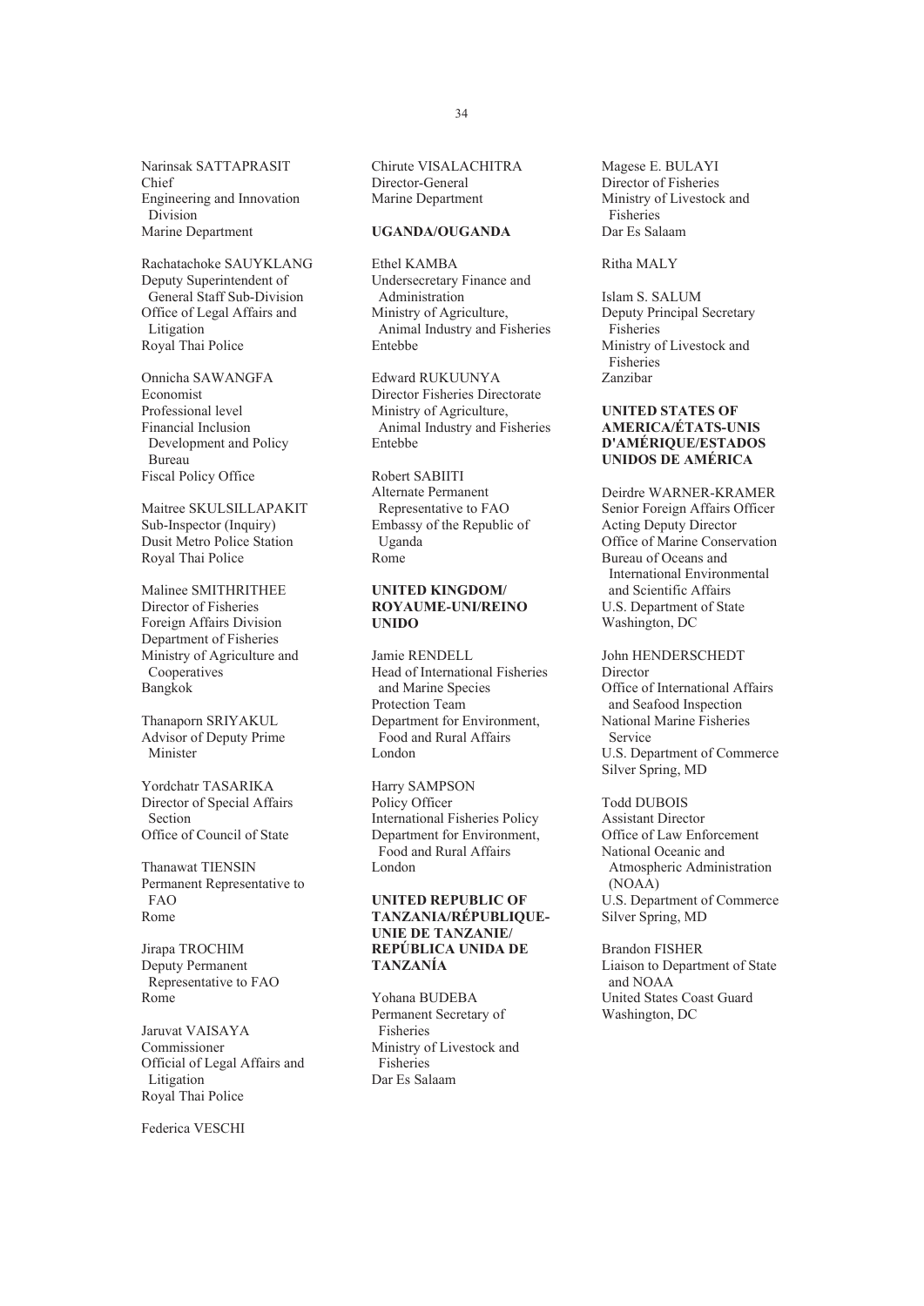Narinsak SATTAPRASIT
Chief
Engineering and Innovation Division
Marine Department

Rachatachoke SAUYKLANG
Deputy Superintendent of General Staff Sub-Division
Office of Legal Affairs and Litigation
Royal Thai Police

Onnicha SAWANGFA
Economist
Professional level
Financial Inclusion Development and Policy Bureau
Fiscal Policy Office

Maitree SKULSILLAPAKIT
Sub-Inspector (Inquiry)
Dusit Metro Police Station
Royal Thai Police

Malinee SMITHRITHEE
Director of Fisheries
Foreign Affairs Division
Department of Fisheries
Ministry of Agriculture and Cooperatives
Bangkok

Thanaporn SRIYAKUL
Advisor of Deputy Prime Minister

Yordchatr TASARIKA
Director of Special Affairs Section
Office of Council of State

Thanawat TIENSIN
Permanent Representative to FAO
Rome

Jirapa TROCHIM
Deputy Permanent Representative to FAO
Rome

Jaruvat VAISAYA
Commissioner
Official of Legal Affairs and Litigation
Royal Thai Police

Federica VESCHI

Chirute VISALACHITRA
Director-General
Marine Department

**UGANDA/OUGANDA**

Ethel KAMBA
Undersecretary Finance and Administration
Ministry of Agriculture, Animal Industry and Fisheries
Entebbe

Edward RUKUUNYA
Director Fisheries Directorate
Ministry of Agriculture, Animal Industry and Fisheries
Entebbe

Robert SABIITI
Alternate Permanent Representative to FAO
Embassy of the Republic of Uganda
Rome

**UNITED KINGDOM/ ROYAUME-UNI/REINO UNIDO**

Jamie RENDELL
Head of International Fisheries and Marine Species Protection Team
Department for Environment, Food and Rural Affairs
London

Harry SAMPSON
Policy Officer
International Fisheries Policy
Department for Environment, Food and Rural Affairs
London

**UNITED REPUBLIC OF TANZANIA/RÉPUBLIQUE-UNIE DE TANZANIE/ REPÚBLICA UNIDA DE TANZANÍA**

Yohana BUDEBA
Permanent Secretary of Fisheries
Ministry of Livestock and Fisheries
Dar Es Salaam

Magese E. BULAYI
Director of Fisheries
Ministry of Livestock and Fisheries
Dar Es Salaam

Ritha MALY

Islam S. SALUM
Deputy Principal Secretary Fisheries
Ministry of Livestock and Fisheries
Zanzibar

**UNITED STATES OF AMERICA/ÉTATS-UNIS D'AMÉRIQUE/ESTADOS UNIDOS DE AMÉRICA**

Deirdre WARNER-KRAMER
Senior Foreign Affairs Officer
Acting Deputy Director
Office of Marine Conservation
Bureau of Oceans and International Environmental and Scientific Affairs
U.S. Department of State
Washington, DC

John HENDERSCHEDT
Director
Office of International Affairs and Seafood Inspection
National Marine Fisheries Service
U.S. Department of Commerce
Silver Spring, MD

Todd DUBOIS
Assistant Director
Office of Law Enforcement
National Oceanic and Atmospheric Administration (NOAA)
U.S. Department of Commerce
Silver Spring, MD

Brandon FISHER
Liaison to Department of State and NOAA
United States Coast Guard
Washington, DC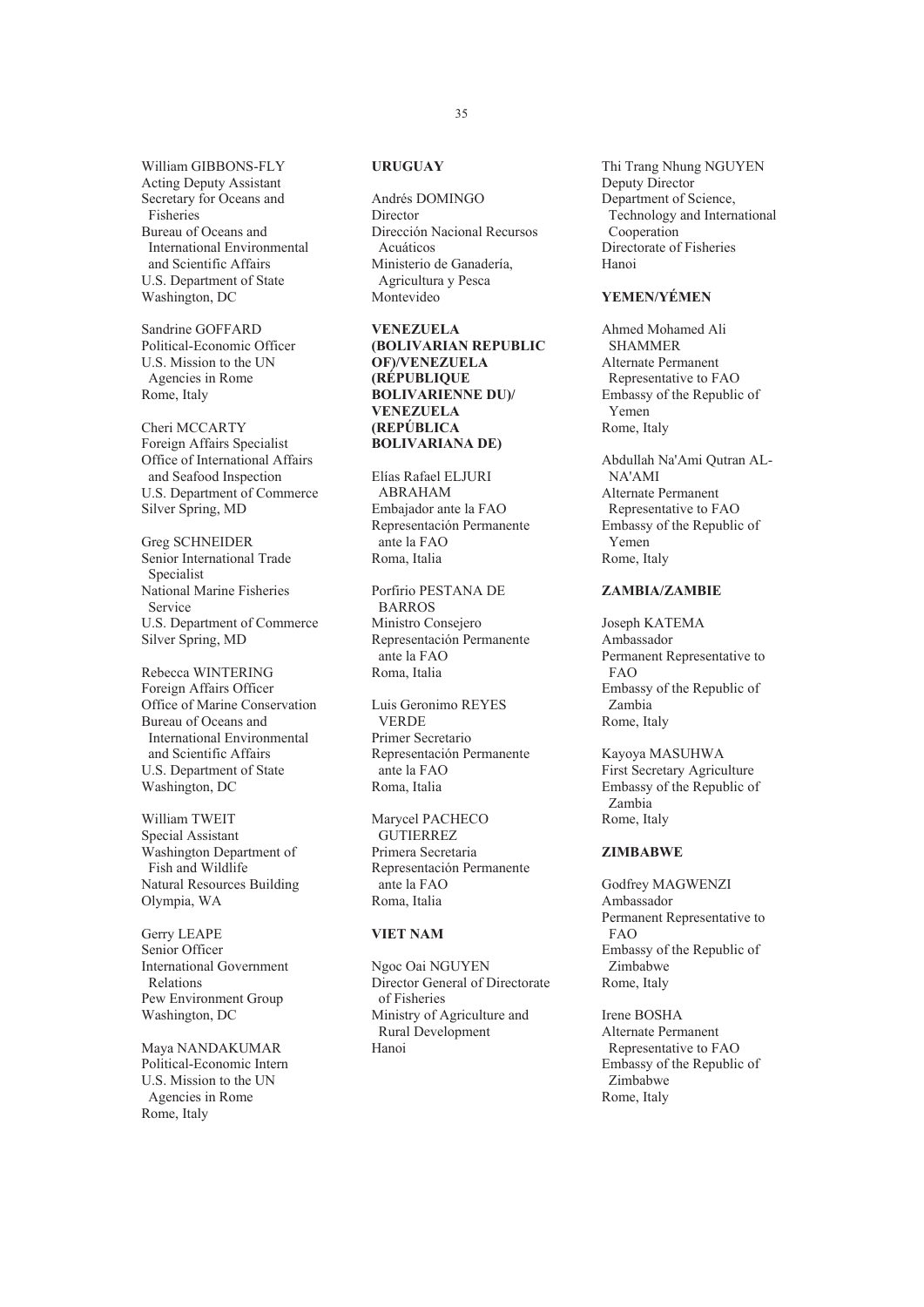William GIBBONS-FLY
Acting Deputy Assistant Secretary for Oceans and Fisheries
Bureau of Oceans and International Environmental and Scientific Affairs
U.S. Department of State
Washington, DC

Sandrine GOFFARD
Political-Economic Officer
U.S. Mission to the UN Agencies in Rome
Rome, Italy

Cheri MCCARTY
Foreign Affairs Specialist
Office of International Affairs and Seafood Inspection
U.S. Department of Commerce
Silver Spring, MD

Greg SCHNEIDER
Senior International Trade Specialist
National Marine Fisheries Service
U.S. Department of Commerce
Silver Spring, MD

Rebecca WINTERING
Foreign Affairs Officer
Office of Marine Conservation
Bureau of Oceans and International Environmental and Scientific Affairs
U.S. Department of State
Washington, DC

William TWEIT
Special Assistant
Washington Department of Fish and Wildlife
Natural Resources Building
Olympia, WA

Gerry LEAPE
Senior Officer
International Government Relations
Pew Environment Group
Washington, DC

Maya NANDAKUMAR
Political-Economic Intern
U.S. Mission to the UN Agencies in Rome
Rome, Italy

**URUGUAY**

Andrés DOMINGO
Director
Dirección Nacional Recursos Acuáticos
Ministerio de Ganadería, Agricultura y Pesca
Montevideo

**VENEZUELA (BOLIVARIAN REPUBLIC OF)/VENEZUELA (RÉPUBLIQUE BOLIVARIENNE DU)/ VENEZUELA (REPÚBLICA BOLIVARIANA DE)**

Elías Rafael ELJURI ABRAHAM
Embajador ante la FAO
Representación Permanente ante la FAO
Roma, Italia

Porfirio PESTANA DE BARROS
Ministro Consejero
Representación Permanente ante la FAO
Roma, Italia

Luis Geronimo REYES VERDE
Primer Secretario
Representación Permanente ante la FAO
Roma, Italia

Marycel PACHECO GUTIERREZ
Primera Secretaria
Representación Permanente ante la FAO
Roma, Italia

**VIET NAM**

Ngoc Oai NGUYEN
Director General of Directorate of Fisheries
Ministry of Agriculture and Rural Development
Hanoi

Thi Trang Nhung NGUYEN
Deputy Director
Department of Science, Technology and International Cooperation
Directorate of Fisheries
Hanoi

**YEMEN/YÉMEN**

Ahmed Mohamed Ali SHAMMER
Alternate Permanent Representative to FAO
Embassy of the Republic of Yemen
Rome, Italy

Abdullah Na'Ami Qutran AL-NA'AMI
Alternate Permanent Representative to FAO
Embassy of the Republic of Yemen
Rome, Italy

**ZAMBIA/ZAMBIE**

Joseph KATEMA
Ambassador
Permanent Representative to FAO
Embassy of the Republic of Zambia
Rome, Italy

Kayoya MASUHWA
First Secretary Agriculture
Embassy of the Republic of Zambia
Rome, Italy

**ZIMBABWE**

Godfrey MAGWENZI
Ambassador
Permanent Representative to FAO
Embassy of the Republic of Zimbabwe
Rome, Italy

Irene BOSHA
Alternate Permanent Representative to FAO
Embassy of the Republic of Zimbabwe
Rome, Italy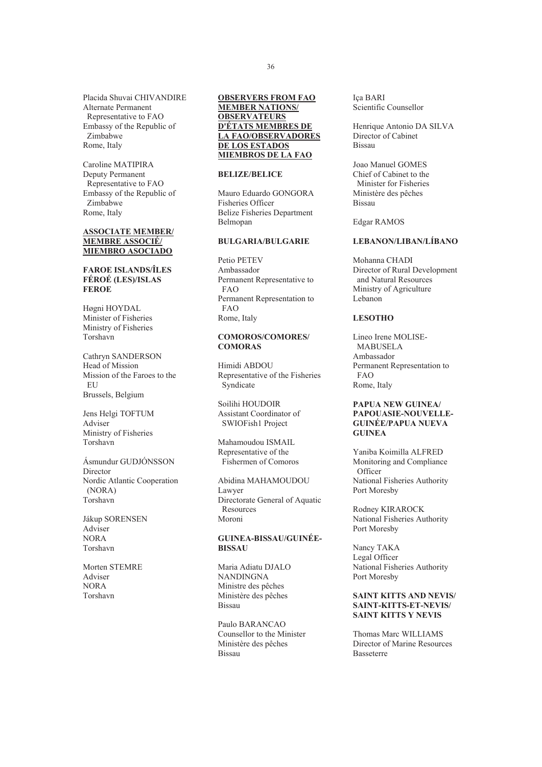Placida Shuvai CHIVANDIRE
Alternate Permanent Representative to FAO
Embassy of the Republic of Zimbabwe
Rome, Italy

Caroline MATIPIRA
Deputy Permanent Representative to FAO
Embassy of the Republic of Zimbabwe
Rome, Italy

## ASSOCIATE MEMBER/ MEMBRE ASSOCIÉ/ MIEMBRO ASOCIADO

### FAROE ISLANDS/ÎLES FÉROÉ (LES)/ISLAS FEROE

Høgni HOYDAL
Minister of Fisheries
Ministry of Fisheries
Torshavn

Cathryn SANDERSON
Head of Mission
Mission of the Faroes to the EU
Brussels, Belgium

Jens Helgi TOFTUM
Adviser
Ministry of Fisheries
Torshavn

Ásmundur GUDJÓNSSON
Director
Nordic Atlantic Cooperation (NORA)
Torshavn

Jákup SORENSEN
Adviser
NORA
Torshavn

Morten STEMRE
Adviser
NORA
Torshavn

## OBSERVERS FROM FAO MEMBER NATIONS/ OBSERVATEURS D'ÉTATS MEMBRES DE LA FAO/OBSERVADORES DE LOS ESTADOS MIEMBROS DE LA FAO

### BELIZE/BELICE

Mauro Eduardo GONGORA
Fisheries Officer
Belize Fisheries Department
Belmopan

### BULGARIA/BULGARIE

Petio PETEV
Ambassador
Permanent Representative to FAO
Permanent Representation to FAO
Rome, Italy

### COMOROS/COMORES/ COMORAS

Himidi ABDOU
Representative of the Fisheries Syndicate

Soilihi HOUDOIR
Assistant Coordinator of SWIOFish1 Project

Mahamoudou ISMAIL
Representative of the Fishermen of Comoros

Abidina MAHAMOUDOU
Lawyer
Directorate General of Aquatic Resources
Moroni

### GUINEA-BISSAU/GUINÉE-BISSAU

Maria Adiatu DJALO NANDINGNA
Ministre des pêches
Ministère des pêches
Bissau

Paulo BARANCAO
Counsellor to the Minister
Ministère des pêches
Bissau

Iça BARI
Scientific Counsellor

Henrique Antonio DA SILVA
Director of Cabinet
Bissau

Joao Manuel GOMES
Chief of Cabinet to the Minister for Fisheries
Ministère des pêches
Bissau

Edgar RAMOS

### LEBANON/LIBAN/LÍBANO

Mohanna CHADI
Director of Rural Development and Natural Resources
Ministry of Agriculture
Lebanon

### LESOTHO

Lineo Irene MOLISE-MABUSELA
Ambassador
Permanent Representation to FAO
Rome, Italy

### PAPUA NEW GUINEA/ PAPOUASIE-NOUVELLE-GUINÉE/PAPUA NUEVA GUINEA

Yaniba Koimilla ALFRED
Monitoring and Compliance Officer
National Fisheries Authority
Port Moresby

Rodney KIRAROCK
National Fisheries Authority
Port Moresby

Nancy TAKA
Legal Officer
National Fisheries Authority
Port Moresby

### SAINT KITTS AND NEVIS/ SAINT-KITTS-ET-NEVIS/ SAINT KITTS Y NEVIS

Thomas Marc WILLIAMS
Director of Marine Resources
Basseterre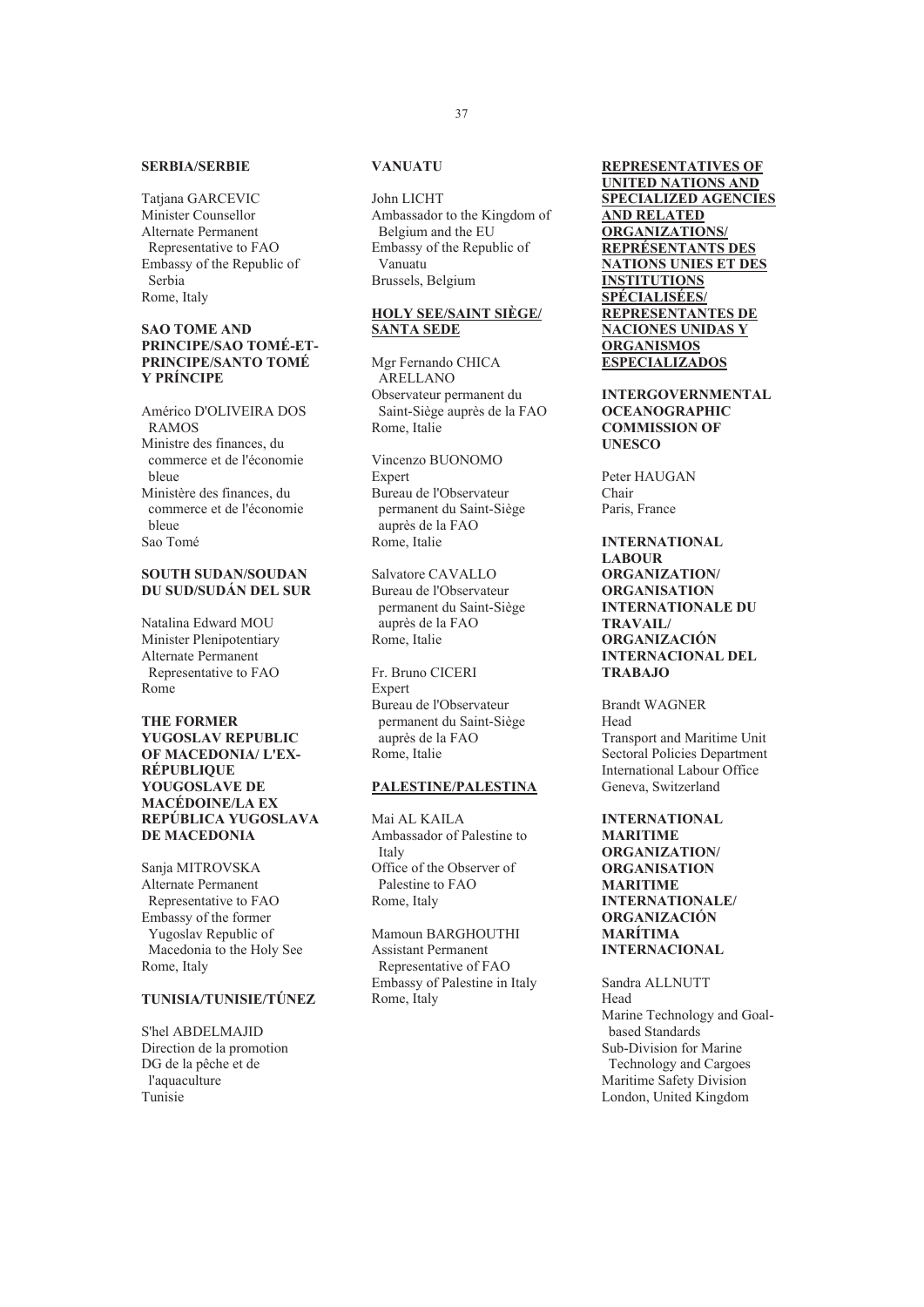**SERBIA/SERBIE**

Tatjana GARCEVIC
Minister Counsellor
Alternate Permanent Representative to FAO
Embassy of the Republic of Serbia
Rome, Italy

**SAO TOME AND PRINCIPE/SAO TOMÉ-ET-PRINCIPE/SANTO TOMÉ Y PRÍNCIPE**

Américo D'OLIVEIRA DOS RAMOS
Ministre des finances, du commerce et de l'économie bleue
Ministère des finances, du commerce et de l'économie bleue
Sao Tomé

**SOUTH SUDAN/SOUDAN DU SUD/SUDÁN DEL SUR**

Natalina Edward MOU
Minister Plenipotentiary
Alternate Permanent Representative to FAO
Rome

**THE FORMER YUGOSLAV REPUBLIC OF MACEDONIA/ L'EX-RÉPUBLIQUE YOUGOSLAVE DE MACÉDOINE/LA EX REPÚBLICA YUGOSLAVA DE MACEDONIA**

Sanja MITROVSKA
Alternate Permanent Representative to FAO
Embassy of the former Yugoslav Republic of Macedonia to the Holy See
Rome, Italy

**TUNISIA/TUNISIE/TÚNEZ**

S'hel ABDELMAJID
Direction de la promotion
DG de la pêche et de l'aquaculture
Tunisie

**VANUATU**

John LICHT
Ambassador to the Kingdom of Belgium and the EU
Embassy of the Republic of Vanuatu
Brussels, Belgium

**HOLY SEE/SAINT SIÈGE/ SANTA SEDE**

Mgr Fernando CHICA ARELLANO
Observateur permanent du Saint-Siège auprès de la FAO
Rome, Italie

Vincenzo BUONOMO
Expert
Bureau de l'Observateur permanent du Saint-Siège auprès de la FAO
Rome, Italie

Salvatore CAVALLO
Bureau de l'Observateur permanent du Saint-Siège auprès de la FAO
Rome, Italie

Fr. Bruno CICERI
Expert
Bureau de l'Observateur permanent du Saint-Siège auprès de la FAO
Rome, Italie

**PALESTINE/PALESTINA**

Mai AL KAILA
Ambassador of Palestine to Italy
Office of the Observer of Palestine to FAO
Rome, Italy

Mamoun BARGHOUTHI
Assistant Permanent Representative of FAO
Embassy of Palestine in Italy
Rome, Italy

**REPRESENTATIVES OF UNITED NATIONS AND SPECIALIZED AGENCIES AND RELATED ORGANIZATIONS/ REPRÉSENTANTS DES NATIONS UNIES ET DES INSTITUTIONS SPÉCIALISÉES/ REPRESENTANTES DE NACIONES UNIDAS Y ORGANISMOS ESPECIALIZADOS**

**INTERGOVERNMENTAL OCEANOGRAPHIC COMMISSION OF UNESCO**

Peter HAUGAN
Chair
Paris, France

**INTERNATIONAL LABOUR ORGANIZATION/ ORGANISATION INTERNATIONALE DU TRAVAIL/ ORGANIZACIÓN INTERNACIONAL DEL TRABAJO**

Brandt WAGNER
Head
Transport and Maritime Unit
Sectoral Policies Department
International Labour Office
Geneva, Switzerland

**INTERNATIONAL MARITIME ORGANIZATION/ ORGANISATION MARITIME INTERNATIONALE/ ORGANIZACIÓN MARÍTIMA INTERNACIONAL**

Sandra ALLNUTT
Head
Marine Technology and Goal-based Standards
Sub-Division for Marine Technology and Cargoes
Maritime Safety Division
London, United Kingdom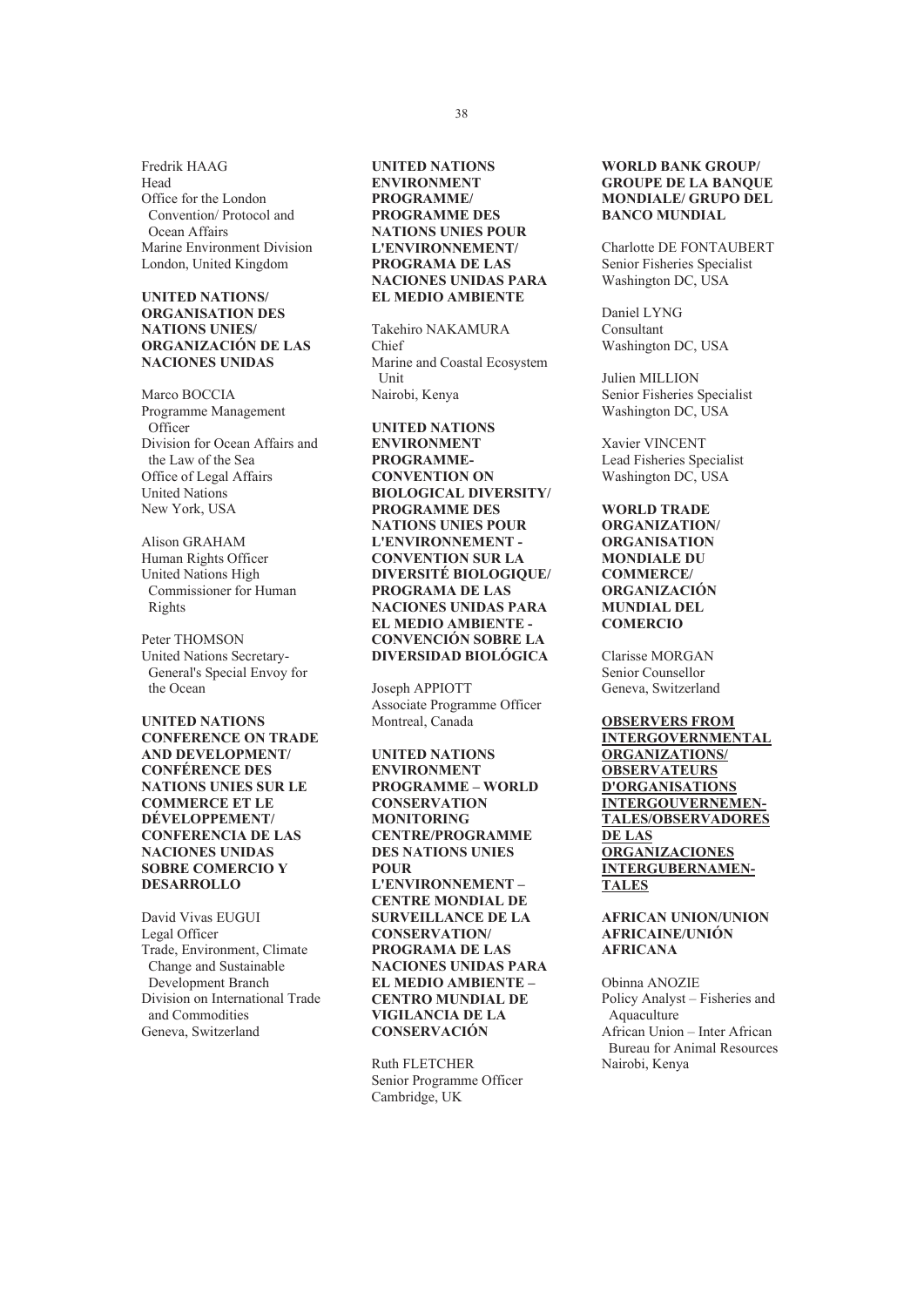Fredrik HAAG
Head
Office for the London Convention/ Protocol and Ocean Affairs
Marine Environment Division
London, United Kingdom

**UNITED NATIONS/ ORGANISATION DES NATIONS UNIES/ ORGANIZACIÓN DE LAS NACIONES UNIDAS**

Marco BOCCIA
Programme Management Officer
Division for Ocean Affairs and the Law of the Sea
Office of Legal Affairs
United Nations
New York, USA

Alison GRAHAM
Human Rights Officer
United Nations High Commissioner for Human Rights

Peter THOMSON
United Nations Secretary-General's Special Envoy for the Ocean

**UNITED NATIONS CONFERENCE ON TRADE AND DEVELOPMENT/ CONFÉRENCE DES NATIONS UNIES SUR LE COMMERCE ET LE DÉVELOPPEMENT/ CONFERENCIA DE LAS NACIONES UNIDAS SOBRE COMERCIO Y DESARROLLO**

David Vivas EUGUI
Legal Officer
Trade, Environment, Climate Change and Sustainable Development Branch
Division on International Trade and Commodities
Geneva, Switzerland

**UNITED NATIONS ENVIRONMENT PROGRAMME/ PROGRAMME DES NATIONS UNIES POUR L'ENVIRONNEMENT/ PROGRAMA DE LAS NACIONES UNIDAS PARA EL MEDIO AMBIENTE**

Takehiro NAKAMURA
Chief
Marine and Coastal Ecosystem Unit
Nairobi, Kenya

**UNITED NATIONS ENVIRONMENT PROGRAMME-CONVENTION ON BIOLOGICAL DIVERSITY/ PROGRAMME DES NATIONS UNIES POUR L'ENVIRONNEMENT - CONVENTION SUR LA DIVERSITÉ BIOLOGIQUE/ PROGRAMA DE LAS NACIONES UNIDAS PARA EL MEDIO AMBIENTE - CONVENCIÓN SOBRE LA DIVERSIDAD BIOLÓGICA**

Joseph APPIOTT
Associate Programme Officer
Montreal, Canada

**UNITED NATIONS ENVIRONMENT PROGRAMME – WORLD CONSERVATION MONITORING CENTRE/PROGRAMME DES NATIONS UNIES POUR L'ENVIRONNEMENT – CENTRE MONDIAL DE SURVEILLANCE DE LA CONSERVATION/ PROGRAMA DE LAS NACIONES UNIDAS PARA EL MEDIO AMBIENTE – CENTRO MUNDIAL DE VIGILANCIA DE LA CONSERVACIÓN**

Ruth FLETCHER
Senior Programme Officer
Cambridge, UK

**WORLD BANK GROUP/ GROUPE DE LA BANQUE MONDIALE/ GRUPO DEL BANCO MUNDIAL**

Charlotte DE FONTAUBERT
Senior Fisheries Specialist
Washington DC, USA

Daniel LYNG
Consultant
Washington DC, USA

Julien MILLION
Senior Fisheries Specialist
Washington DC, USA

Xavier VINCENT
Lead Fisheries Specialist
Washington DC, USA

**WORLD TRADE ORGANIZATION/ ORGANISATION MONDIALE DU COMMERCE/ ORGANIZACIÓN MUNDIAL DEL COMERCIO**

Clarisse MORGAN
Senior Counsellor
Geneva, Switzerland

**OBSERVERS FROM INTERGOVERNMENTAL ORGANIZATIONS/ OBSERVATEURS D'ORGANISATIONS INTERGOUVERNEMENTALES/OBSERVADORES DE LAS ORGANIZACIONES INTERGUBERNAMENTALES**

**AFRICAN UNION/UNION AFRICAINE/UNIÓN AFRICANA**

Obinna ANOZIE
Policy Analyst – Fisheries and Aquaculture
African Union – Inter African Bureau for Animal Resources
Nairobi, Kenya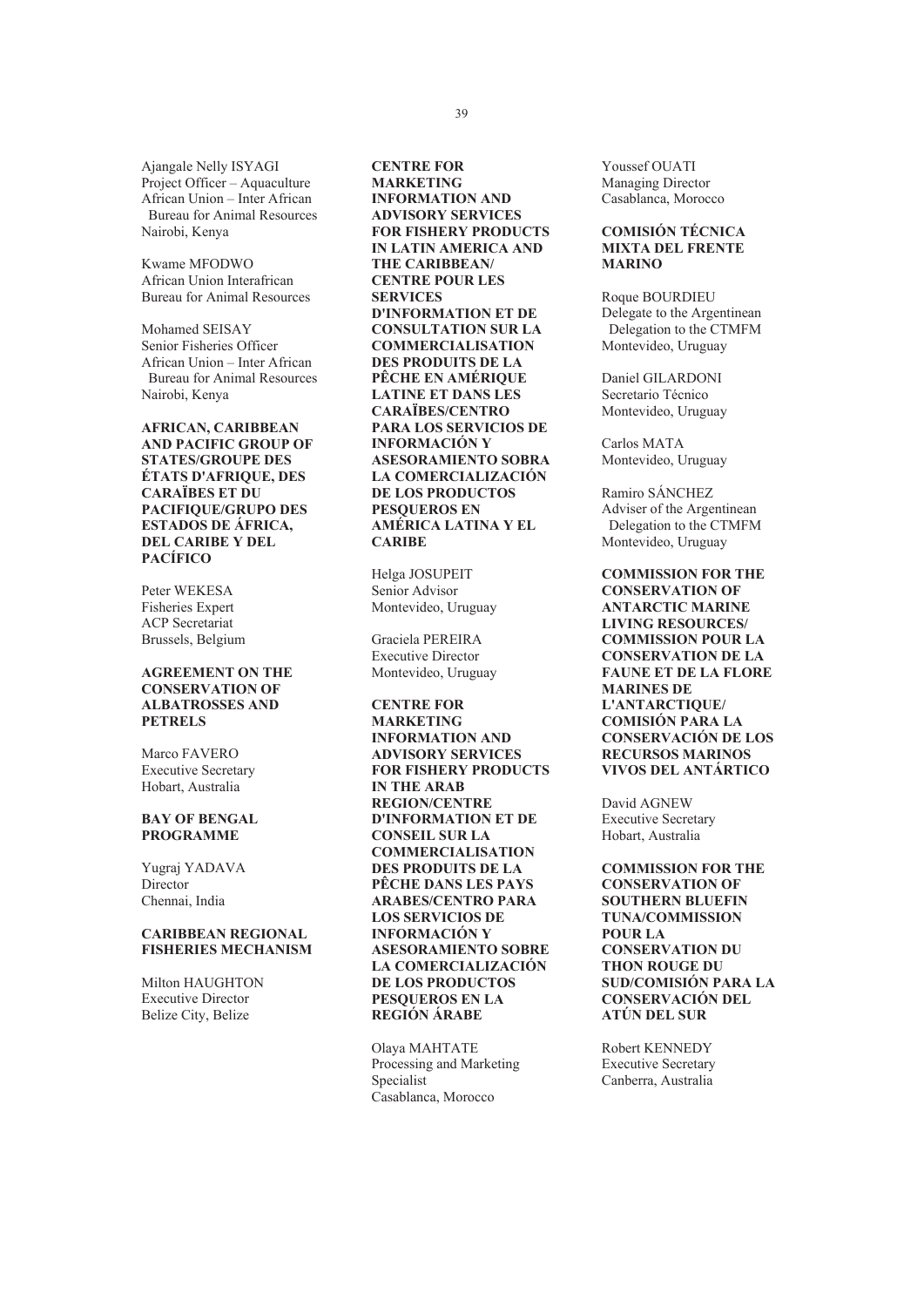Ajangale Nelly ISYAGI
Project Officer – Aquaculture
African Union – Inter African Bureau for Animal Resources
Nairobi, Kenya

Kwame MFODWO
African Union Interafrican Bureau for Animal Resources

Mohamed SEISAY
Senior Fisheries Officer
African Union – Inter African Bureau for Animal Resources
Nairobi, Kenya

**AFRICAN, CARIBBEAN AND PACIFIC GROUP OF STATES/GROUPE DES ÉTATS D'AFRIQUE, DES CARAÏBES ET DU PACIFIQUE/GRUPO DES ESTADOS DE ÁFRICA, DEL CARIBE Y DEL PACÍFICO**

Peter WEKESA
Fisheries Expert
ACP Secretariat
Brussels, Belgium

**AGREEMENT ON THE CONSERVATION OF ALBATROSSES AND PETRELS**

Marco FAVERO
Executive Secretary
Hobart, Australia

**BAY OF BENGAL PROGRAMME**

Yugraj YADAVA
Director
Chennai, India

**CARIBBEAN REGIONAL FISHERIES MECHANISM**

Milton HAUGHTON
Executive Director
Belize City, Belize

**CENTRE FOR MARKETING INFORMATION AND ADVISORY SERVICES FOR FISHERY PRODUCTS IN LATIN AMERICA AND THE CARIBBEAN/ CENTRE POUR LES SERVICES D'INFORMATION ET DE CONSULTATION SUR LA COMMERCIALISATION DES PRODUITS DE LA PÊCHE EN AMÉRIQUE LATINE ET DANS LES CARAÏBES/CENTRO PARA LOS SERVICIOS DE INFORMACIÓN Y ASESORAMIENTO SOBRA LA COMERCIALIZACIÓN DE LOS PRODUCTOS PESQUEROS EN AMÉRICA LATINA Y EL CARIBE**

Helga JOSUPEIT
Senior Advisor
Montevideo, Uruguay

Graciela PEREIRA
Executive Director
Montevideo, Uruguay

**CENTRE FOR MARKETING INFORMATION AND ADVISORY SERVICES FOR FISHERY PRODUCTS IN THE ARAB REGION/CENTRE D'INFORMATION ET DE CONSEIL SUR LA COMMERCIALISATION DES PRODUITS DE LA PÊCHE DANS LES PAYS ARABES/CENTRO PARA LOS SERVICIOS DE INFORMACIÓN Y ASESORAMIENTO SOBRE LA COMERCIALIZACIÓN DE LOS PRODUCTOS PESQUEROS EN LA REGIÓN ÁRABE**

Olaya MAHTATE
Processing and Marketing Specialist
Casablanca, Morocco

Youssef OUATI
Managing Director
Casablanca, Morocco

**COMISIÓN TÉCNICA MIXTA DEL FRENTE MARINO**

Roque BOURDIEU
Delegate to the Argentinean Delegation to the CTMFM
Montevideo, Uruguay

Daniel GILARDONI
Secretario Técnico
Montevideo, Uruguay

Carlos MATA
Montevideo, Uruguay

Ramiro SÁNCHEZ
Adviser of the Argentinean Delegation to the CTMFM
Montevideo, Uruguay

**COMMISSION FOR THE CONSERVATION OF ANTARCTIC MARINE LIVING RESOURCES/ COMMISSION POUR LA CONSERVATION DE LA FAUNE ET DE LA FLORE MARINES DE L'ANTARCTIQUE/ COMISIÓN PARA LA CONSERVACIÓN DE LOS RECURSOS MARINOS VIVOS DEL ANTÁRTICO**

David AGNEW
Executive Secretary
Hobart, Australia

**COMMISSION FOR THE CONSERVATION OF SOUTHERN BLUEFIN TUNA/COMMISSION POUR LA CONSERVATION DU THON ROUGE DU SUD/COMISIÓN PARA LA CONSERVACIÓN DEL ATÚN DEL SUR**

Robert KENNEDY
Executive Secretary
Canberra, Australia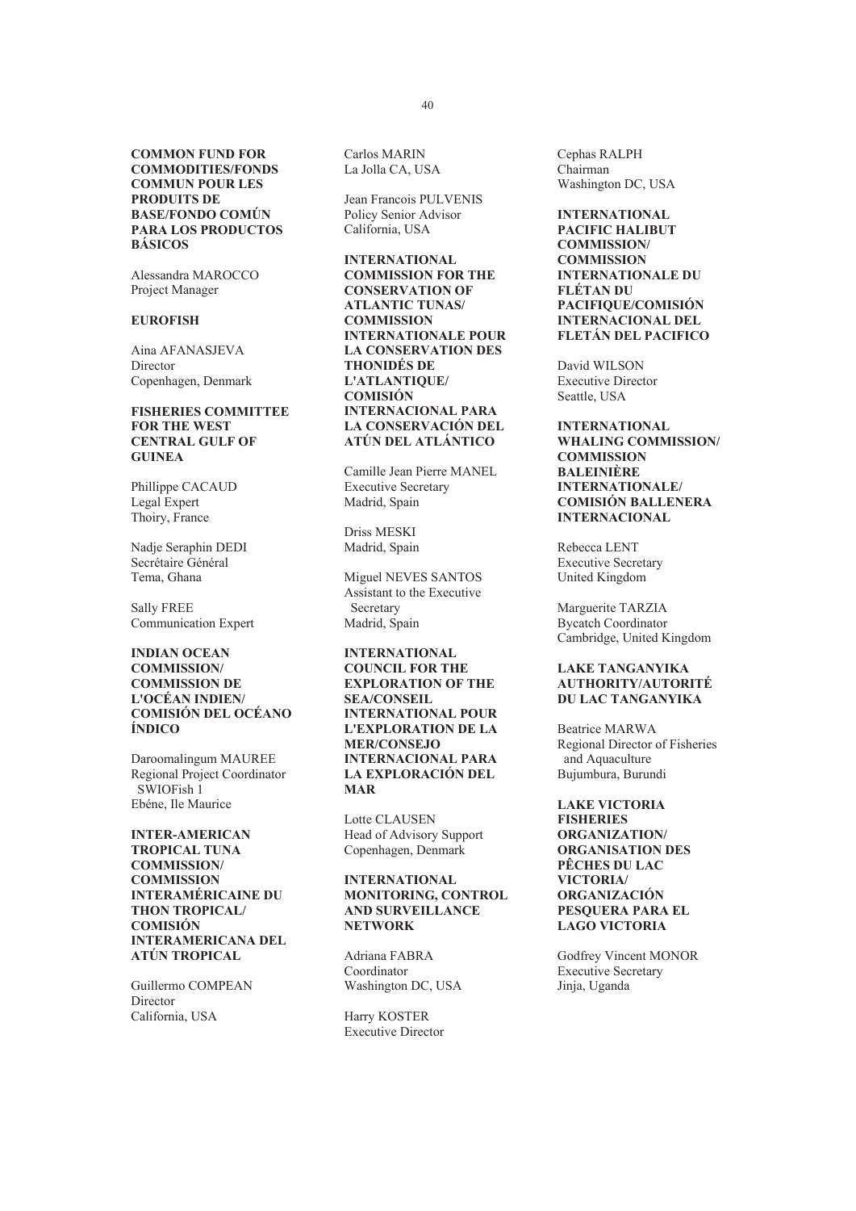**COMMON FUND FOR COMMODITIES/FONDS COMMUN POUR LES PRODUITS DE BASE/FONDO COMÚN PARA LOS PRODUCTOS BÁSICOS**

Alessandra MAROCCO
Project Manager

**EUROFISH**

Aina AFANASJEVA
Director
Copenhagen, Denmark

**FISHERIES COMMITTEE FOR THE WEST CENTRAL GULF OF GUINEA**

Phillippe CACAUD
Legal Expert
Thoiry, France

Nadje Seraphin DEDI
Secrétaire Général
Tema, Ghana

Sally FREE
Communication Expert

**INDIAN OCEAN COMMISSION/ COMMISSION DE L'OCÉAN INDIEN/ COMISIÓN DEL OCÉANO ÍNDICO**

Daroomalingum MAUREE
Regional Project Coordinator
SWIOFish 1
Ebéne, Ile Maurice

**INTER-AMERICAN TROPICAL TUNA COMMISSION/ COMMISSION INTERAMÉRICAINE DU THON TROPICAL/ COMISIÓN INTERAMERICANA DEL ATÚN TROPICAL**

Guillermo COMPEAN
Director
California, USA

Carlos MARIN
La Jolla CA, USA

Jean Francois PULVENIS
Policy Senior Advisor
California, USA

**INTERNATIONAL COMMISSION FOR THE CONSERVATION OF ATLANTIC TUNAS/ COMMISSION INTERNATIONALE POUR LA CONSERVATION DES THONIDÉS DE L'ATLANTIQUE/ COMISIÓN INTERNACIONAL PARA LA CONSERVACIÓN DEL ATÚN DEL ATLÁNTICO**

Camille Jean Pierre MANEL
Executive Secretary
Madrid, Spain

Driss MESKI
Madrid, Spain

Miguel NEVES SANTOS
Assistant to the Executive Secretary
Madrid, Spain

**INTERNATIONAL COUNCIL FOR THE EXPLORATION OF THE SEA/CONSEIL INTERNATIONAL POUR L'EXPLORATION DE LA MER/CONSEJO INTERNACIONAL PARA LA EXPLORACIÓN DEL MAR**

Lotte CLAUSEN
Head of Advisory Support
Copenhagen, Denmark

**INTERNATIONAL MONITORING, CONTROL AND SURVEILLANCE NETWORK**

Adriana FABRA
Coordinator
Washington DC, USA

Harry KOSTER
Executive Director

Cephas RALPH
Chairman
Washington DC, USA

**INTERNATIONAL PACIFIC HALIBUT COMMISSION/ COMMISSION INTERNATIONALE DU FLÉTAN DU PACIFIQUE/COMISIÓN INTERNACIONAL DEL FLETÁN DEL PACIFICO**

David WILSON
Executive Director
Seattle, USA

**INTERNATIONAL WHALING COMMISSION/ COMMISSION BALEINIÈRE INTERNATIONALE/ COMISIÓN BALLENERA INTERNACIONAL**

Rebecca LENT
Executive Secretary
United Kingdom

Marguerite TARZIA
Bycatch Coordinator
Cambridge, United Kingdom

**LAKE TANGANYIKA AUTHORITY/AUTORITÉ DU LAC TANGANYIKA**

Beatrice MARWA
Regional Director of Fisheries and Aquaculture
Bujumbura, Burundi

**LAKE VICTORIA FISHERIES ORGANIZATION/ ORGANISATION DES PÊCHES DU LAC VICTORIA/ ORGANIZACIÓN PESQUERA PARA EL LAGO VICTORIA**

Godfrey Vincent MONOR
Executive Secretary
Jinja, Uganda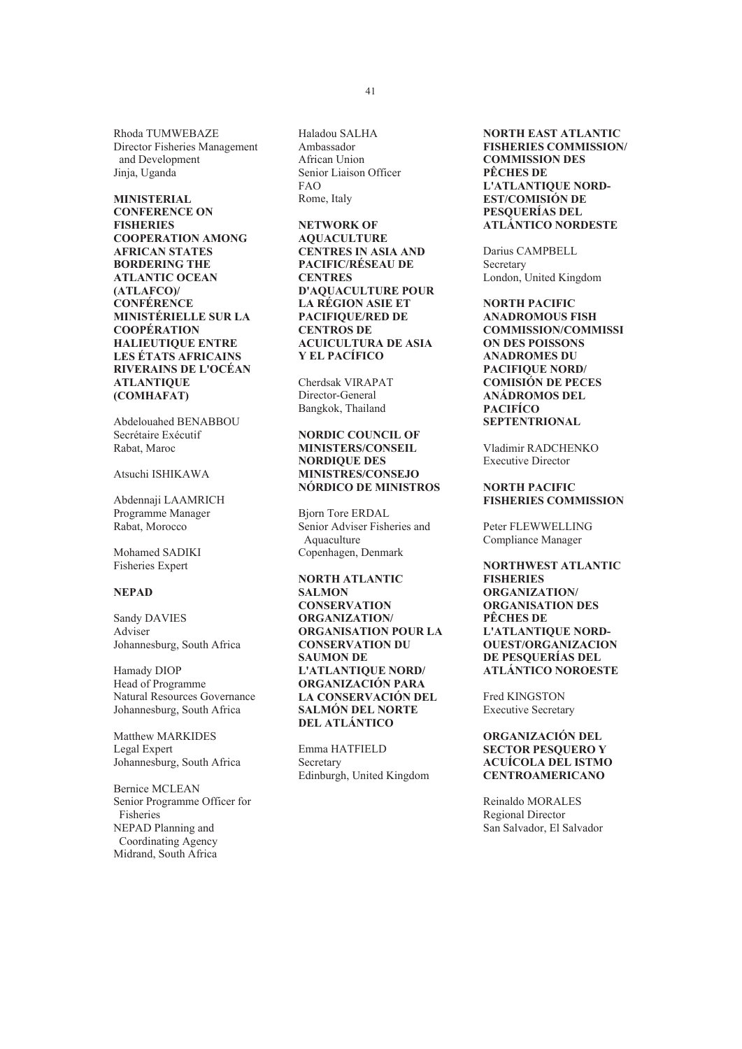Rhoda TUMWEBAZE
Director Fisheries Management and Development
Jinja, Uganda

**MINISTERIAL CONFERENCE ON FISHERIES COOPERATION AMONG AFRICAN STATES BORDERING THE ATLANTIC OCEAN (ATLAFCO)/ CONFÉRENCE MINISTÉRIELLE SUR LA COOPÉRATION HALIEUTIQUE ENTRE LES ÉTATS AFRICAINS RIVERAINS DE L'OCÉAN ATLANTIQUE (COMHAFAT)**

Abdelouahed BENABBOU
Secrétaire Exécutif
Rabat, Maroc

Atsuchi ISHIKAWA

Abdennaji LAAMRICH
Programme Manager
Rabat, Morocco

Mohamed SADIKI
Fisheries Expert

**NEPAD**

Sandy DAVIES
Adviser
Johannesburg, South Africa

Hamady DIOP
Head of Programme
Natural Resources Governance
Johannesburg, South Africa

Matthew MARKIDES
Legal Expert
Johannesburg, South Africa

Bernice MCLEAN
Senior Programme Officer for Fisheries
NEPAD Planning and Coordinating Agency
Midrand, South Africa

Haladou SALHA
Ambassador
African Union
Senior Liaison Officer
FAO
Rome, Italy

**NETWORK OF AQUACULTURE CENTRES IN ASIA AND PACIFIC/RÉSEAU DE CENTRES D'AQUACULTURE POUR LA RÉGION ASIE ET PACIFIQUE/RED DE CENTROS DE ACUICULTURA DE ASIA Y EL PACÍFICO**

Cherdsak VIRAPAT
Director-General
Bangkok, Thailand

**NORDIC COUNCIL OF MINISTERS/CONSEIL NORDIQUE DES MINISTRES/CONSEJO NÓRDICO DE MINISTROS**

Bjorn Tore ERDAL
Senior Adviser Fisheries and Aquaculture
Copenhagen, Denmark

**NORTH ATLANTIC SALMON CONSERVATION ORGANIZATION/ ORGANISATION POUR LA CONSERVATION DU SAUMON DE L'ATLANTIQUE NORD/ ORGANIZACIÓN PARA LA CONSERVACIÓN DEL SALMÓN DEL NORTE DEL ATLÁNTICO**

Emma HATFIELD
Secretary
Edinburgh, United Kingdom

**NORTH EAST ATLANTIC FISHERIES COMMISSION/ COMMISSION DES PÊCHES DE L'ATLANTIQUE NORD-EST/COMISIÓN DE PESQUERÍAS DEL ATLÁNTICO NORDESTE**

Darius CAMPBELL
Secretary
London, United Kingdom

**NORTH PACIFIC ANADROMOUS FISH COMMISSION/COMMISSION DES POISSONS ANADROMES DU PACIFIQUE NORD/ COMISIÓN DE PECES ANÁDROMOS DEL PACÍFICO SEPTENTRIONAL**

Vladimir RADCHENKO
Executive Director

**NORTH PACIFIC FISHERIES COMMISSION**

Peter FLEWWELLING
Compliance Manager

**NORTHWEST ATLANTIC FISHERIES ORGANIZATION/ ORGANISATION DES PÊCHES DE L'ATLANTIQUE NORD-OUEST/ORGANIZACION DE PESQUERÍAS DEL ATLÁNTICO NOROESTE**

Fred KINGSTON
Executive Secretary

**ORGANIZACIÓN DEL SECTOR PESQUERO Y ACUÍCOLA DEL ISTMO CENTROAMERICANO**

Reinaldo MORALES
Regional Director
San Salvador, El Salvador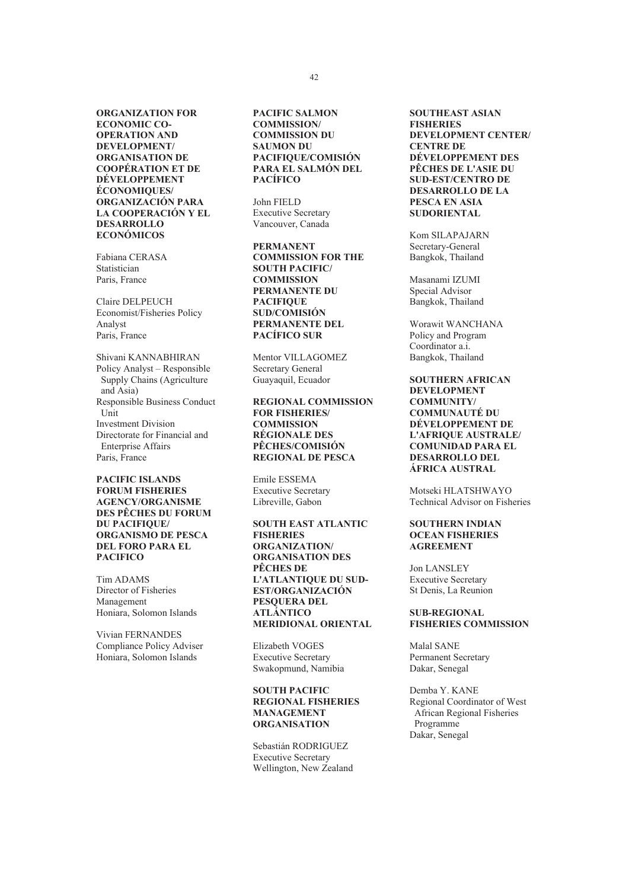**ORGANIZATION FOR ECONOMIC CO-OPERATION AND DEVELOPMENT/ ORGANISATION DE COOPÉRATION ET DE DÉVELOPPEMENT ÉCONOMIQUES/ ORGANIZACIÓN PARA LA COOPERACIÓN Y EL DESARROLLO ECONÓMICOS**

Fabiana CERASA
Statistician
Paris, France

Claire DELPEUCH
Economist/Fisheries Policy Analyst
Paris, France

Shivani KANNABHIRAN
Policy Analyst – Responsible Supply Chains (Agriculture and Asia)
Responsible Business Conduct Unit
Investment Division
Directorate for Financial and Enterprise Affairs
Paris, France

**PACIFIC ISLANDS FORUM FISHERIES AGENCY/ORGANISME DES PÊCHES DU FORUM DU PACIFIQUE/ ORGANISMO DE PESCA DEL FORO PARA EL PACIFICO**

Tim ADAMS
Director of Fisheries Management
Honiara, Solomon Islands

Vivian FERNANDES
Compliance Policy Adviser
Honiara, Solomon Islands

**PACIFIC SALMON COMMISSION/ COMMISSION DU SAUMON DU PACIFIQUE/COMISIÓN PARA EL SALMÓN DEL PACÍFICO**

John FIELD
Executive Secretary
Vancouver, Canada

**PERMANENT COMMISSION FOR THE SOUTH PACIFIC/ COMMISSION PERMANENTE DU PACIFIQUE SUD/COMISIÓN PERMANENTE DEL PACÍFICO SUR**

Mentor VILLAGOMEZ
Secretary General
Guayaquil, Ecuador

**REGIONAL COMMISSION FOR FISHERIES/ COMMISSION RÉGIONALE DES PÊCHES/COMISIÓN REGIONAL DE PESCA**

Emile ESSEMA
Executive Secretary
Libreville, Gabon

**SOUTH EAST ATLANTIC FISHERIES ORGANIZATION/ ORGANISATION DES PÊCHES DE L'ATLANTIQUE DU SUD-EST/ORGANIZACIÓN PESQUERA DEL ATLÁNTICO MERIDIONAL ORIENTAL**

Elizabeth VOGES
Executive Secretary
Swakopmund, Namibia

**SOUTH PACIFIC REGIONAL FISHERIES MANAGEMENT ORGANISATION**

Sebastián RODRIGUEZ
Executive Secretary
Wellington, New Zealand

**SOUTHEAST ASIAN FISHERIES DEVELOPMENT CENTER/ CENTRE DE DÉVELOPPEMENT DES PÊCHES DE L'ASIE DU SUD-EST/CENTRO DE DESARROLLO DE LA PESCA EN ASIA SUDORIENTAL**

Kom SILAPAJARN
Secretary-General
Bangkok, Thailand

Masanami IZUMI
Special Advisor
Bangkok, Thailand

Worawit WANCHANA
Policy and Program Coordinator a.i.
Bangkok, Thailand

**SOUTHERN AFRICAN DEVELOPMENT COMMUNITY/ COMMUNAUTÉ DU DÉVELOPPEMENT DE L'AFRIQUE AUSTRALE/ COMUNIDAD PARA EL DESARROLLO DEL ÁFRICA AUSTRAL**

Motseki HLATSHWAYO
Technical Advisor on Fisheries

**SOUTHERN INDIAN OCEAN FISHERIES AGREEMENT**

Jon LANSLEY
Executive Secretary
St Denis, La Reunion

**SUB-REGIONAL FISHERIES COMMISSION**

Malal SANE
Permanent Secretary
Dakar, Senegal

Demba Y. KANE
Regional Coordinator of West African Regional Fisheries Programme
Dakar, Senegal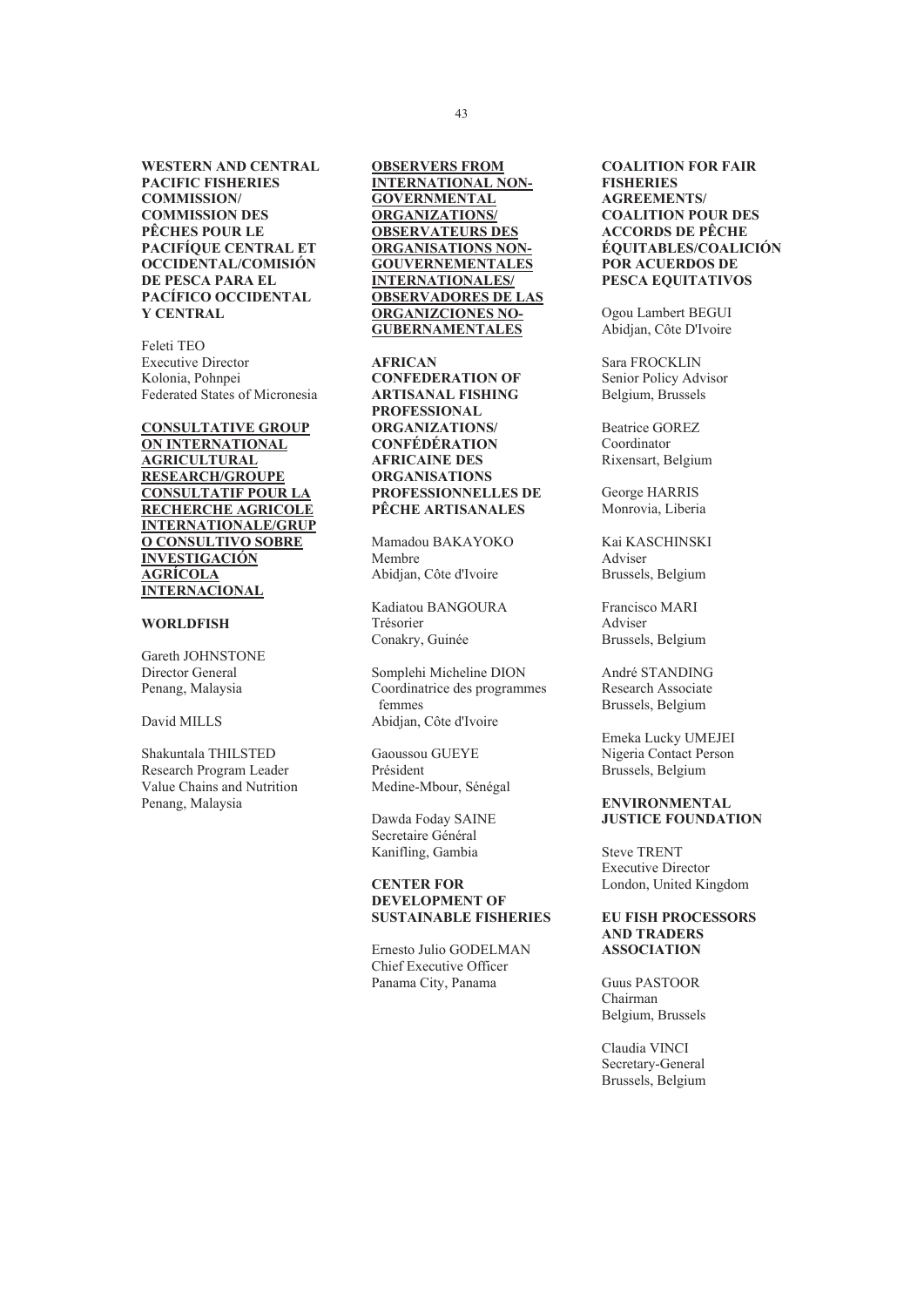**WESTERN AND CENTRAL PACIFIC FISHERIES COMMISSION/ COMMISSION DES PÊCHES POUR LE PACIFÍQUE CENTRAL ET OCCIDENTAL/COMISIÓN DE PESCA PARA EL PACÍFICO OCCIDENTAL Y CENTRAL**

Feleti TEO
Executive Director
Kolonia, Pohnpei
Federated States of Micronesia

**CONSULTATIVE GROUP ON INTERNATIONAL AGRICULTURAL RESEARCH/GROUPE CONSULTATIF POUR LA RECHERCHE AGRICOLE INTERNATIONALE/GRUPO CONSULTIVO SOBRE INVESTIGACIÓN AGRÍCOLA INTERNACIONAL**

**WORLDFISH**

Gareth JOHNSTONE
Director General
Penang, Malaysia

David MILLS

Shakuntala THILSTED
Research Program Leader
Value Chains and Nutrition
Penang, Malaysia

**OBSERVERS FROM INTERNATIONAL NON-GOVERNMENTAL ORGANIZATIONS/ OBSERVATEURS DES ORGANISATIONS NON-GOUVERNEMENTALES INTERNATIONALES/ OBSERVADORES DE LAS ORGANIZCIONES NO-GUBERNAMENTALES**

**AFRICAN CONFEDERATION OF ARTISANAL FISHING PROFESSIONAL ORGANIZATIONS/ CONFÉDÉRATION AFRICAINE DES ORGANISATIONS PROFESSIONNELLES DE PÊCHE ARTISANALES**

Mamadou BAKAYOKO
Membre
Abidjan, Côte d'Ivoire

Kadiatou BANGOURA
Trésorier
Conakry, Guinée

Somplehi Micheline DION
Coordinatrice des programmes femmes
Abidjan, Côte d'Ivoire

Gaoussou GUEYE
Président
Medine-Mbour, Sénégal

Dawda Foday SAINE
Secretaire Général
Kanifling, Gambia

**CENTER FOR DEVELOPMENT OF SUSTAINABLE FISHERIES**

Ernesto Julio GODELMAN
Chief Executive Officer
Panama City, Panama

**COALITION FOR FAIR FISHERIES AGREEMENTS/ COALITION POUR DES ACCORDS DE PÊCHE ÉQUITABLES/COALICIÓN POR ACUERDOS DE PESCA EQUITATIVOS**

Ogou Lambert BEGUI
Abidjan, Côte D'Ivoire

Sara FROCKLIN
Senior Policy Advisor
Belgium, Brussels

Beatrice GOREZ
Coordinator
Rixensart, Belgium

George HARRIS
Monrovia, Liberia

Kai KASCHINSKI
Adviser
Brussels, Belgium

Francisco MARI
Adviser
Brussels, Belgium

André STANDING
Research Associate
Brussels, Belgium

Emeka Lucky UMEJEI
Nigeria Contact Person
Brussels, Belgium

**ENVIRONMENTAL JUSTICE FOUNDATION**

Steve TRENT
Executive Director
London, United Kingdom

**EU FISH PROCESSORS AND TRADERS ASSOCIATION**

Guus PASTOOR
Chairman
Belgium, Brussels

Claudia VINCI
Secretary-General
Brussels, Belgium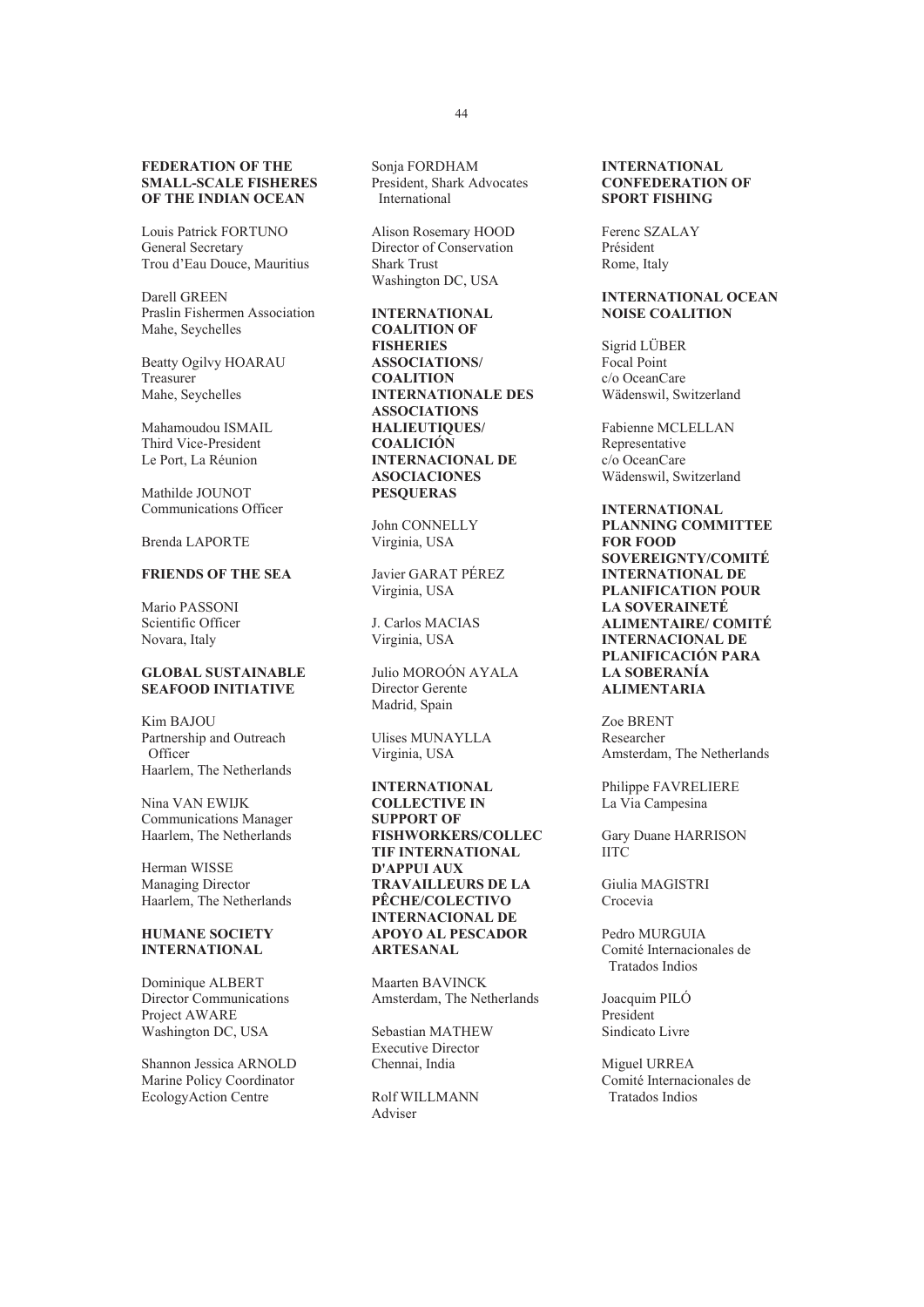**FEDERATION OF THE SMALL-SCALE FISHERES OF THE INDIAN OCEAN**

Louis Patrick FORTUNO
General Secretary
Trou d'Eau Douce, Mauritius

Darell GREEN
Praslin Fishermen Association
Mahe, Seychelles

Beatty Ogilvy HOARAU
Treasurer
Mahe, Seychelles

Mahamoudou ISMAIL
Third Vice-President
Le Port, La Réunion

Mathilde JOUNOT
Communications Officer

Brenda LAPORTE

**FRIENDS OF THE SEA**

Mario PASSONI
Scientific Officer
Novara, Italy

**GLOBAL SUSTAINABLE SEAFOOD INITIATIVE**

Kim BAJOU
Partnership and Outreach Officer
Haarlem, The Netherlands

Nina VAN EWIJK
Communications Manager
Haarlem, The Netherlands

Herman WISSE
Managing Director
Haarlem, The Netherlands

**HUMANE SOCIETY INTERNATIONAL**

Dominique ALBERT
Director Communications
Project AWARE
Washington DC, USA

Shannon Jessica ARNOLD
Marine Policy Coordinator
EcologyAction Centre

Sonja FORDHAM
President, Shark Advocates International

Alison Rosemary HOOD
Director of Conservation
Shark Trust
Washington DC, USA

**INTERNATIONAL COALITION OF FISHERIES ASSOCIATIONS/ COALITION INTERNATIONALE DES ASSOCIATIONS HALIEUTIQUES/ COALICIÓN INTERNACIONAL DE ASOCIACIONES PESQUERAS**

John CONNELLY
Virginia, USA

Javier GARAT PÉREZ
Virginia, USA

J. Carlos MACIAS
Virginia, USA

Julio MOROÓN AYALA
Director Gerente
Madrid, Spain

Ulises MUNAYLLA
Virginia, USA

**INTERNATIONAL COLLECTIVE IN SUPPORT OF FISHWORKERS/COLLECTIF INTERNATIONAL D'APPUI AUX TRAVAILLEURS DE LA PÊCHE/COLECTIVO INTERNACIONAL DE APOYO AL PESCADOR ARTESANAL**

Maarten BAVINCK
Amsterdam, The Netherlands

Sebastian MATHEW
Executive Director
Chennai, India

Rolf WILLMANN
Adviser

**INTERNATIONAL CONFEDERATION OF SPORT FISHING**

Ferenc SZALAY
Président
Rome, Italy

**INTERNATIONAL OCEAN NOISE COALITION**

Sigrid LÜBER
Focal Point
c/o OceanCare
Wädenswil, Switzerland

Fabienne MCLELLAN
Representative
c/o OceanCare
Wädenswil, Switzerland

**INTERNATIONAL PLANNING COMMITTEE FOR FOOD SOVEREIGNTY/COMITÉ INTERNATIONAL DE PLANIFICATION POUR LA SOVERAINETÉ ALIMENTAIRE/ COMITÉ INTERNACIONAL DE PLANIFICACIÓN PARA LA SOBERANÍA ALIMENTARIA**

Zoe BRENT
Researcher
Amsterdam, The Netherlands

Philippe FAVRELIERE
La Via Campesina

Gary Duane HARRISON
IITC

Giulia MAGISTRI
Crocevia

Pedro MURGUIA
Comité Internacionales de Tratados Indios

Joacquim PILÓ
President
Sindicato Livre

Miguel URREA
Comité Internacionales de Tratados Indios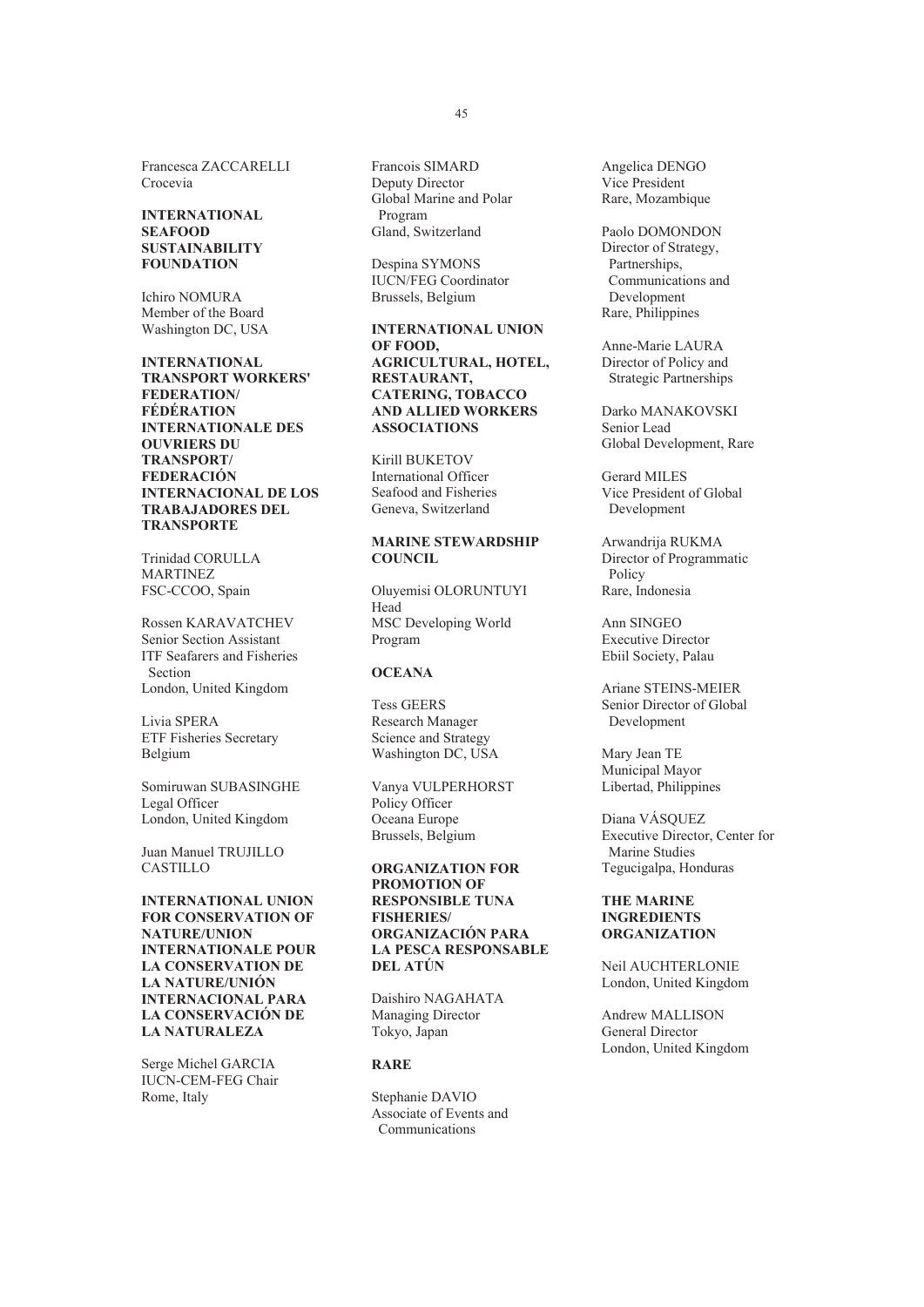Francesca ZACCARELLI
Crocevia

**INTERNATIONAL SEAFOOD SUSTAINABILITY FOUNDATION**

Ichiro NOMURA
Member of the Board
Washington DC, USA

**INTERNATIONAL TRANSPORT WORKERS' FEDERATION/ FÉDÉRATION INTERNATIONALE DES OUVRIERS DU TRANSPORT/ FEDERACIÓN INTERNACIONAL DE LOS TRABAJADORES DEL TRANSPORTE**

Trinidad CORULLA MARTINEZ
FSC-CCOO, Spain

Rossen KARAVATCHEV
Senior Section Assistant
ITF Seafarers and Fisheries Section
London, United Kingdom

Livia SPERA
ETF Fisheries Secretary
Belgium

Somiruwan SUBASINGHE
Legal Officer
London, United Kingdom

Juan Manuel TRUJILLO CASTILLO

**INTERNATIONAL UNION FOR CONSERVATION OF NATURE/UNION INTERNATIONALE POUR LA CONSERVATION DE LA NATURE/UNIÓN INTERNACIONAL PARA LA CONSERVACIÓN DE LA NATURALEZA**

Serge Michel GARCIA
IUCN-CEM-FEG Chair
Rome, Italy

Francois SIMARD
Deputy Director
Global Marine and Polar Program
Gland, Switzerland

Despina SYMONS
IUCN/FEG Coordinator
Brussels, Belgium

**INTERNATIONAL UNION OF FOOD, AGRICULTURAL, HOTEL, RESTAURANT, CATERING, TOBACCO AND ALLIED WORKERS ASSOCIATIONS**

Kirill BUKETOV
International Officer
Seafood and Fisheries
Geneva, Switzerland

**MARINE STEWARDSHIP COUNCIL**

Oluyemisi OLORUNTUYI
Head
MSC Developing World Program

**OCEANA**

Tess GEERS
Research Manager
Science and Strategy
Washington DC, USA

Vanya VULPERHORST
Policy Officer
Oceana Europe
Brussels, Belgium

**ORGANIZATION FOR PROMOTION OF RESPONSIBLE TUNA FISHERIES/ ORGANIZACIÓN PARA LA PESCA RESPONSABLE DEL ATÚN**

Daishiro NAGAHATA
Managing Director
Tokyo, Japan

**RARE**

Stephanie DAVIO
Associate of Events and Communications

Angelica DENGO
Vice President
Rare, Mozambique

Paolo DOMONDON
Director of Strategy, Partnerships, Communications and Development
Rare, Philippines

Anne-Marie LAURA
Director of Policy and Strategic Partnerships

Darko MANAKOVSKI
Senior Lead
Global Development, Rare

Gerard MILES
Vice President of Global Development

Arwandrija RUKMA
Director of Programmatic Policy
Rare, Indonesia

Ann SINGEO
Executive Director
Ebiil Society, Palau

Ariane STEINS-MEIER
Senior Director of Global Development

Mary Jean TE
Municipal Mayor
Libertad, Philippines

Diana VÁSQUEZ
Executive Director, Center for Marine Studies
Tegucigalpa, Honduras

**THE MARINE INGREDIENTS ORGANIZATION**

Neil AUCHTERLONIE
London, United Kingdom

Andrew MALLISON
General Director
London, United Kingdom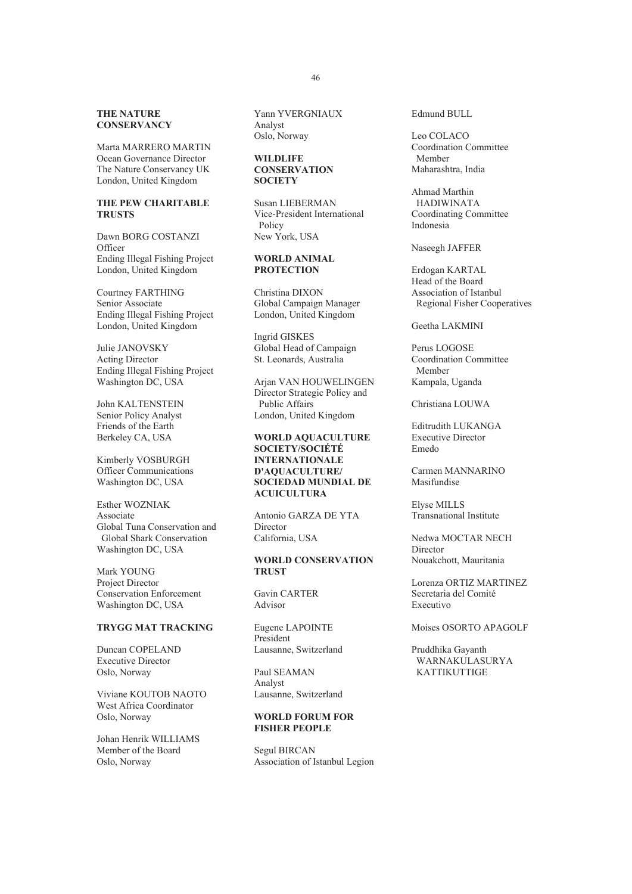**THE NATURE CONSERVANCY**

Marta MARRERO MARTIN
Ocean Governance Director
The Nature Conservancy UK
London, United Kingdom

**THE PEW CHARITABLE TRUSTS**

Dawn BORG COSTANZI
Officer
Ending Illegal Fishing Project
London, United Kingdom

Courtney FARTHING
Senior Associate
Ending Illegal Fishing Project
London, United Kingdom

Julie JANOVSKY
Acting Director
Ending Illegal Fishing Project
Washington DC, USA

John KALTENSTEIN
Senior Policy Analyst
Friends of the Earth
Berkeley CA, USA

Kimberly VOSBURGH
Officer Communications
Washington DC, USA

Esther WOZNIAK
Associate
Global Tuna Conservation and Global Shark Conservation
Washington DC, USA

Mark YOUNG
Project Director
Conservation Enforcement
Washington DC, USA

**TRYGG MAT TRACKING**

Duncan COPELAND
Executive Director
Oslo, Norway

Viviane KOUTOB NAOTO
West Africa Coordinator
Oslo, Norway

Johan Henrik WILLIAMS
Member of the Board
Oslo, Norway

Yann YVERGNIAUX
Analyst
Oslo, Norway

**WILDLIFE CONSERVATION SOCIETY**

Susan LIEBERMAN
Vice-President International Policy
New York, USA

**WORLD ANIMAL PROTECTION**

Christina DIXON
Global Campaign Manager
London, United Kingdom

Ingrid GISKES
Global Head of Campaign
St. Leonards, Australia

Arjan VAN HOUWELINGEN
Director Strategic Policy and Public Affairs
London, United Kingdom

**WORLD AQUACULTURE SOCIETY/SOCIÉTÉ INTERNATIONALE D'AQUACULTURE/ SOCIEDAD MUNDIAL DE ACUICULTURA**

Antonio GARZA DE YTA
Director
California, USA

**WORLD CONSERVATION TRUST**

Gavin CARTER
Advisor

Eugene LAPOINTE
President
Lausanne, Switzerland

Paul SEAMAN
Analyst
Lausanne, Switzerland

**WORLD FORUM FOR FISHER PEOPLE**

Segul BIRCAN
Association of Istanbul Legion

Edmund BULL

Leo COLACO
Coordination Committee Member
Maharashtra, India

Ahmad Marthin HADIWINATA
Coordinating Committee
Indonesia

Naseegh JAFFER

Erdogan KARTAL
Head of the Board
Association of Istanbul Regional Fisher Cooperatives

Geetha LAKMINI

Perus LOGOSE
Coordination Committee Member
Kampala, Uganda

Christiana LOUWA

Editrudith LUKANGA
Executive Director
Emedo

Carmen MANNARINO
Masifundise

Elyse MILLS
Transnational Institute

Nedwa MOCTAR NECH
Director
Nouakchott, Mauritania

Lorenza ORTIZ MARTINEZ
Secretaria del Comité Executivo

Moises OSORTO APAGOLF

Pruddhika Gayanth WARNAKULASURYA KATTIKUTTIGE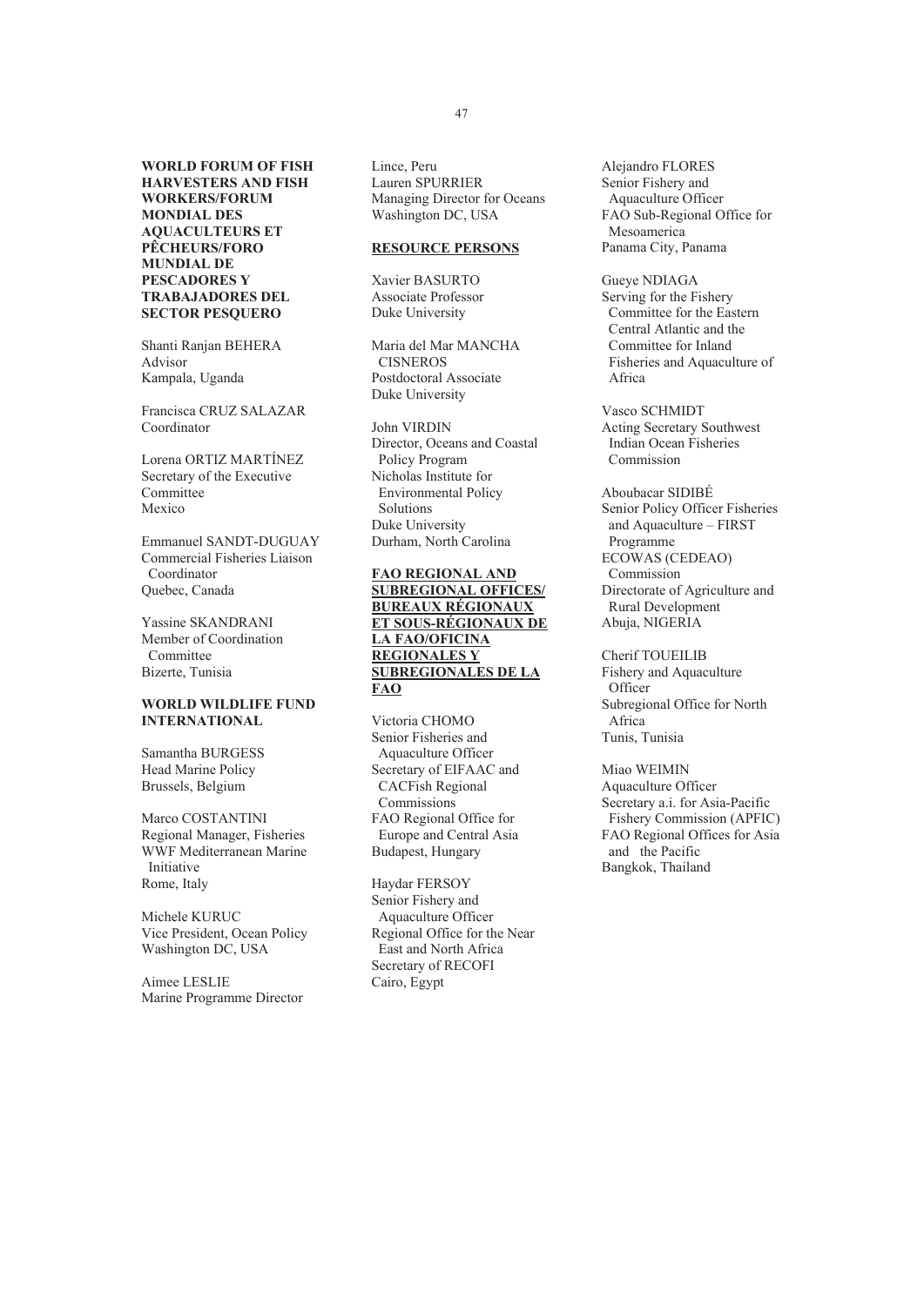**WORLD FORUM OF FISH HARVESTERS AND FISH WORKERS/FORUM MONDIAL DES AQUACULTEURS ET PÊCHEURS/FORO MUNDIAL DE PESCADORES Y TRABAJADORES DEL SECTOR PESQUERO**

Shanti Ranjan BEHERA
Advisor
Kampala, Uganda

Francisca CRUZ SALAZAR
Coordinator

Lorena ORTIZ MARTÍNEZ
Secretary of the Executive Committee
Mexico

Emmanuel SANDT-DUGUAY
Commercial Fisheries Liaison Coordinator
Quebec, Canada

Yassine SKANDRANI
Member of Coordination Committee
Bizerte, Tunisia

**WORLD WILDLIFE FUND INTERNATIONAL**

Samantha BURGESS
Head Marine Policy
Brussels, Belgium

Marco COSTANTINI
Regional Manager, Fisheries
WWF Mediterranean Marine Initiative
Rome, Italy

Michele KURUC
Vice President, Ocean Policy
Washington DC, USA

Aimee LESLIE
Marine Programme Director
Lince, Peru

Lauren SPURRIER
Managing Director for Oceans
Washington DC, USA

**RESOURCE PERSONS**

Xavier BASURTO
Associate Professor
Duke University

Maria del Mar MANCHA CISNEROS
Postdoctoral Associate
Duke University

John VIRDIN
Director, Oceans and Coastal Policy Program
Nicholas Institute for Environmental Policy Solutions
Duke University
Durham, North Carolina

**FAO REGIONAL AND SUBREGIONAL OFFICES/ BUREAUX RÉGIONAUX ET SOUS-RÉGIONAUX DE LA FAO/OFICINA REGIONALES Y SUBREGIONALES DE LA FAO**

Victoria CHOMO
Senior Fisheries and Aquaculture Officer
Secretary of EIFAAC and CACFish Regional Commissions
FAO Regional Office for Europe and Central Asia
Budapest, Hungary

Haydar FERSOY
Senior Fishery and Aquaculture Officer
Regional Office for the Near East and North Africa
Secretary of RECOFI
Cairo, Egypt

Alejandro FLORES
Senior Fishery and Aquaculture Officer
FAO Sub-Regional Office for Mesoamerica
Panama City, Panama

Gueye NDIAGA
Serving for the Fishery Committee for the Eastern Central Atlantic and the Committee for Inland Fisheries and Aquaculture of Africa

Vasco SCHMIDT
Acting Secretary Southwest Indian Ocean Fisheries Commission

Aboubacar SIDIBÉ
Senior Policy Officer Fisheries and Aquaculture – FIRST Programme
ECOWAS (CEDEAO) Commission
Directorate of Agriculture and Rural Development
Abuja, NIGERIA

Cherif TOUEILIB
Fishery and Aquaculture Officer
Subregional Office for North Africa
Tunis, Tunisia

Miao WEIMIN
Aquaculture Officer
Secretary a.i. for Asia-Pacific Fishery Commission (APFIC)
FAO Regional Offices for Asia and the Pacific
Bangkok, Thailand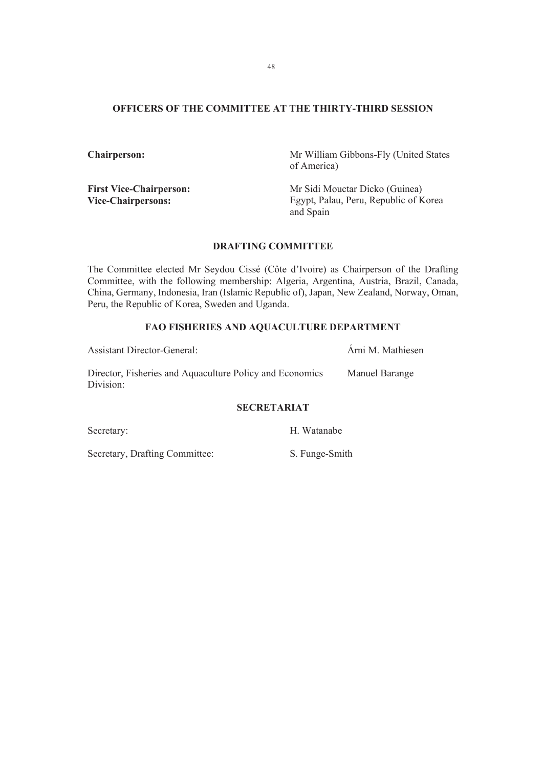## OFFICERS OF THE COMMITTEE AT THE THIRTY-THIRD SESSION

| | |
|---|---|
| **Chairperson:** | Mr William Gibbons-Fly (United States of America) |
| **First Vice-Chairperson:** | Mr Sidi Mouctar Dicko (Guinea) |
| **Vice-Chairpersons:** | Egypt, Palau, Peru, Republic of Korea and Spain |

## DRAFTING COMMITTEE

The Committee elected Mr Seydou Cissé (Côte d'Ivoire) as Chairperson of the Drafting Committee, with the following membership: Algeria, Argentina, Austria, Brazil, Canada, China, Germany, Indonesia, Iran (Islamic Republic of), Japan, New Zealand, Norway, Oman, Peru, the Republic of Korea, Sweden and Uganda.

## FAO FISHERIES AND AQUACULTURE DEPARTMENT

| | |
|---|---|
| Assistant Director-General: | Árni M. Mathiesen |
| Director, Fisheries and Aquaculture Policy and Economics Division: | Manuel Barange |

## SECRETARIAT

| | |
|---|---|
| Secretary: | H. Watanabe |
| Secretary, Drafting Committee: | S. Funge-Smith |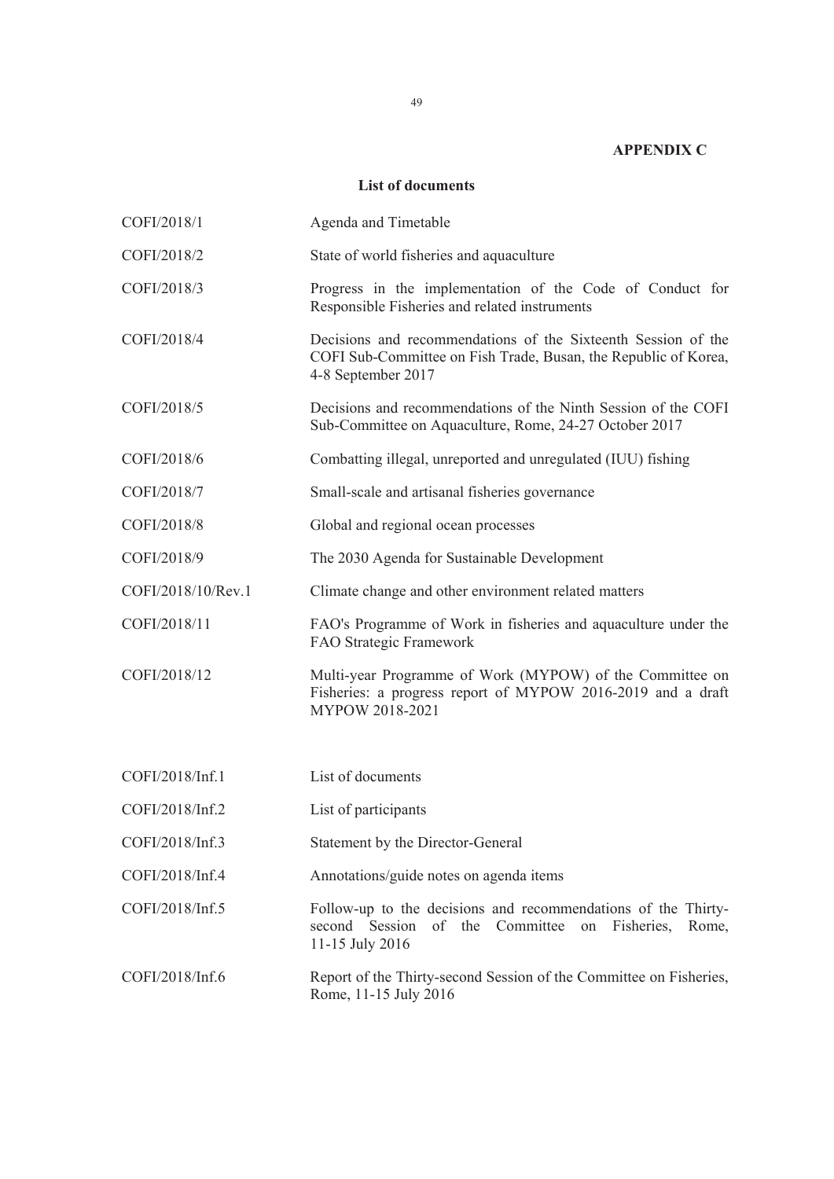**APPENDIX C**

## List of documents

| | |
|---|---|
| COFI/2018/1 | Agenda and Timetable |
| COFI/2018/2 | State of world fisheries and aquaculture |
| COFI/2018/3 | Progress in the implementation of the Code of Conduct for Responsible Fisheries and related instruments |
| COFI/2018/4 | Decisions and recommendations of the Sixteenth Session of the COFI Sub-Committee on Fish Trade, Busan, the Republic of Korea, 4-8 September 2017 |
| COFI/2018/5 | Decisions and recommendations of the Ninth Session of the COFI Sub-Committee on Aquaculture, Rome, 24-27 October 2017 |
| COFI/2018/6 | Combatting illegal, unreported and unregulated (IUU) fishing |
| COFI/2018/7 | Small-scale and artisanal fisheries governance |
| COFI/2018/8 | Global and regional ocean processes |
| COFI/2018/9 | The 2030 Agenda for Sustainable Development |
| COFI/2018/10/Rev.1 | Climate change and other environment related matters |
| COFI/2018/11 | FAO's Programme of Work in fisheries and aquaculture under the FAO Strategic Framework |
| COFI/2018/12 | Multi-year Programme of Work (MYPOW) of the Committee on Fisheries: a progress report of MYPOW 2016-2019 and a draft MYPOW 2018-2021 |
| | |
| COFI/2018/Inf.1 | List of documents |
| COFI/2018/Inf.2 | List of participants |
| COFI/2018/Inf.3 | Statement by the Director-General |
| COFI/2018/Inf.4 | Annotations/guide notes on agenda items |
| COFI/2018/Inf.5 | Follow-up to the decisions and recommendations of the Thirty-second Session of the Committee on Fisheries, Rome, 11-15 July 2016 |
| COFI/2018/Inf.6 | Report of the Thirty-second Session of the Committee on Fisheries, Rome, 11-15 July 2016 |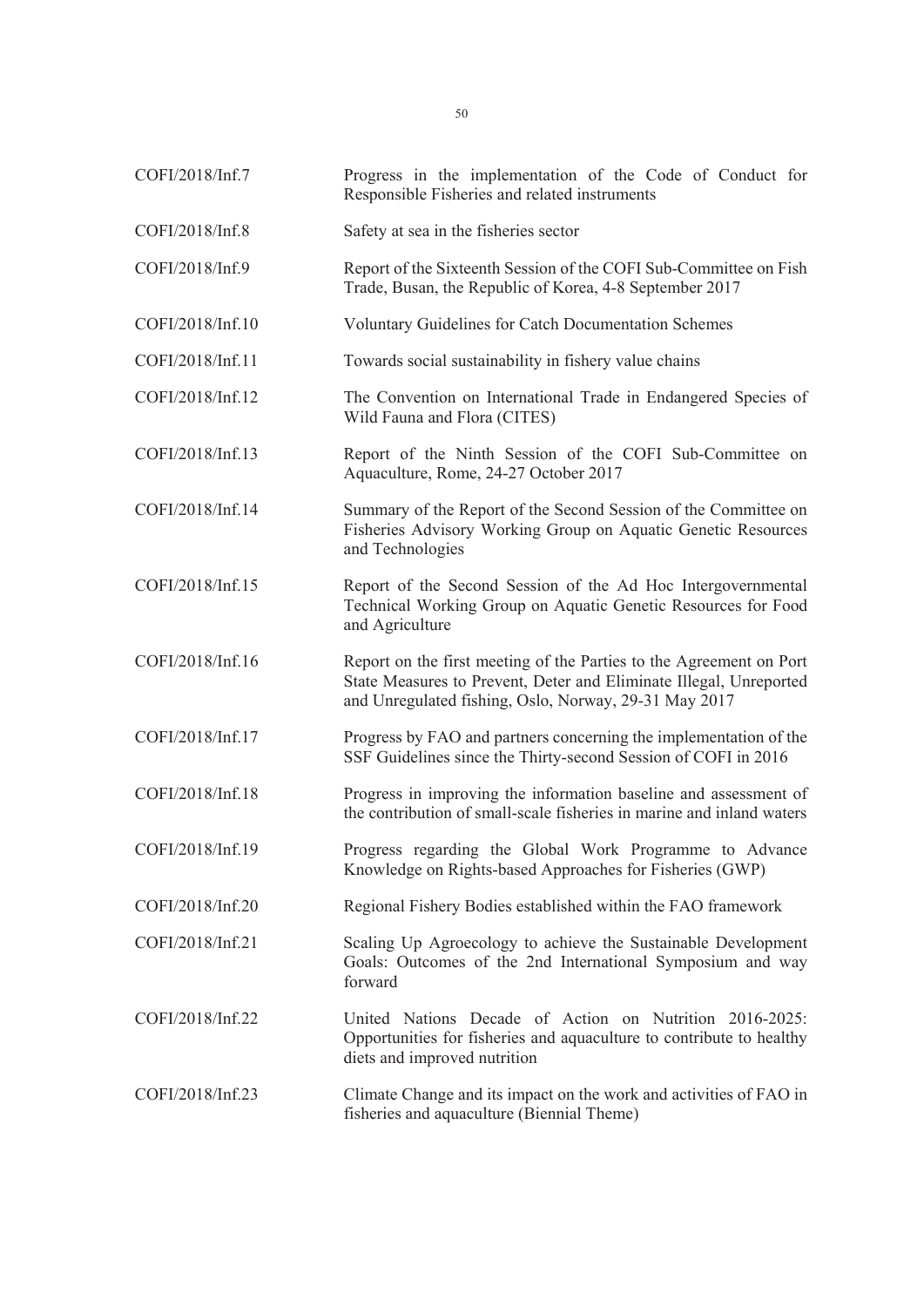| | |
|---|---|
| COFI/2018/Inf.7 | Progress in the implementation of the Code of Conduct for Responsible Fisheries and related instruments |
| COFI/2018/Inf.8 | Safety at sea in the fisheries sector |
| COFI/2018/Inf.9 | Report of the Sixteenth Session of the COFI Sub-Committee on Fish Trade, Busan, the Republic of Korea, 4-8 September 2017 |
| COFI/2018/Inf.10 | Voluntary Guidelines for Catch Documentation Schemes |
| COFI/2018/Inf.11 | Towards social sustainability in fishery value chains |
| COFI/2018/Inf.12 | The Convention on International Trade in Endangered Species of Wild Fauna and Flora (CITES) |
| COFI/2018/Inf.13 | Report of the Ninth Session of the COFI Sub-Committee on Aquaculture, Rome, 24-27 October 2017 |
| COFI/2018/Inf.14 | Summary of the Report of the Second Session of the Committee on Fisheries Advisory Working Group on Aquatic Genetic Resources and Technologies |
| COFI/2018/Inf.15 | Report of the Second Session of the Ad Hoc Intergovernmental Technical Working Group on Aquatic Genetic Resources for Food and Agriculture |
| COFI/2018/Inf.16 | Report on the first meeting of the Parties to the Agreement on Port State Measures to Prevent, Deter and Eliminate Illegal, Unreported and Unregulated fishing, Oslo, Norway, 29-31 May 2017 |
| COFI/2018/Inf.17 | Progress by FAO and partners concerning the implementation of the SSF Guidelines since the Thirty-second Session of COFI in 2016 |
| COFI/2018/Inf.18 | Progress in improving the information baseline and assessment of the contribution of small-scale fisheries in marine and inland waters |
| COFI/2018/Inf.19 | Progress regarding the Global Work Programme to Advance Knowledge on Rights-based Approaches for Fisheries (GWP) |
| COFI/2018/Inf.20 | Regional Fishery Bodies established within the FAO framework |
| COFI/2018/Inf.21 | Scaling Up Agroecology to achieve the Sustainable Development Goals: Outcomes of the 2nd International Symposium and way forward |
| COFI/2018/Inf.22 | United Nations Decade of Action on Nutrition 2016-2025: Opportunities for fisheries and aquaculture to contribute to healthy diets and improved nutrition |
| COFI/2018/Inf.23 | Climate Change and its impact on the work and activities of FAO in fisheries and aquaculture (Biennial Theme) |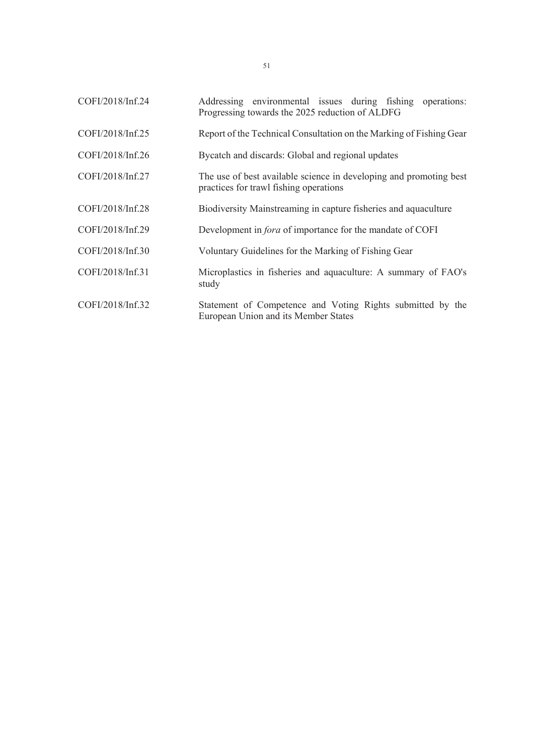| | |
|---|---|
| COFI/2018/Inf.24 | Addressing environmental issues during fishing operations: Progressing towards the 2025 reduction of ALDFG |
| COFI/2018/Inf.25 | Report of the Technical Consultation on the Marking of Fishing Gear |
| COFI/2018/Inf.26 | Bycatch and discards: Global and regional updates |
| COFI/2018/Inf.27 | The use of best available science in developing and promoting best practices for trawl fishing operations |
| COFI/2018/Inf.28 | Biodiversity Mainstreaming in capture fisheries and aquaculture |
| COFI/2018/Inf.29 | Development in *fora* of importance for the mandate of COFI |
| COFI/2018/Inf.30 | Voluntary Guidelines for the Marking of Fishing Gear |
| COFI/2018/Inf.31 | Microplastics in fisheries and aquaculture: A summary of FAO's study |
| COFI/2018/Inf.32 | Statement of Competence and Voting Rights submitted by the European Union and its Member States |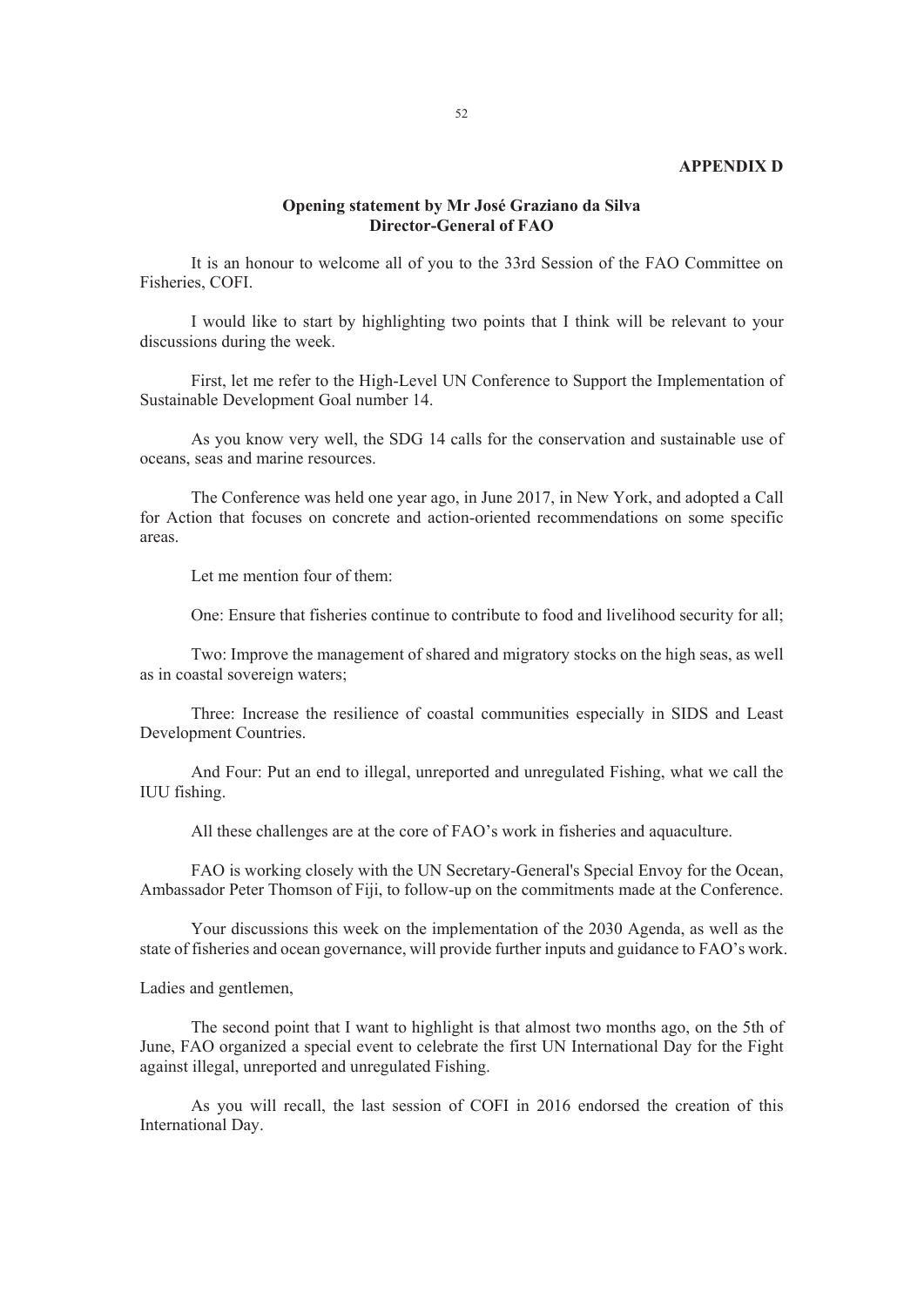**APPENDIX D**

## Opening statement by Mr José Graziano da Silva
## Director-General of FAO

It is an honour to welcome all of you to the 33rd Session of the FAO Committee on Fisheries, COFI.

I would like to start by highlighting two points that I think will be relevant to your discussions during the week.

First, let me refer to the High-Level UN Conference to Support the Implementation of Sustainable Development Goal number 14.

As you know very well, the SDG 14 calls for the conservation and sustainable use of oceans, seas and marine resources.

The Conference was held one year ago, in June 2017, in New York, and adopted a Call for Action that focuses on concrete and action-oriented recommendations on some specific areas.

Let me mention four of them:

One: Ensure that fisheries continue to contribute to food and livelihood security for all;

Two: Improve the management of shared and migratory stocks on the high seas, as well as in coastal sovereign waters;

Three: Increase the resilience of coastal communities especially in SIDS and Least Development Countries.

And Four: Put an end to illegal, unreported and unregulated Fishing, what we call the IUU fishing.

All these challenges are at the core of FAO's work in fisheries and aquaculture.

FAO is working closely with the UN Secretary-General's Special Envoy for the Ocean, Ambassador Peter Thomson of Fiji, to follow-up on the commitments made at the Conference.

Your discussions this week on the implementation of the 2030 Agenda, as well as the state of fisheries and ocean governance, will provide further inputs and guidance to FAO's work.

Ladies and gentlemen,

The second point that I want to highlight is that almost two months ago, on the 5th of June, FAO organized a special event to celebrate the first UN International Day for the Fight against illegal, unreported and unregulated Fishing.

As you will recall, the last session of COFI in 2016 endorsed the creation of this International Day.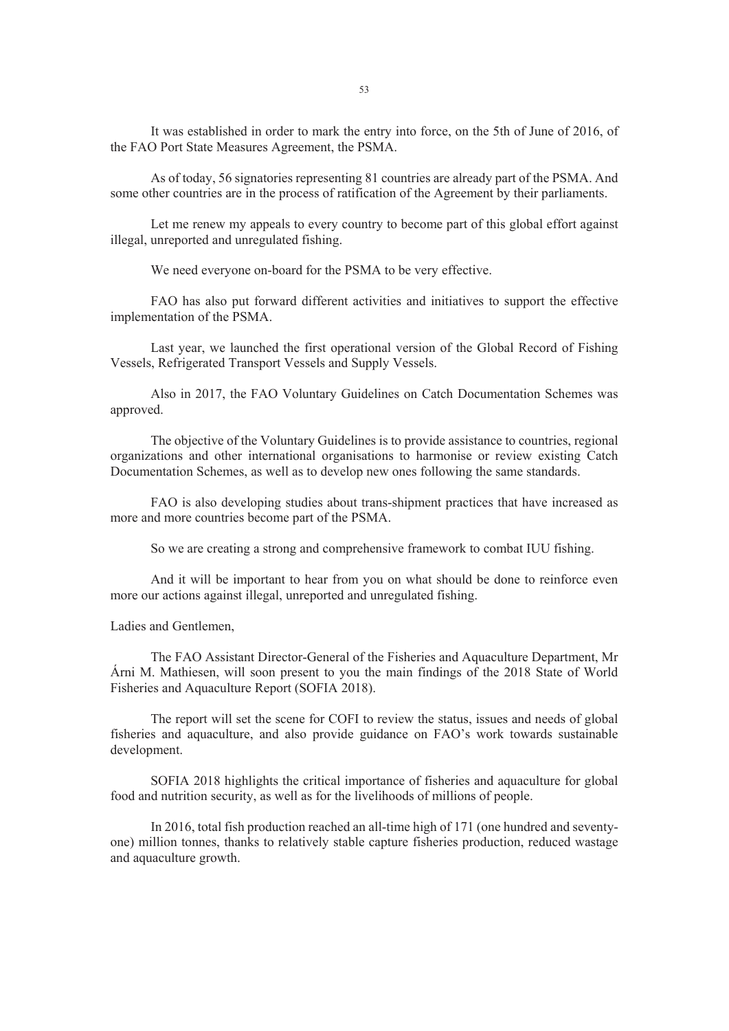It was established in order to mark the entry into force, on the 5th of June of 2016, of the FAO Port State Measures Agreement, the PSMA.

As of today, 56 signatories representing 81 countries are already part of the PSMA. And some other countries are in the process of ratification of the Agreement by their parliaments.

Let me renew my appeals to every country to become part of this global effort against illegal, unreported and unregulated fishing.

We need everyone on-board for the PSMA to be very effective.

FAO has also put forward different activities and initiatives to support the effective implementation of the PSMA.

Last year, we launched the first operational version of the Global Record of Fishing Vessels, Refrigerated Transport Vessels and Supply Vessels.

Also in 2017, the FAO Voluntary Guidelines on Catch Documentation Schemes was approved.

The objective of the Voluntary Guidelines is to provide assistance to countries, regional organizations and other international organisations to harmonise or review existing Catch Documentation Schemes, as well as to develop new ones following the same standards.

FAO is also developing studies about trans-shipment practices that have increased as more and more countries become part of the PSMA.

So we are creating a strong and comprehensive framework to combat IUU fishing.

And it will be important to hear from you on what should be done to reinforce even more our actions against illegal, unreported and unregulated fishing.

Ladies and Gentlemen,

The FAO Assistant Director-General of the Fisheries and Aquaculture Department, Mr Árni M. Mathiesen, will soon present to you the main findings of the 2018 State of World Fisheries and Aquaculture Report (SOFIA 2018).

The report will set the scene for COFI to review the status, issues and needs of global fisheries and aquaculture, and also provide guidance on FAO's work towards sustainable development.

SOFIA 2018 highlights the critical importance of fisheries and aquaculture for global food and nutrition security, as well as for the livelihoods of millions of people.

In 2016, total fish production reached an all-time high of 171 (one hundred and seventy-one) million tonnes, thanks to relatively stable capture fisheries production, reduced wastage and aquaculture growth.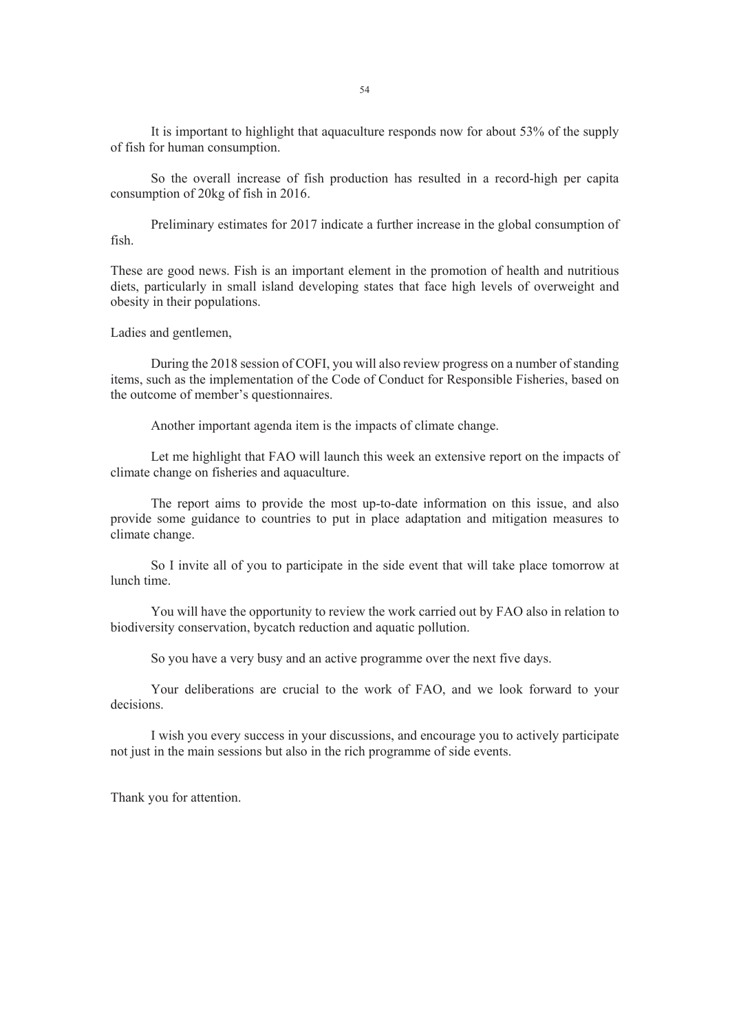It is important to highlight that aquaculture responds now for about 53% of the supply of fish for human consumption.

So the overall increase of fish production has resulted in a record-high per capita consumption of 20kg of fish in 2016.

Preliminary estimates for 2017 indicate a further increase in the global consumption of fish.

These are good news. Fish is an important element in the promotion of health and nutritious diets, particularly in small island developing states that face high levels of overweight and obesity in their populations.

Ladies and gentlemen,

During the 2018 session of COFI, you will also review progress on a number of standing items, such as the implementation of the Code of Conduct for Responsible Fisheries, based on the outcome of member's questionnaires.

Another important agenda item is the impacts of climate change.

Let me highlight that FAO will launch this week an extensive report on the impacts of climate change on fisheries and aquaculture.

The report aims to provide the most up-to-date information on this issue, and also provide some guidance to countries to put in place adaptation and mitigation measures to climate change.

So I invite all of you to participate in the side event that will take place tomorrow at lunch time.

You will have the opportunity to review the work carried out by FAO also in relation to biodiversity conservation, bycatch reduction and aquatic pollution.

So you have a very busy and an active programme over the next five days.

Your deliberations are crucial to the work of FAO, and we look forward to your decisions.

I wish you every success in your discussions, and encourage you to actively participate not just in the main sessions but also in the rich programme of side events.

Thank you for attention.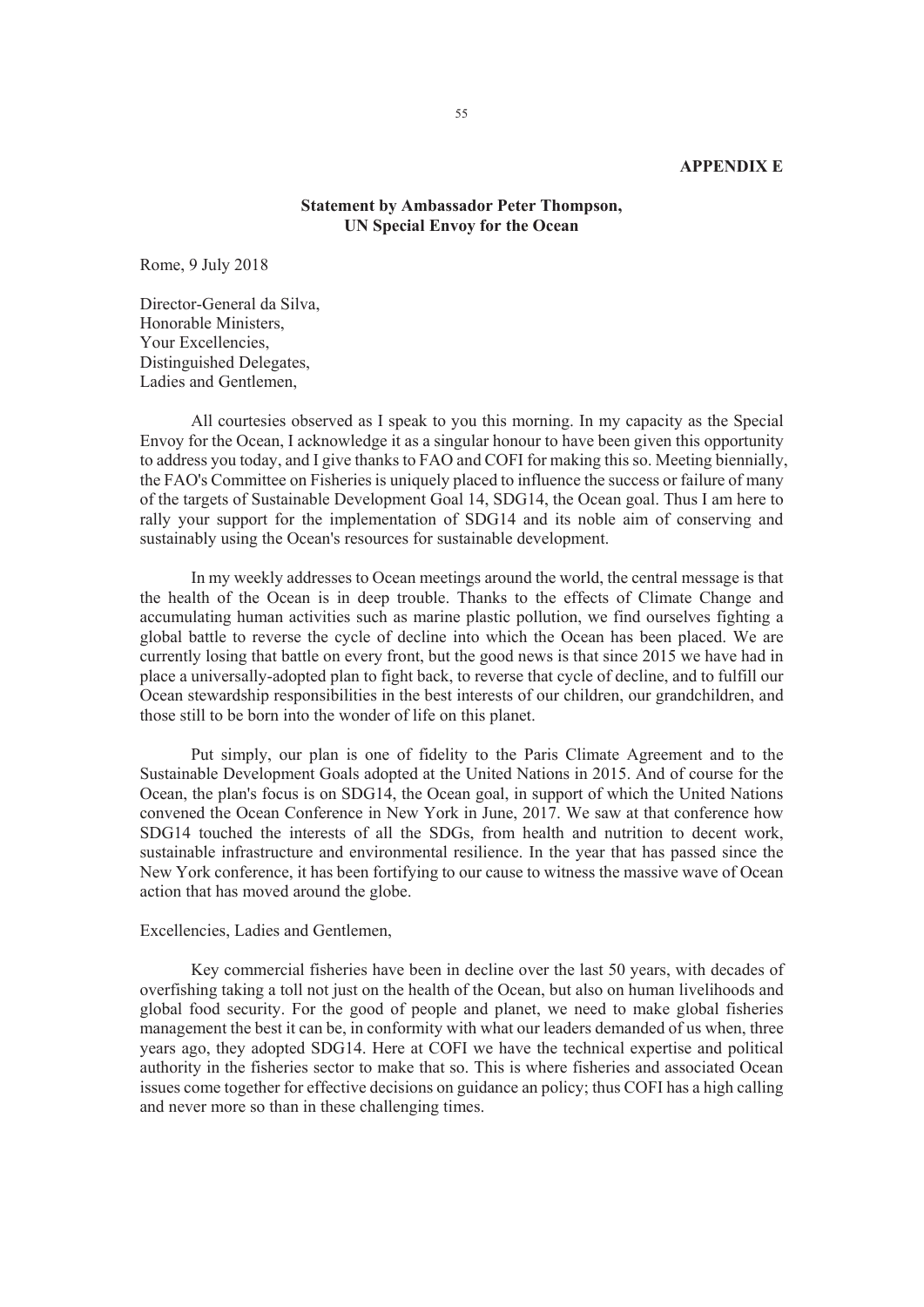**APPENDIX E**

## Statement by Ambassador Peter Thompson, UN Special Envoy for the Ocean

Rome, 9 July 2018

Director-General da Silva,
Honorable Ministers,
Your Excellencies,
Distinguished Delegates,
Ladies and Gentlemen,

All courtesies observed as I speak to you this morning. In my capacity as the Special Envoy for the Ocean, I acknowledge it as a singular honour to have been given this opportunity to address you today, and I give thanks to FAO and COFI for making this so. Meeting biennially, the FAO's Committee on Fisheries is uniquely placed to influence the success or failure of many of the targets of Sustainable Development Goal 14, SDG14, the Ocean goal. Thus I am here to rally your support for the implementation of SDG14 and its noble aim of conserving and sustainably using the Ocean's resources for sustainable development.

In my weekly addresses to Ocean meetings around the world, the central message is that the health of the Ocean is in deep trouble. Thanks to the effects of Climate Change and accumulating human activities such as marine plastic pollution, we find ourselves fighting a global battle to reverse the cycle of decline into which the Ocean has been placed. We are currently losing that battle on every front, but the good news is that since 2015 we have had in place a universally-adopted plan to fight back, to reverse that cycle of decline, and to fulfill our Ocean stewardship responsibilities in the best interests of our children, our grandchildren, and those still to be born into the wonder of life on this planet.

Put simply, our plan is one of fidelity to the Paris Climate Agreement and to the Sustainable Development Goals adopted at the United Nations in 2015. And of course for the Ocean, the plan's focus is on SDG14, the Ocean goal, in support of which the United Nations convened the Ocean Conference in New York in June, 2017. We saw at that conference how SDG14 touched the interests of all the SDGs, from health and nutrition to decent work, sustainable infrastructure and environmental resilience. In the year that has passed since the New York conference, it has been fortifying to our cause to witness the massive wave of Ocean action that has moved around the globe.

Excellencies, Ladies and Gentlemen,

Key commercial fisheries have been in decline over the last 50 years, with decades of overfishing taking a toll not just on the health of the Ocean, but also on human livelihoods and global food security. For the good of people and planet, we need to make global fisheries management the best it can be, in conformity with what our leaders demanded of us when, three years ago, they adopted SDG14. Here at COFI we have the technical expertise and political authority in the fisheries sector to make that so. This is where fisheries and associated Ocean issues come together for effective decisions on guidance an policy; thus COFI has a high calling and never more so than in these challenging times.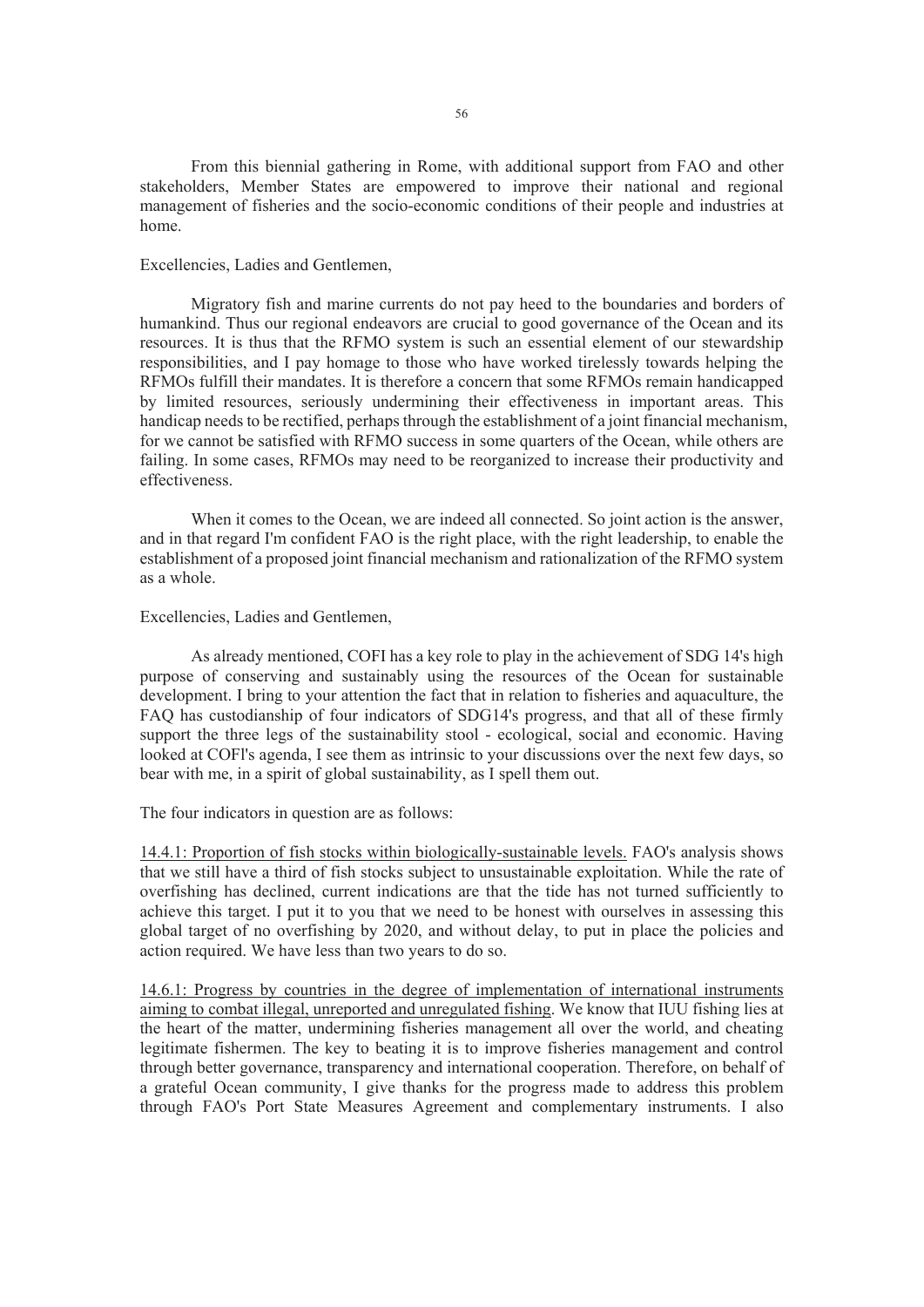From this biennial gathering in Rome, with additional support from FAO and other stakeholders, Member States are empowered to improve their national and regional management of fisheries and the socio-economic conditions of their people and industries at home.

Excellencies, Ladies and Gentlemen,

Migratory fish and marine currents do not pay heed to the boundaries and borders of humankind. Thus our regional endeavors are crucial to good governance of the Ocean and its resources. It is thus that the RFMO system is such an essential element of our stewardship responsibilities, and I pay homage to those who have worked tirelessly towards helping the RFMOs fulfill their mandates. It is therefore a concern that some RFMOs remain handicapped by limited resources, seriously undermining their effectiveness in important areas. This handicap needs to be rectified, perhaps through the establishment of a joint financial mechanism, for we cannot be satisfied with RFMO success in some quarters of the Ocean, while others are failing. In some cases, RFMOs may need to be reorganized to increase their productivity and effectiveness.

When it comes to the Ocean, we are indeed all connected. So joint action is the answer, and in that regard I'm confident FAO is the right place, with the right leadership, to enable the establishment of a proposed joint financial mechanism and rationalization of the RFMO system as a whole.

Excellencies, Ladies and Gentlemen,

As already mentioned, COFI has a key role to play in the achievement of SDG 14's high purpose of conserving and sustainably using the resources of the Ocean for sustainable development. I bring to your attention the fact that in relation to fisheries and aquaculture, the FAQ has custodianship of four indicators of SDG14's progress, and that all of these firmly support the three legs of the sustainability stool - ecological, social and economic. Having looked at COFI's agenda, I see them as intrinsic to your discussions over the next few days, so bear with me, in a spirit of global sustainability, as I spell them out.

The four indicators in question are as follows:

<u>14.4.1: Proportion of fish stocks within biologically-sustainable levels.</u> FAO's analysis shows that we still have a third of fish stocks subject to unsustainable exploitation. While the rate of overfishing has declined, current indications are that the tide has not turned sufficiently to achieve this target. I put it to you that we need to be honest with ourselves in assessing this global target of no overfishing by 2020, and without delay, to put in place the policies and action required. We have less than two years to do so.

<u>14.6.1: Progress by countries in the degree of implementation of international instruments aiming to combat illegal, unreported and unregulated fishing</u>. We know that IUU fishing lies at the heart of the matter, undermining fisheries management all over the world, and cheating legitimate fishermen. The key to beating it is to improve fisheries management and control through better governance, transparency and international cooperation. Therefore, on behalf of a grateful Ocean community, I give thanks for the progress made to address this problem through FAO's Port State Measures Agreement and complementary instruments. I also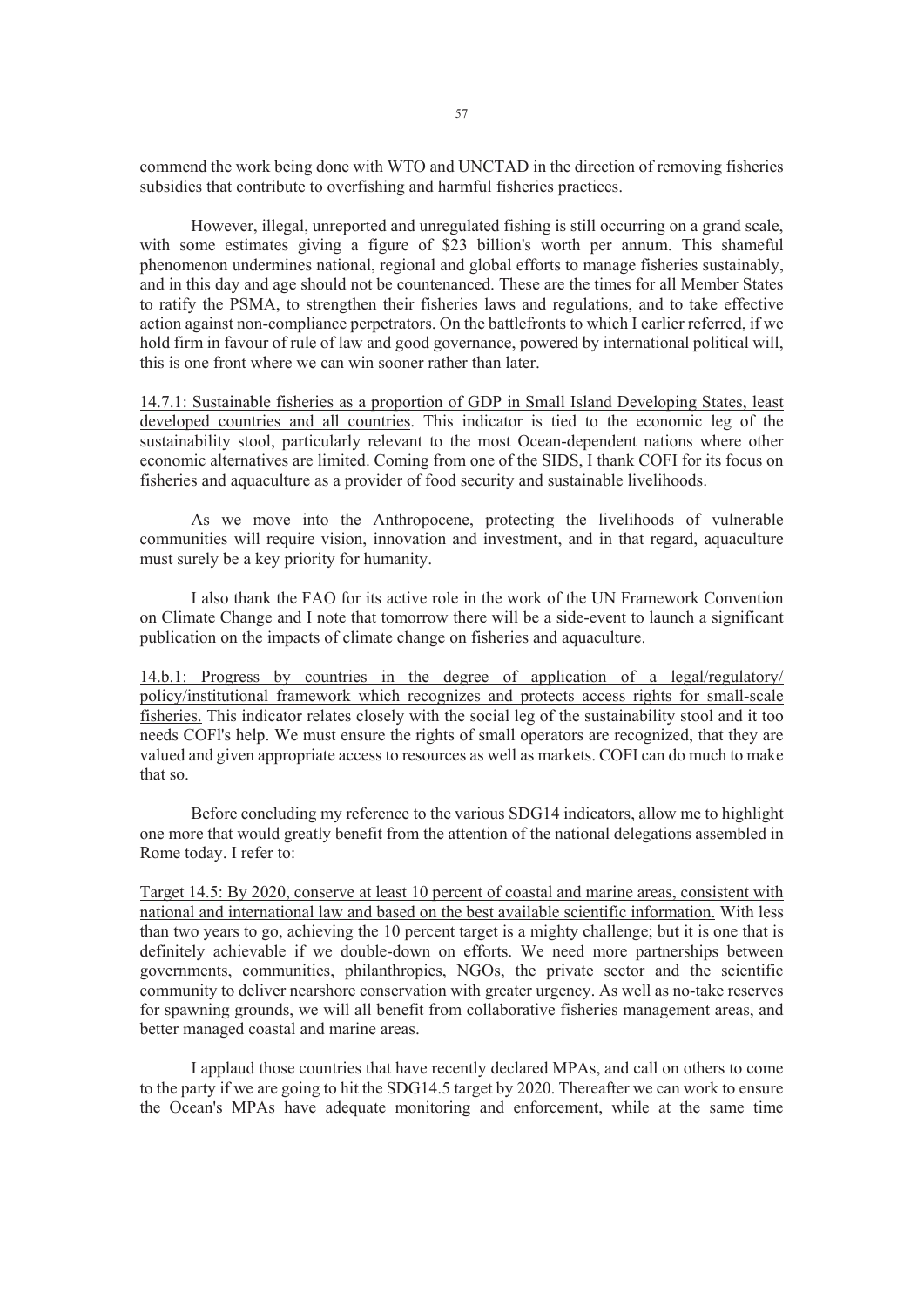commend the work being done with WTO and UNCTAD in the direction of removing fisheries subsidies that contribute to overfishing and harmful fisheries practices.

However, illegal, unreported and unregulated fishing is still occurring on a grand scale, with some estimates giving a figure of $23 billion's worth per annum. This shameful phenomenon undermines national, regional and global efforts to manage fisheries sustainably, and in this day and age should not be countenanced. These are the times for all Member States to ratify the PSMA, to strengthen their fisheries laws and regulations, and to take effective action against non-compliance perpetrators. On the battlefronts to which I earlier referred, if we hold firm in favour of rule of law and good governance, powered by international political will, this is one front where we can win sooner rather than later.

<u>14.7.1: Sustainable fisheries as a proportion of GDP in Small Island Developing States, least developed countries and all countries</u>. This indicator is tied to the economic leg of the sustainability stool, particularly relevant to the most Ocean-dependent nations where other economic alternatives are limited. Coming from one of the SIDS, I thank COFI for its focus on fisheries and aquaculture as a provider of food security and sustainable livelihoods.

As we move into the Anthropocene, protecting the livelihoods of vulnerable communities will require vision, innovation and investment, and in that regard, aquaculture must surely be a key priority for humanity.

I also thank the FAO for its active role in the work of the UN Framework Convention on Climate Change and I note that tomorrow there will be a side-event to launch a significant publication on the impacts of climate change on fisheries and aquaculture.

<u>14.b.1: Progress by countries in the degree of application of a legal/regulatory/ policy/institutional framework which recognizes and protects access rights for small-scale fisheries.</u> This indicator relates closely with the social leg of the sustainability stool and it too needs COFI's help. We must ensure the rights of small operators are recognized, that they are valued and given appropriate access to resources as well as markets. COFI can do much to make that so.

Before concluding my reference to the various SDG14 indicators, allow me to highlight one more that would greatly benefit from the attention of the national delegations assembled in Rome today. I refer to:

<u>Target 14.5: By 2020, conserve at least 10 percent of coastal and marine areas, consistent with national and international law and based on the best available scientific information.</u> With less than two years to go, achieving the 10 percent target is a mighty challenge; but it is one that is definitely achievable if we double-down on efforts. We need more partnerships between governments, communities, philanthropies, NGOs, the private sector and the scientific community to deliver nearshore conservation with greater urgency. As well as no-take reserves for spawning grounds, we will all benefit from collaborative fisheries management areas, and better managed coastal and marine areas.

I applaud those countries that have recently declared MPAs, and call on others to come to the party if we are going to hit the SDG14.5 target by 2020. Thereafter we can work to ensure the Ocean's MPAs have adequate monitoring and enforcement, while at the same time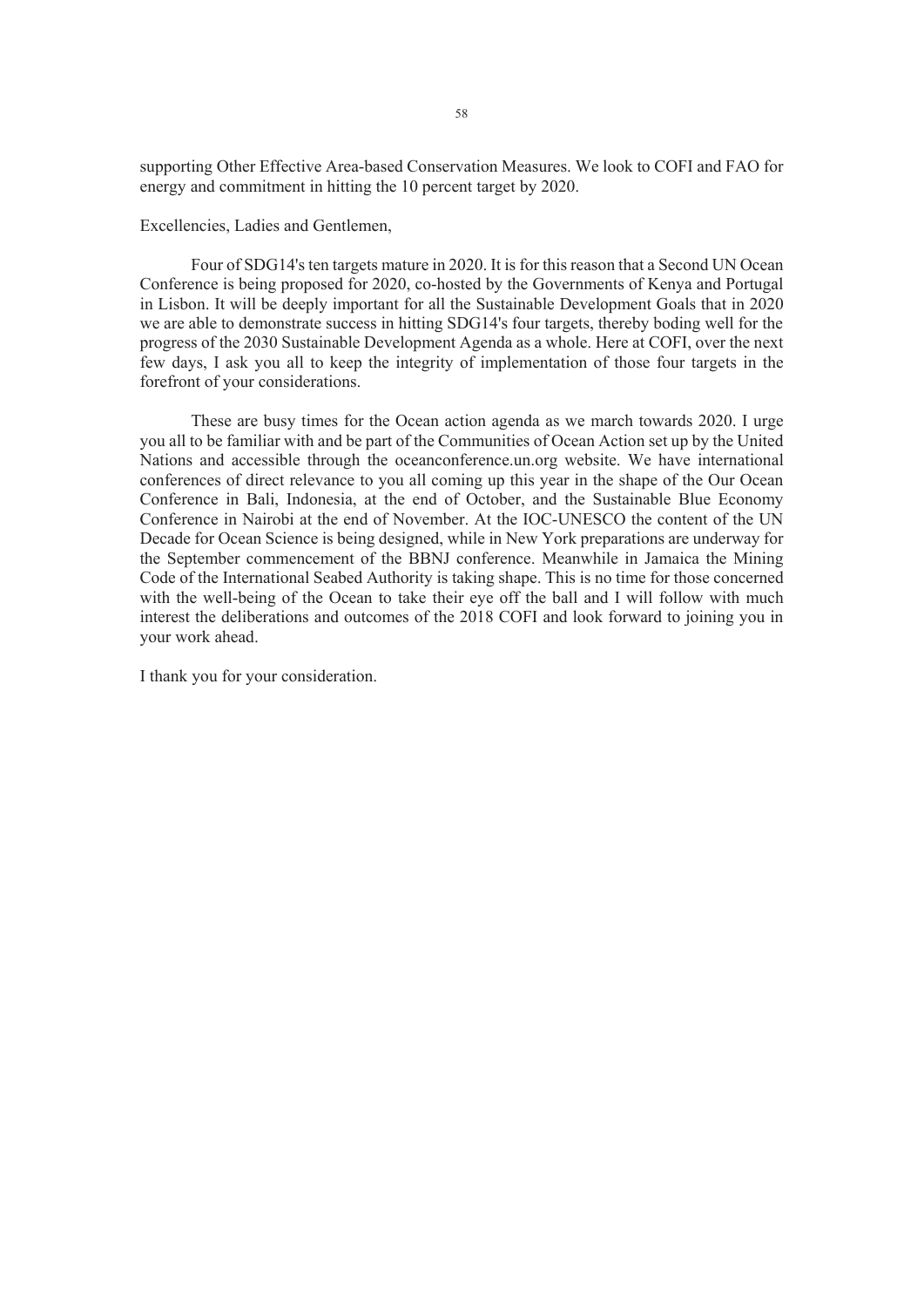supporting Other Effective Area-based Conservation Measures. We look to COFI and FAO for energy and commitment in hitting the 10 percent target by 2020.

Excellencies, Ladies and Gentlemen,

Four of SDG14's ten targets mature in 2020. It is for this reason that a Second UN Ocean Conference is being proposed for 2020, co-hosted by the Governments of Kenya and Portugal in Lisbon. It will be deeply important for all the Sustainable Development Goals that in 2020 we are able to demonstrate success in hitting SDG14's four targets, thereby boding well for the progress of the 2030 Sustainable Development Agenda as a whole. Here at COFI, over the next few days, I ask you all to keep the integrity of implementation of those four targets in the forefront of your considerations.

These are busy times for the Ocean action agenda as we march towards 2020. I urge you all to be familiar with and be part of the Communities of Ocean Action set up by the United Nations and accessible through the oceanconference.un.org website. We have international conferences of direct relevance to you all coming up this year in the shape of the Our Ocean Conference in Bali, Indonesia, at the end of October, and the Sustainable Blue Economy Conference in Nairobi at the end of November. At the IOC-UNESCO the content of the UN Decade for Ocean Science is being designed, while in New York preparations are underway for the September commencement of the BBNJ conference. Meanwhile in Jamaica the Mining Code of the International Seabed Authority is taking shape. This is no time for those concerned with the well-being of the Ocean to take their eye off the ball and I will follow with much interest the deliberations and outcomes of the 2018 COFI and look forward to joining you in your work ahead.

I thank you for your consideration.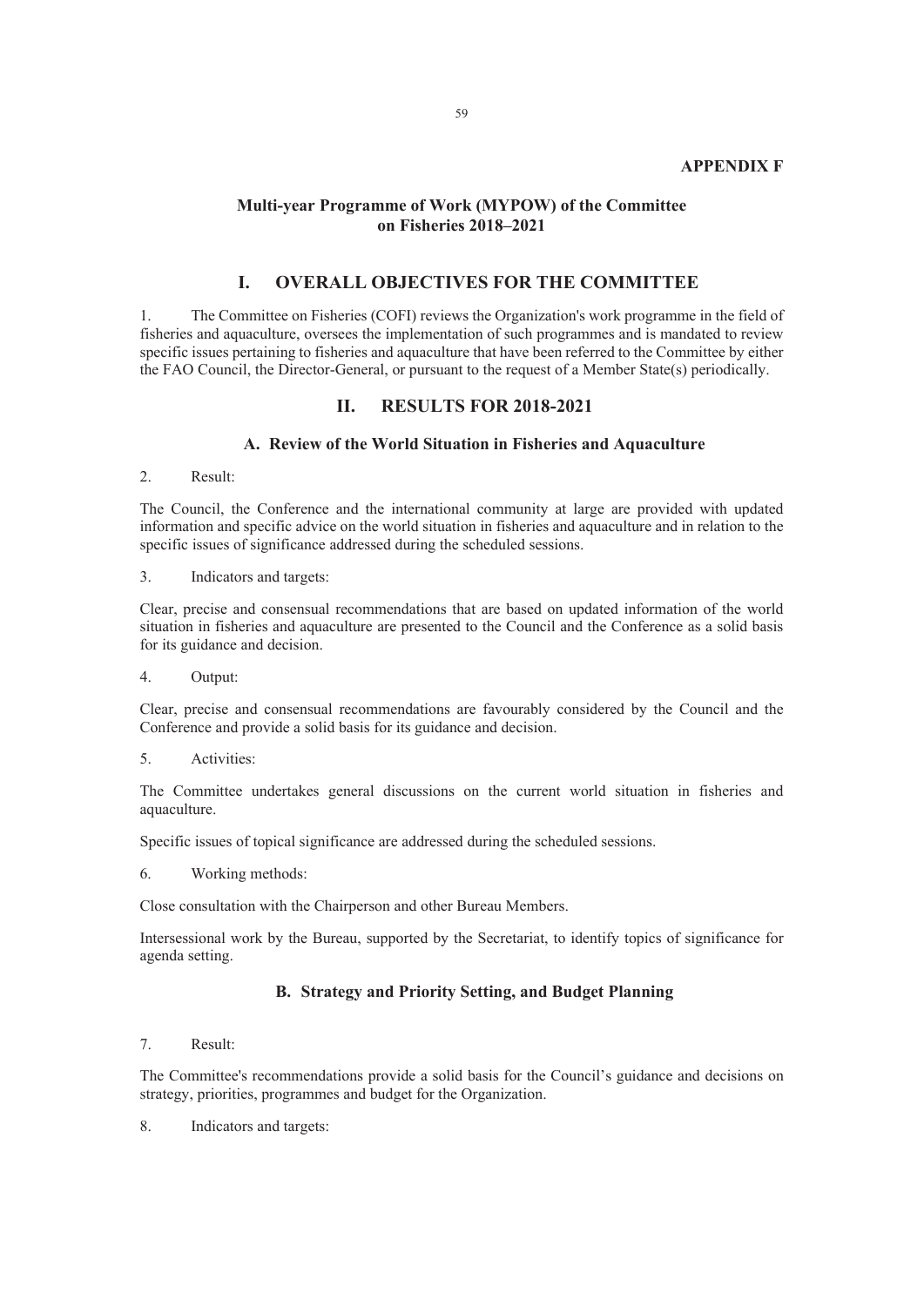**APPENDIX F**

## Multi-year Programme of Work (MYPOW) of the Committee on Fisheries 2018–2021

# I. OVERALL OBJECTIVES FOR THE COMMITTEE

1. The Committee on Fisheries (COFI) reviews the Organization's work programme in the field of fisheries and aquaculture, oversees the implementation of such programmes and is mandated to review specific issues pertaining to fisheries and aquaculture that have been referred to the Committee by either the FAO Council, the Director-General, or pursuant to the request of a Member State(s) periodically.

# II. RESULTS FOR 2018-2021

### A. Review of the World Situation in Fisheries and Aquaculture

2. Result:

The Council, the Conference and the international community at large are provided with updated information and specific advice on the world situation in fisheries and aquaculture and in relation to the specific issues of significance addressed during the scheduled sessions.

3. Indicators and targets:

Clear, precise and consensual recommendations that are based on updated information of the world situation in fisheries and aquaculture are presented to the Council and the Conference as a solid basis for its guidance and decision.

4. Output:

Clear, precise and consensual recommendations are favourably considered by the Council and the Conference and provide a solid basis for its guidance and decision.

5. Activities:

The Committee undertakes general discussions on the current world situation in fisheries and aquaculture.

Specific issues of topical significance are addressed during the scheduled sessions.

6. Working methods:

Close consultation with the Chairperson and other Bureau Members.

Intersessional work by the Bureau, supported by the Secretariat, to identify topics of significance for agenda setting.

### B. Strategy and Priority Setting, and Budget Planning

7. Result:

The Committee's recommendations provide a solid basis for the Council's guidance and decisions on strategy, priorities, programmes and budget for the Organization.

8. Indicators and targets: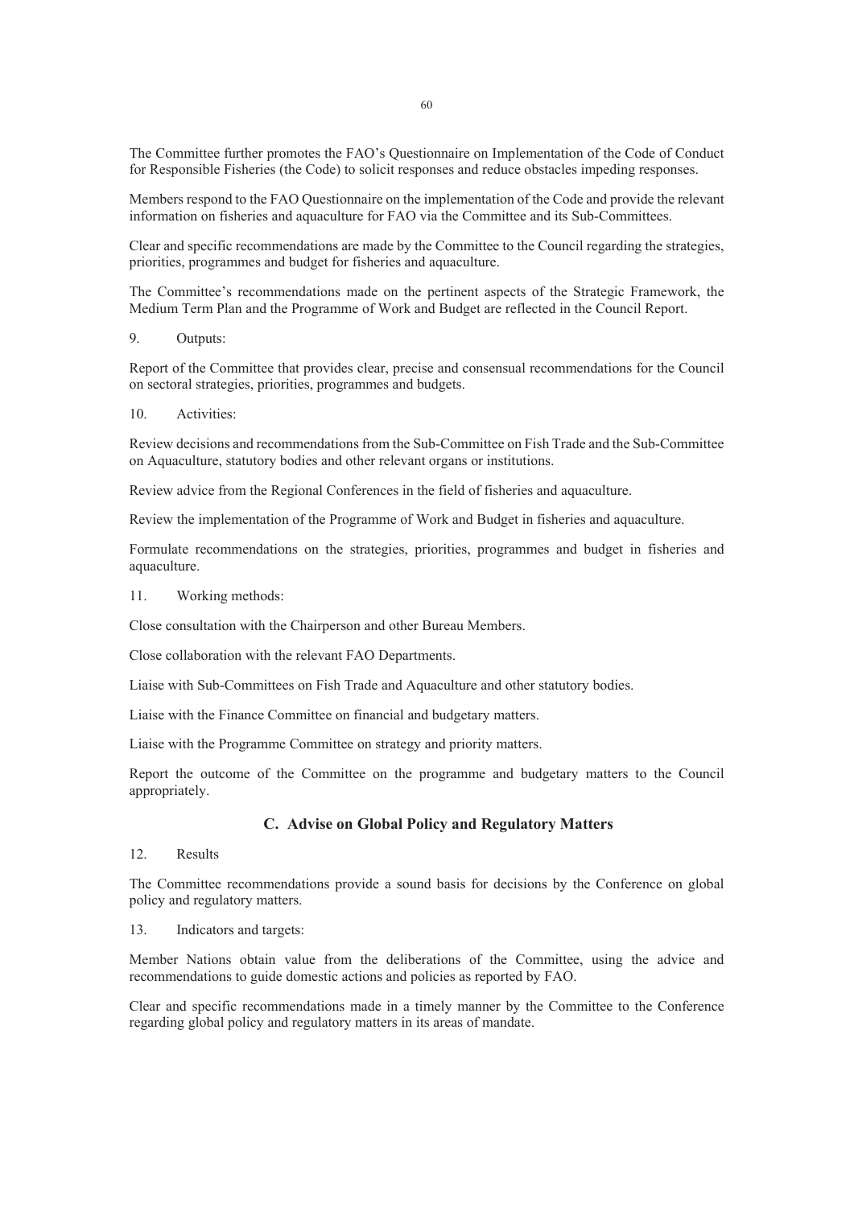The Committee further promotes the FAO's Questionnaire on Implementation of the Code of Conduct for Responsible Fisheries (the Code) to solicit responses and reduce obstacles impeding responses.

Members respond to the FAO Questionnaire on the implementation of the Code and provide the relevant information on fisheries and aquaculture for FAO via the Committee and its Sub-Committees.

Clear and specific recommendations are made by the Committee to the Council regarding the strategies, priorities, programmes and budget for fisheries and aquaculture.

The Committee's recommendations made on the pertinent aspects of the Strategic Framework, the Medium Term Plan and the Programme of Work and Budget are reflected in the Council Report.

9. Outputs:

Report of the Committee that provides clear, precise and consensual recommendations for the Council on sectoral strategies, priorities, programmes and budgets.

10. Activities:

Review decisions and recommendations from the Sub-Committee on Fish Trade and the Sub-Committee on Aquaculture, statutory bodies and other relevant organs or institutions.

Review advice from the Regional Conferences in the field of fisheries and aquaculture.

Review the implementation of the Programme of Work and Budget in fisheries and aquaculture.

Formulate recommendations on the strategies, priorities, programmes and budget in fisheries and aquaculture.

11. Working methods:

Close consultation with the Chairperson and other Bureau Members.

Close collaboration with the relevant FAO Departments.

Liaise with Sub-Committees on Fish Trade and Aquaculture and other statutory bodies.

Liaise with the Finance Committee on financial and budgetary matters.

Liaise with the Programme Committee on strategy and priority matters.

Report the outcome of the Committee on the programme and budgetary matters to the Council appropriately.

## C. Advise on Global Policy and Regulatory Matters

12. Results

The Committee recommendations provide a sound basis for decisions by the Conference on global policy and regulatory matters.

13. Indicators and targets:

Member Nations obtain value from the deliberations of the Committee, using the advice and recommendations to guide domestic actions and policies as reported by FAO.

Clear and specific recommendations made in a timely manner by the Committee to the Conference regarding global policy and regulatory matters in its areas of mandate.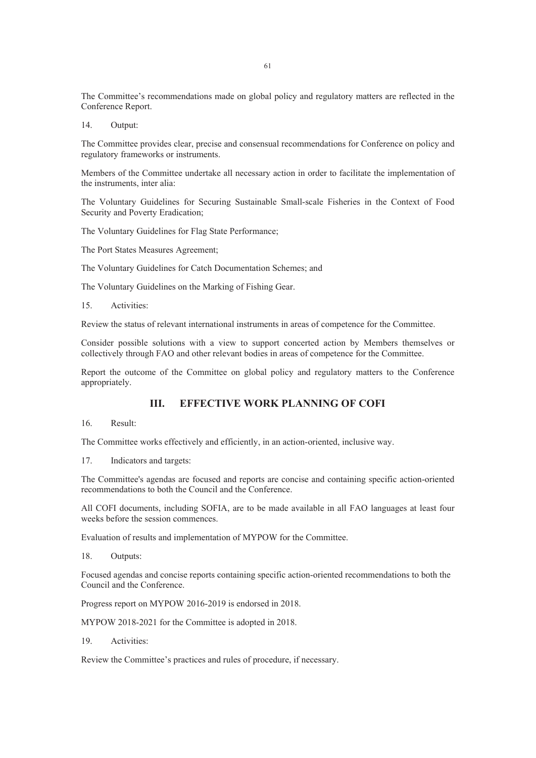The Committee's recommendations made on global policy and regulatory matters are reflected in the Conference Report.

14. Output:

The Committee provides clear, precise and consensual recommendations for Conference on policy and regulatory frameworks or instruments.

Members of the Committee undertake all necessary action in order to facilitate the implementation of the instruments, inter alia:

The Voluntary Guidelines for Securing Sustainable Small-scale Fisheries in the Context of Food Security and Poverty Eradication;

The Voluntary Guidelines for Flag State Performance;

The Port States Measures Agreement;

The Voluntary Guidelines for Catch Documentation Schemes; and

The Voluntary Guidelines on the Marking of Fishing Gear.

15. Activities:

Review the status of relevant international instruments in areas of competence for the Committee.

Consider possible solutions with a view to support concerted action by Members themselves or collectively through FAO and other relevant bodies in areas of competence for the Committee.

Report the outcome of the Committee on global policy and regulatory matters to the Conference appropriately.

## III. EFFECTIVE WORK PLANNING OF COFI

16. Result:

The Committee works effectively and efficiently, in an action-oriented, inclusive way.

17. Indicators and targets:

The Committee's agendas are focused and reports are concise and containing specific action-oriented recommendations to both the Council and the Conference.

All COFI documents, including SOFIA, are to be made available in all FAO languages at least four weeks before the session commences.

Evaluation of results and implementation of MYPOW for the Committee.

18. Outputs:

Focused agendas and concise reports containing specific action-oriented recommendations to both the Council and the Conference.

Progress report on MYPOW 2016-2019 is endorsed in 2018.

MYPOW 2018-2021 for the Committee is adopted in 2018.

19. Activities:

Review the Committee's practices and rules of procedure, if necessary.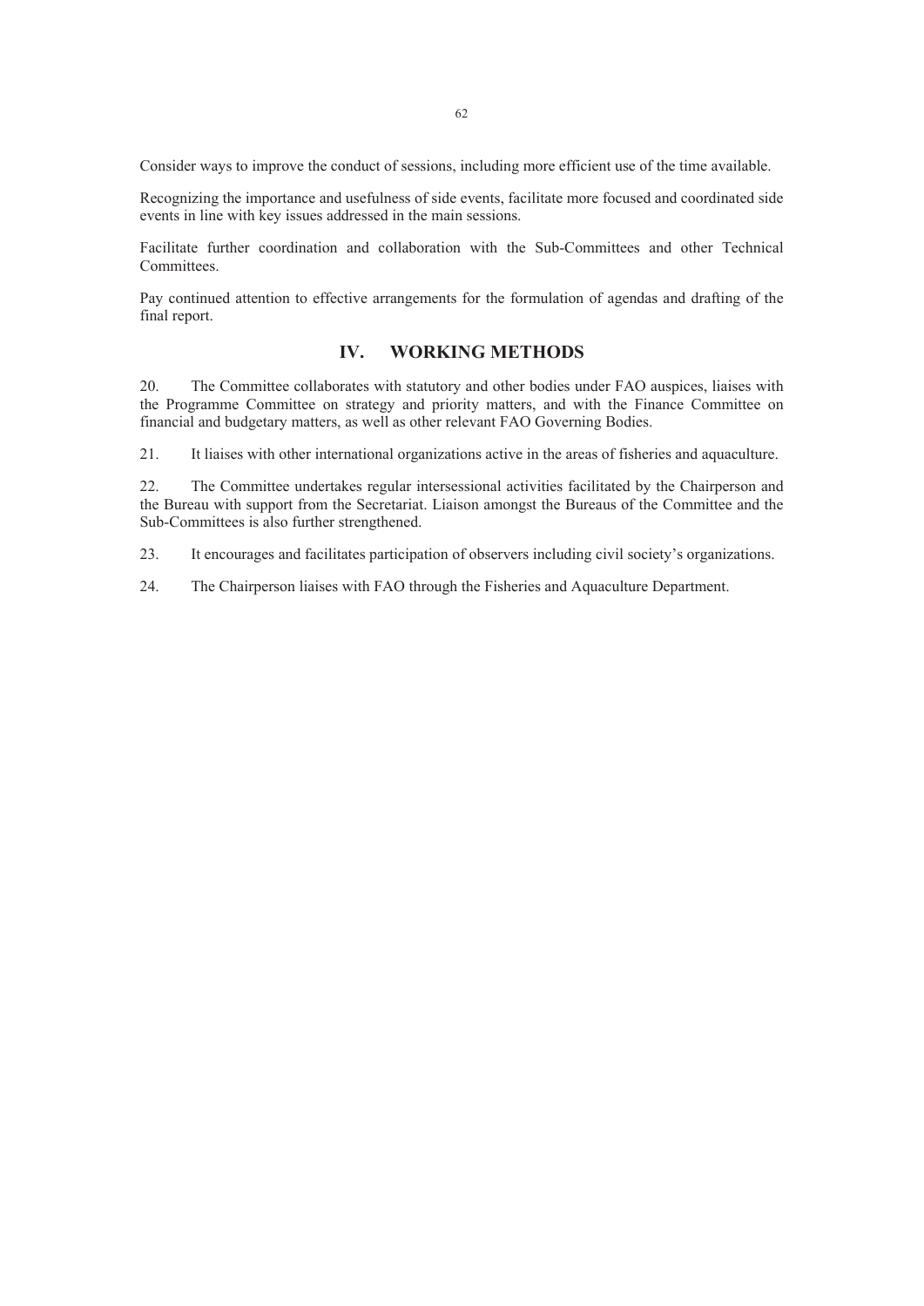Consider ways to improve the conduct of sessions, including more efficient use of the time available.

Recognizing the importance and usefulness of side events, facilitate more focused and coordinated side events in line with key issues addressed in the main sessions.

Facilitate further coordination and collaboration with the Sub-Committees and other Technical Committees.

Pay continued attention to effective arrangements for the formulation of agendas and drafting of the final report.

## IV. WORKING METHODS

20. The Committee collaborates with statutory and other bodies under FAO auspices, liaises with the Programme Committee on strategy and priority matters, and with the Finance Committee on financial and budgetary matters, as well as other relevant FAO Governing Bodies.

21. It liaises with other international organizations active in the areas of fisheries and aquaculture.

22. The Committee undertakes regular intersessional activities facilitated by the Chairperson and the Bureau with support from the Secretariat. Liaison amongst the Bureaus of the Committee and the Sub-Committees is also further strengthened.

23. It encourages and facilitates participation of observers including civil society's organizations.

24. The Chairperson liaises with FAO through the Fisheries and Aquaculture Department.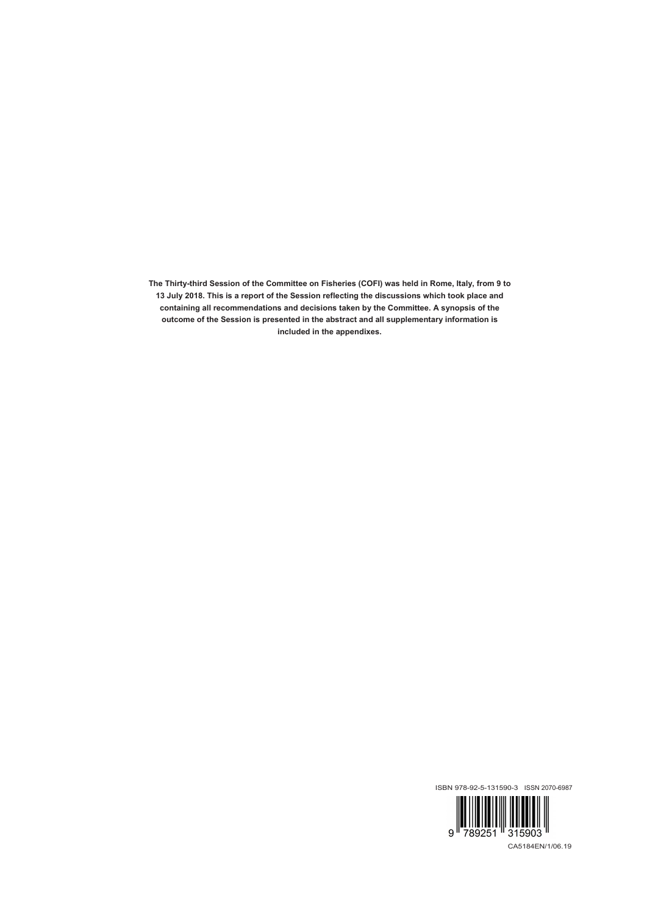**The Thirty-third Session of the Committee on Fisheries (COFI) was held in Rome, Italy, from 9 to 13 July 2018. This is a report of the Session reflecting the discussions which took place and containing all recommendations and decisions taken by the Committee. A synopsis of the outcome of the Session is presented in the abstract and all supplementary information is included in the appendixes.**

ISBN 978-92-5-131590-3 ISSN 2070-6987

9 789251 315903

CA5184EN/1/06.19